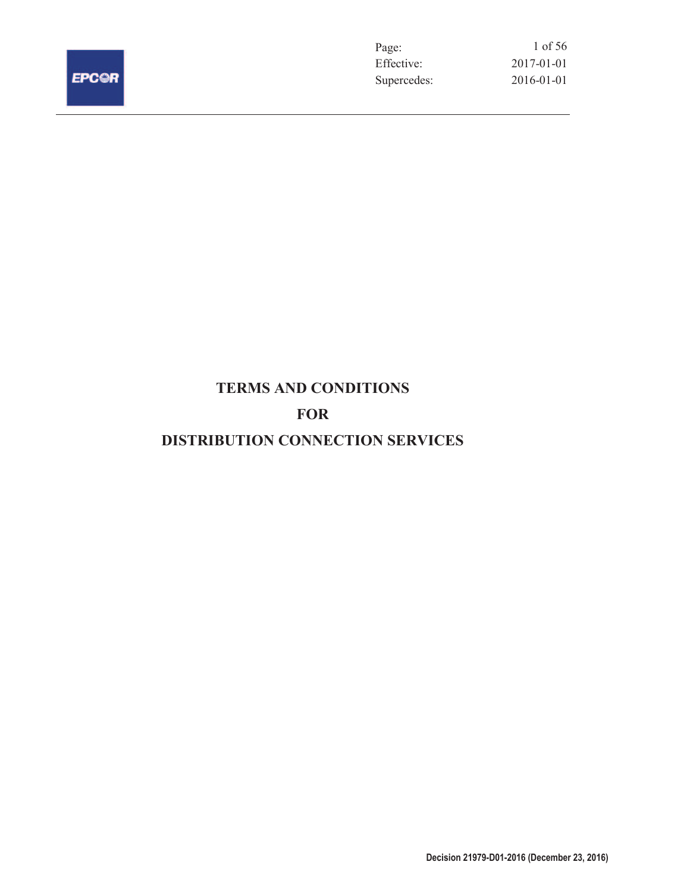# TERMS AND CONDITIONS

# FOR

# DISTRIBUTION CONNECTION SERVICES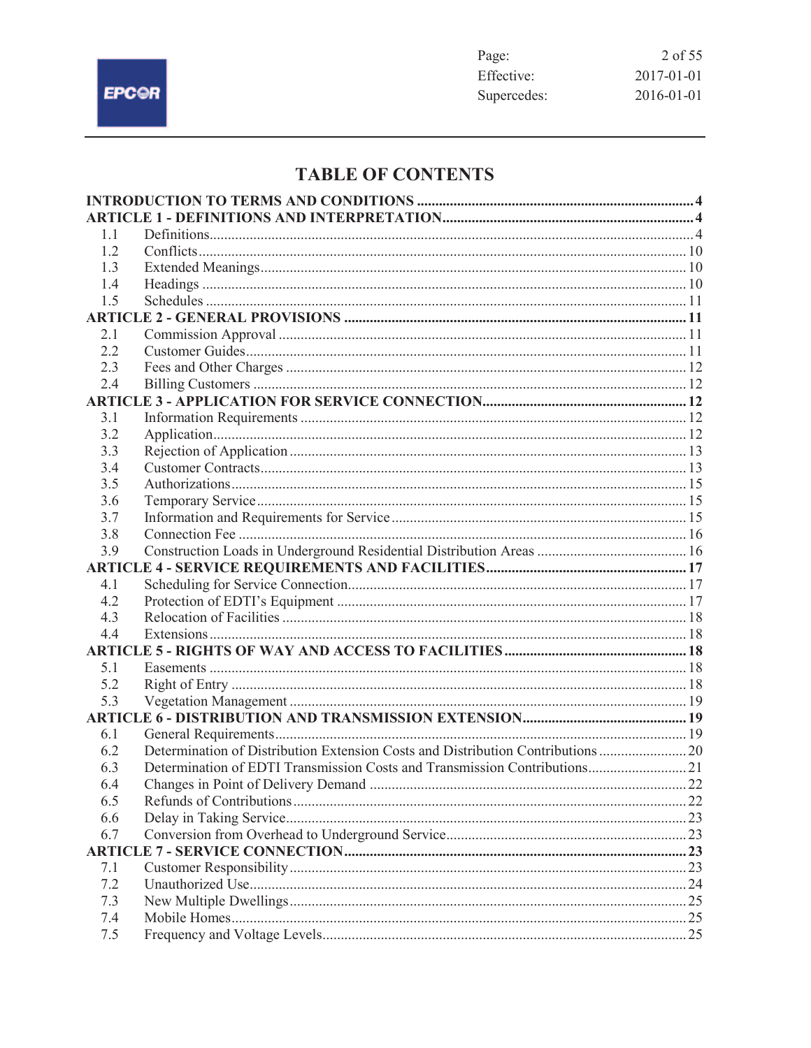# TABLE OF CONTENTS

| | | |
|---|---|---|
| **INTRODUCTION TO TERMS AND CONDITIONS** | | **4** |
| **ARTICLE 1 - DEFINITIONS AND INTERPRETATION** | | **4** |
| 1.1 | Definitions | 4 |
| 1.2 | Conflicts | 10 |
| 1.3 | Extended Meanings | 10 |
| 1.4 | Headings | 10 |
| 1.5 | Schedules | 11 |
| **ARTICLE 2 - GENERAL PROVISIONS** | | **11** |
| 2.1 | Commission Approval | 11 |
| 2.2 | Customer Guides | 11 |
| 2.3 | Fees and Other Charges | 12 |
| 2.4 | Billing Customers | 12 |
| **ARTICLE 3 - APPLICATION FOR SERVICE CONNECTION** | | **12** |
| 3.1 | Information Requirements | 12 |
| 3.2 | Application | 12 |
| 3.3 | Rejection of Application | 13 |
| 3.4 | Customer Contracts | 13 |
| 3.5 | Authorizations | 15 |
| 3.6 | Temporary Service | 15 |
| 3.7 | Information and Requirements for Service | 15 |
| 3.8 | Connection Fee | 16 |
| 3.9 | Construction Loads in Underground Residential Distribution Areas | 16 |
| **ARTICLE 4 - SERVICE REQUIREMENTS AND FACILITIES** | | **17** |
| 4.1 | Scheduling for Service Connection | 17 |
| 4.2 | Protection of EDTI's Equipment | 17 |
| 4.3 | Relocation of Facilities | 18 |
| 4.4 | Extensions | 18 |
| **ARTICLE 5 - RIGHTS OF WAY AND ACCESS TO FACILITIES** | | **18** |
| 5.1 | Easements | 18 |
| 5.2 | Right of Entry | 18 |
| 5.3 | Vegetation Management | 19 |
| **ARTICLE 6 - DISTRIBUTION AND TRANSMISSION EXTENSION** | | **19** |
| 6.1 | General Requirements | 19 |
| 6.2 | Determination of Distribution Extension Costs and Distribution Contributions | 20 |
| 6.3 | Determination of EDTI Transmission Costs and Transmission Contributions | 21 |
| 6.4 | Changes in Point of Delivery Demand | 22 |
| 6.5 | Refunds of Contributions | 22 |
| 6.6 | Delay in Taking Service | 23 |
| 6.7 | Conversion from Overhead to Underground Service | 23 |
| **ARTICLE 7 - SERVICE CONNECTION** | | **23** |
| 7.1 | Customer Responsibility | 23 |
| 7.2 | Unauthorized Use | 24 |
| 7.3 | New Multiple Dwellings | 25 |
| 7.4 | Mobile Homes | 25 |
| 7.5 | Frequency and Voltage Levels | 25 |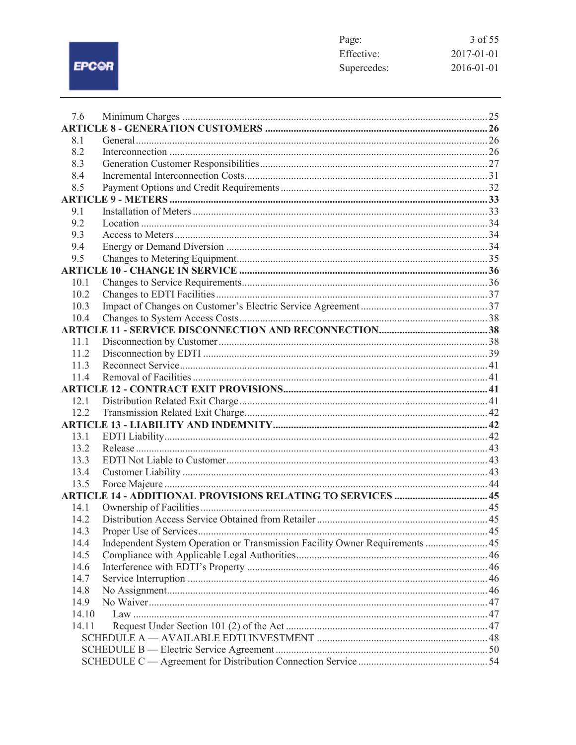| | | |
|---|---|---|
| 7.6 | Minimum Charges | 25 |
| **ARTICLE 8 - GENERATION CUSTOMERS** | | **26** |
| 8.1 | General | 26 |
| 8.2 | Interconnection | 26 |
| 8.3 | Generation Customer Responsibilities | 27 |
| 8.4 | Incremental Interconnection Costs | 31 |
| 8.5 | Payment Options and Credit Requirements | 32 |
| **ARTICLE 9 - METERS** | | **33** |
| 9.1 | Installation of Meters | 33 |
| 9.2 | Location | 34 |
| 9.3 | Access to Meters | 34 |
| 9.4 | Energy or Demand Diversion | 34 |
| 9.5 | Changes to Metering Equipment | 35 |
| **ARTICLE 10 - CHANGE IN SERVICE** | | **36** |
| 10.1 | Changes to Service Requirements | 36 |
| 10.2 | Changes to EDTI Facilities | 37 |
| 10.3 | Impact of Changes on Customer's Electric Service Agreement | 37 |
| 10.4 | Changes to System Access Costs | 38 |
| **ARTICLE 11 - SERVICE DISCONNECTION AND RECONNECTION** | | **38** |
| 11.1 | Disconnection by Customer | 38 |
| 11.2 | Disconnection by EDTI | 39 |
| 11.3 | Reconnect Service | 41 |
| 11.4 | Removal of Facilities | 41 |
| **ARTICLE 12 - CONTRACT EXIT PROVISIONS** | | **41** |
| 12.1 | Distribution Related Exit Charge | 41 |
| 12.2 | Transmission Related Exit Charge | 42 |
| **ARTICLE 13 - LIABILITY AND INDEMNITY** | | **42** |
| 13.1 | EDTI Liability | 42 |
| 13.2 | Release | 43 |
| 13.3 | EDTI Not Liable to Customer | 43 |
| 13.4 | Customer Liability | 43 |
| 13.5 | Force Majeure | 44 |
| **ARTICLE 14 - ADDITIONAL PROVISIONS RELATING TO SERVICES** | | **45** |
| 14.1 | Ownership of Facilities | 45 |
| 14.2 | Distribution Access Service Obtained from Retailer | 45 |
| 14.3 | Proper Use of Services | 45 |
| 14.4 | Independent System Operation or Transmission Facility Owner Requirements | 45 |
| 14.5 | Compliance with Applicable Legal Authorities | 46 |
| 14.6 | Interference with EDTI's Property | 46 |
| 14.7 | Service Interruption | 46 |
| 14.8 | No Assignment | 46 |
| 14.9 | No Waiver | 47 |
| 14.10 | Law | 47 |
| 14.11 | Request Under Section 101 (2) of the Act | 47 |
| | SCHEDULE A — AVAILABLE EDTI INVESTMENT | 48 |
| | SCHEDULE B — Electric Service Agreement | 50 |
| | SCHEDULE C — Agreement for Distribution Connection Service | 54 |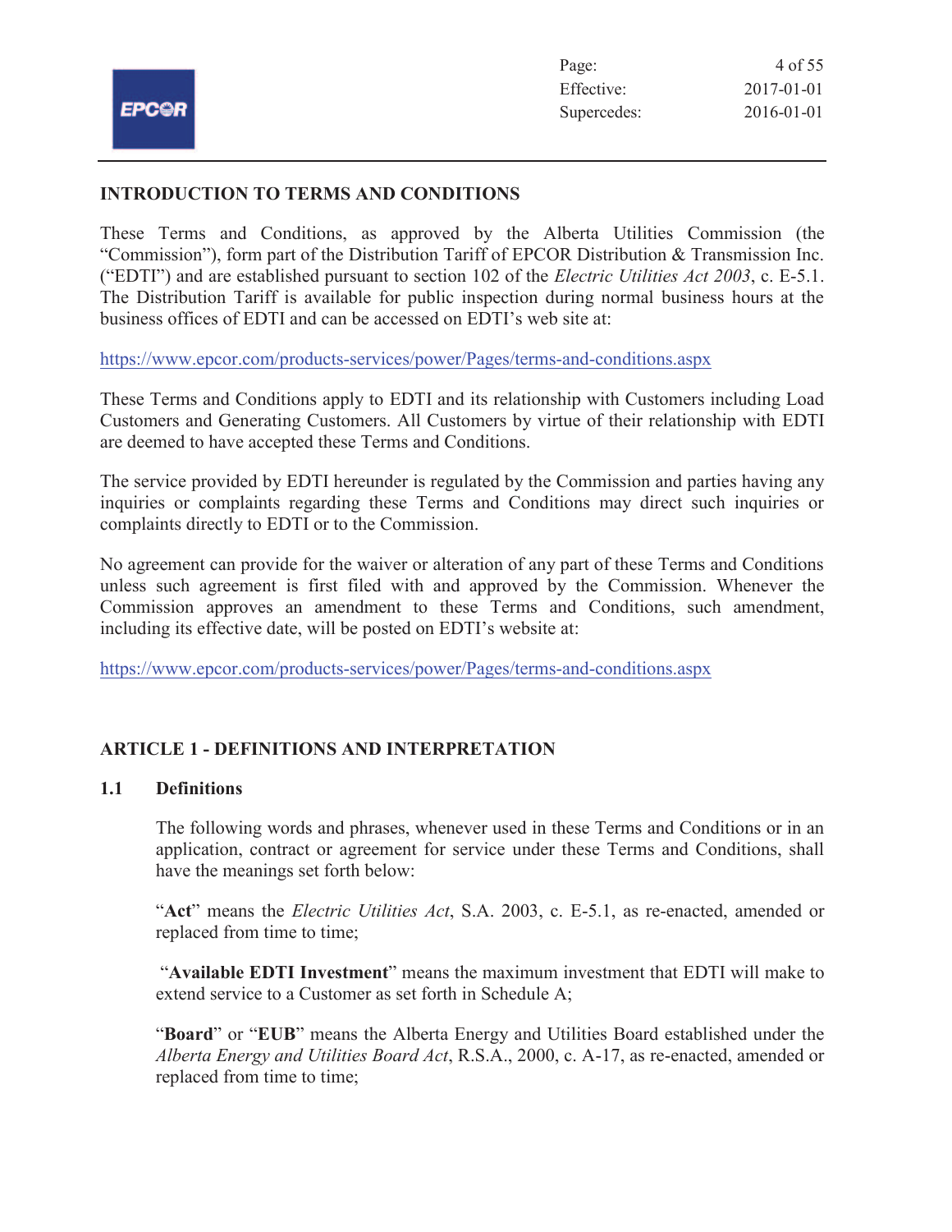## INTRODUCTION TO TERMS AND CONDITIONS

These Terms and Conditions, as approved by the Alberta Utilities Commission (the "Commission"), form part of the Distribution Tariff of EPCOR Distribution & Transmission Inc. ("EDTI") and are established pursuant to section 102 of the *Electric Utilities Act 2003*, c. E-5.1. The Distribution Tariff is available for public inspection during normal business hours at the business offices of EDTI and can be accessed on EDTI's web site at:

https://www.epcor.com/products-services/power/Pages/terms-and-conditions.aspx

These Terms and Conditions apply to EDTI and its relationship with Customers including Load Customers and Generating Customers. All Customers by virtue of their relationship with EDTI are deemed to have accepted these Terms and Conditions.

The service provided by EDTI hereunder is regulated by the Commission and parties having any inquiries or complaints regarding these Terms and Conditions may direct such inquiries or complaints directly to EDTI or to the Commission.

No agreement can provide for the waiver or alteration of any part of these Terms and Conditions unless such agreement is first filed with and approved by the Commission. Whenever the Commission approves an amendment to these Terms and Conditions, such amendment, including its effective date, will be posted on EDTI's website at:

https://www.epcor.com/products-services/power/Pages/terms-and-conditions.aspx

## ARTICLE 1 - DEFINITIONS AND INTERPRETATION

### 1.1 Definitions

The following words and phrases, whenever used in these Terms and Conditions or in an application, contract or agreement for service under these Terms and Conditions, shall have the meanings set forth below:

"**Act**" means the *Electric Utilities Act*, S.A. 2003, c. E-5.1, as re-enacted, amended or replaced from time to time;

"**Available EDTI Investment**" means the maximum investment that EDTI will make to extend service to a Customer as set forth in Schedule A;

"**Board**" or "**EUB**" means the Alberta Energy and Utilities Board established under the *Alberta Energy and Utilities Board Act*, R.S.A., 2000, c. A-17, as re-enacted, amended or replaced from time to time;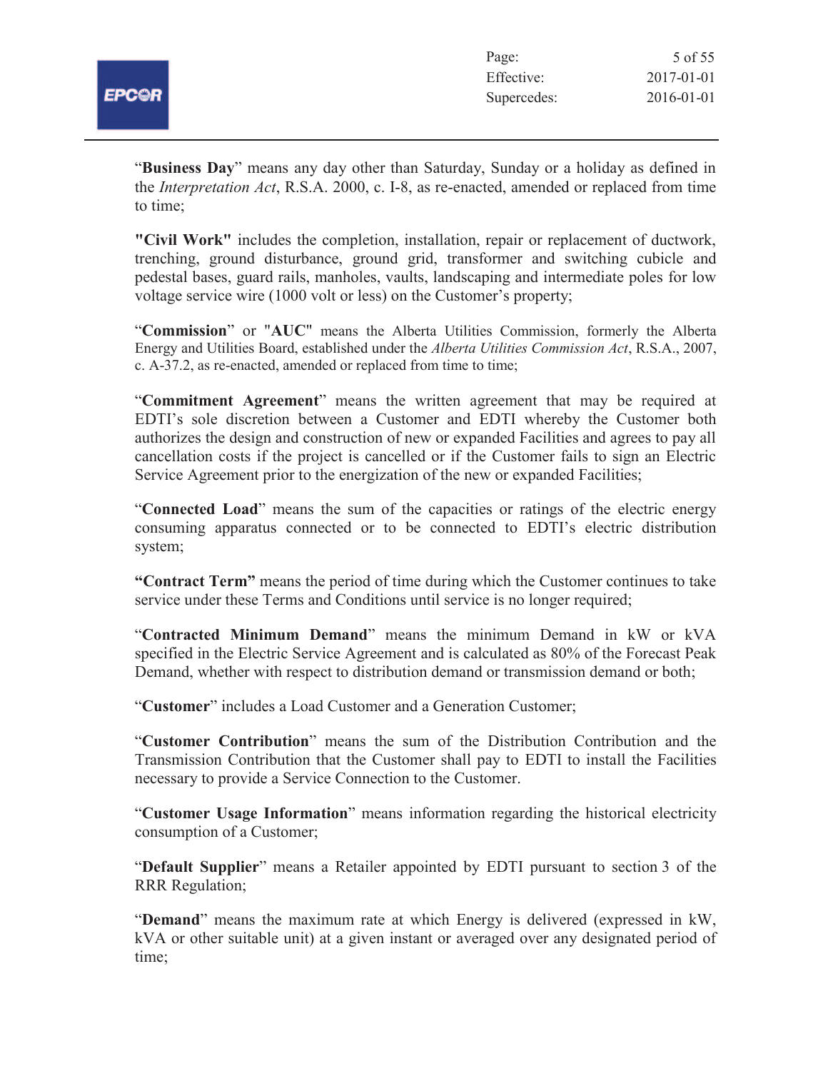"**Business Day**" means any day other than Saturday, Sunday or a holiday as defined in the *Interpretation Act*, R.S.A. 2000, c. I-8, as re-enacted, amended or replaced from time to time;

**"Civil Work"** includes the completion, installation, repair or replacement of ductwork, trenching, ground disturbance, ground grid, transformer and switching cubicle and pedestal bases, guard rails, manholes, vaults, landscaping and intermediate poles for low voltage service wire (1000 volt or less) on the Customer's property;

"**Commission**" or "**AUC**" means the Alberta Utilities Commission, formerly the Alberta Energy and Utilities Board, established under the *Alberta Utilities Commission Act*, R.S.A., 2007, c. A-37.2, as re-enacted, amended or replaced from time to time;

"**Commitment Agreement**" means the written agreement that may be required at EDTI's sole discretion between a Customer and EDTI whereby the Customer both authorizes the design and construction of new or expanded Facilities and agrees to pay all cancellation costs if the project is cancelled or if the Customer fails to sign an Electric Service Agreement prior to the energization of the new or expanded Facilities;

"**Connected Load**" means the sum of the capacities or ratings of the electric energy consuming apparatus connected or to be connected to EDTI's electric distribution system;

**"Contract Term"** means the period of time during which the Customer continues to take service under these Terms and Conditions until service is no longer required;

"**Contracted Minimum Demand**" means the minimum Demand in kW or kVA specified in the Electric Service Agreement and is calculated as 80% of the Forecast Peak Demand, whether with respect to distribution demand or transmission demand or both;

"**Customer**" includes a Load Customer and a Generation Customer;

"**Customer Contribution**" means the sum of the Distribution Contribution and the Transmission Contribution that the Customer shall pay to EDTI to install the Facilities necessary to provide a Service Connection to the Customer.

"**Customer Usage Information**" means information regarding the historical electricity consumption of a Customer;

"**Default Supplier**" means a Retailer appointed by EDTI pursuant to section 3 of the RRR Regulation;

"**Demand**" means the maximum rate at which Energy is delivered (expressed in kW, kVA or other suitable unit) at a given instant or averaged over any designated period of time;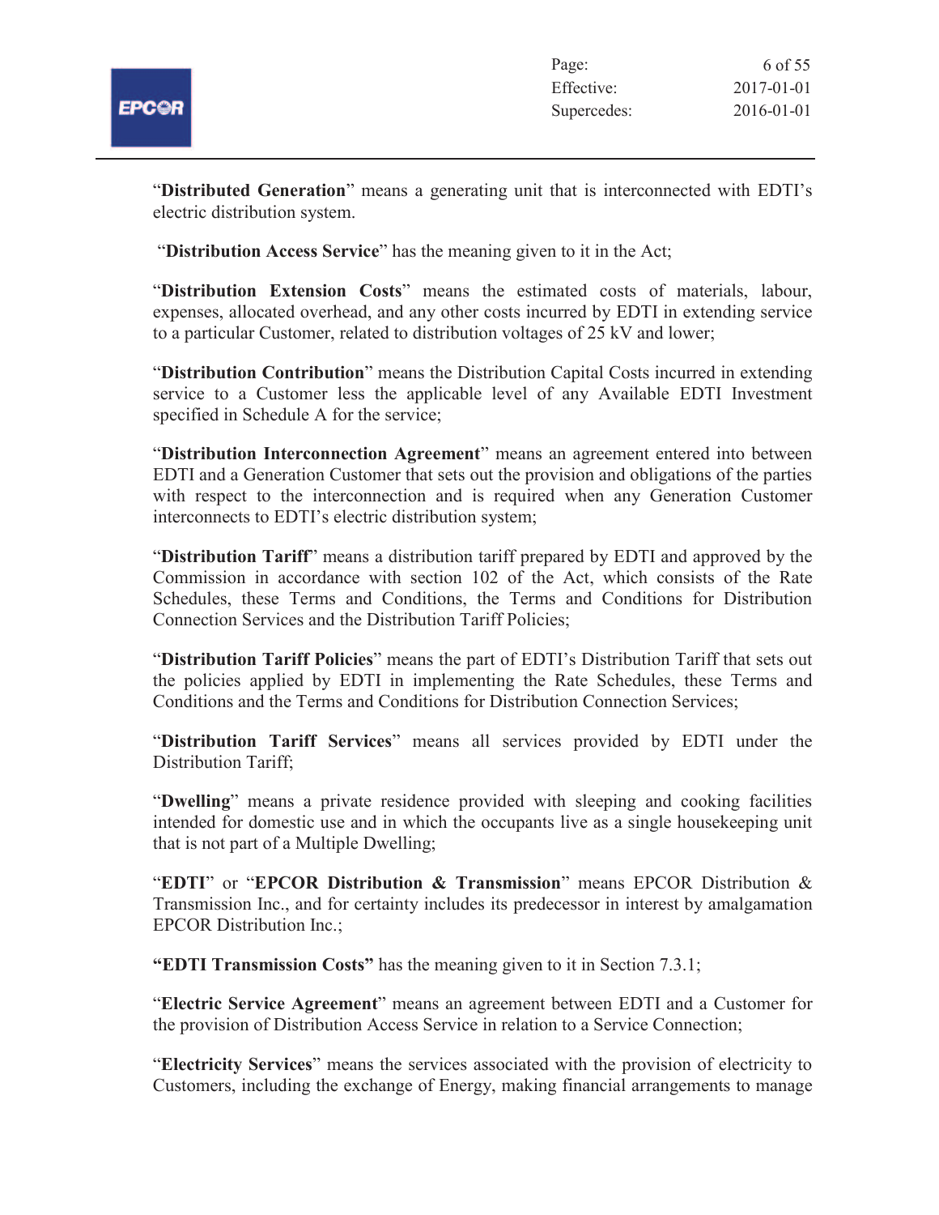"**Distributed Generation**" means a generating unit that is interconnected with EDTI's electric distribution system.

"**Distribution Access Service**" has the meaning given to it in the Act;

"**Distribution Extension Costs**" means the estimated costs of materials, labour, expenses, allocated overhead, and any other costs incurred by EDTI in extending service to a particular Customer, related to distribution voltages of 25 kV and lower;

"**Distribution Contribution**" means the Distribution Capital Costs incurred in extending service to a Customer less the applicable level of any Available EDTI Investment specified in Schedule A for the service;

"**Distribution Interconnection Agreement**" means an agreement entered into between EDTI and a Generation Customer that sets out the provision and obligations of the parties with respect to the interconnection and is required when any Generation Customer interconnects to EDTI's electric distribution system;

"**Distribution Tariff**" means a distribution tariff prepared by EDTI and approved by the Commission in accordance with section 102 of the Act, which consists of the Rate Schedules, these Terms and Conditions, the Terms and Conditions for Distribution Connection Services and the Distribution Tariff Policies;

"**Distribution Tariff Policies**" means the part of EDTI's Distribution Tariff that sets out the policies applied by EDTI in implementing the Rate Schedules, these Terms and Conditions and the Terms and Conditions for Distribution Connection Services;

"**Distribution Tariff Services**" means all services provided by EDTI under the Distribution Tariff;

"**Dwelling**" means a private residence provided with sleeping and cooking facilities intended for domestic use and in which the occupants live as a single housekeeping unit that is not part of a Multiple Dwelling;

"**EDTI**" or "**EPCOR Distribution & Transmission**" means EPCOR Distribution & Transmission Inc., and for certainty includes its predecessor in interest by amalgamation EPCOR Distribution Inc.;

**"EDTI Transmission Costs"** has the meaning given to it in Section 7.3.1;

"**Electric Service Agreement**" means an agreement between EDTI and a Customer for the provision of Distribution Access Service in relation to a Service Connection;

"**Electricity Services**" means the services associated with the provision of electricity to Customers, including the exchange of Energy, making financial arrangements to manage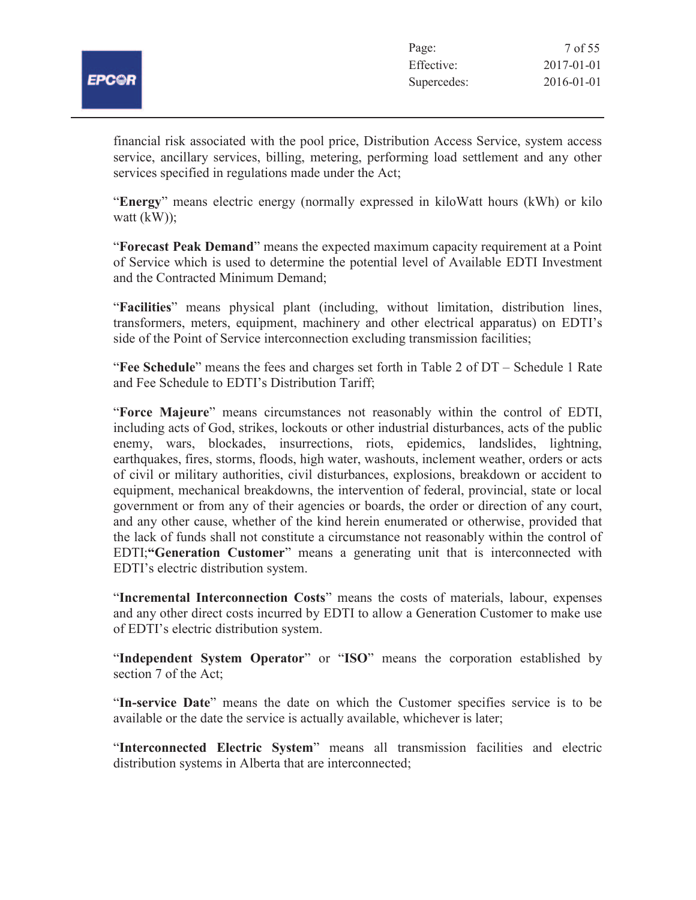financial risk associated with the pool price, Distribution Access Service, system access service, ancillary services, billing, metering, performing load settlement and any other services specified in regulations made under the Act;

"**Energy**" means electric energy (normally expressed in kiloWatt hours (kWh) or kilo watt (kW));

"**Forecast Peak Demand**" means the expected maximum capacity requirement at a Point of Service which is used to determine the potential level of Available EDTI Investment and the Contracted Minimum Demand;

"**Facilities**" means physical plant (including, without limitation, distribution lines, transformers, meters, equipment, machinery and other electrical apparatus) on EDTI's side of the Point of Service interconnection excluding transmission facilities;

"**Fee Schedule**" means the fees and charges set forth in Table 2 of DT – Schedule 1 Rate and Fee Schedule to EDTI's Distribution Tariff;

"**Force Majeure**" means circumstances not reasonably within the control of EDTI, including acts of God, strikes, lockouts or other industrial disturbances, acts of the public enemy, wars, blockades, insurrections, riots, epidemics, landslides, lightning, earthquakes, fires, storms, floods, high water, washouts, inclement weather, orders or acts of civil or military authorities, civil disturbances, explosions, breakdown or accident to equipment, mechanical breakdowns, the intervention of federal, provincial, state or local government or from any of their agencies or boards, the order or direction of any court, and any other cause, whether of the kind herein enumerated or otherwise, provided that the lack of funds shall not constitute a circumstance not reasonably within the control of EDTI;**"Generation Customer**" means a generating unit that is interconnected with EDTI's electric distribution system.

"**Incremental Interconnection Costs**" means the costs of materials, labour, expenses and any other direct costs incurred by EDTI to allow a Generation Customer to make use of EDTI's electric distribution system.

"**Independent System Operator**" or "**ISO**" means the corporation established by section 7 of the Act;

"**In-service Date**" means the date on which the Customer specifies service is to be available or the date the service is actually available, whichever is later;

"**Interconnected Electric System**" means all transmission facilities and electric distribution systems in Alberta that are interconnected;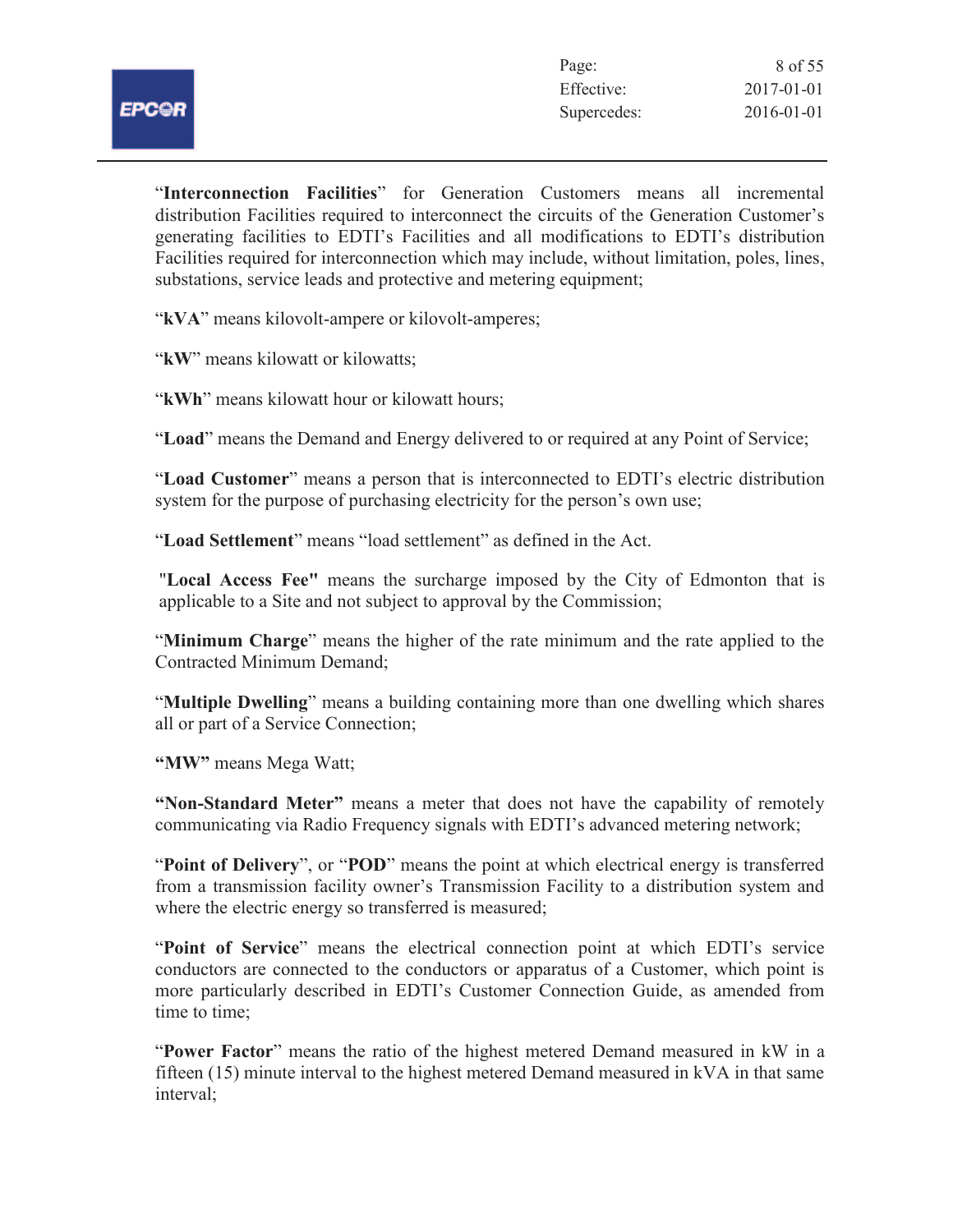"**Interconnection Facilities**" for Generation Customers means all incremental distribution Facilities required to interconnect the circuits of the Generation Customer's generating facilities to EDTI's Facilities and all modifications to EDTI's distribution Facilities required for interconnection which may include, without limitation, poles, lines, substations, service leads and protective and metering equipment;

"**kVA**" means kilovolt-ampere or kilovolt-amperes;

"**kW**" means kilowatt or kilowatts;

"**kWh**" means kilowatt hour or kilowatt hours;

"**Load**" means the Demand and Energy delivered to or required at any Point of Service;

"**Load Customer**" means a person that is interconnected to EDTI's electric distribution system for the purpose of purchasing electricity for the person's own use;

"**Load Settlement**" means "load settlement" as defined in the Act.

"**Local Access Fee"** means the surcharge imposed by the City of Edmonton that is applicable to a Site and not subject to approval by the Commission;

"**Minimum Charge**" means the higher of the rate minimum and the rate applied to the Contracted Minimum Demand;

"**Multiple Dwelling**" means a building containing more than one dwelling which shares all or part of a Service Connection;

**"MW"** means Mega Watt;

**"Non-Standard Meter"** means a meter that does not have the capability of remotely communicating via Radio Frequency signals with EDTI's advanced metering network;

"**Point of Delivery**", or "**POD**" means the point at which electrical energy is transferred from a transmission facility owner's Transmission Facility to a distribution system and where the electric energy so transferred is measured;

"**Point of Service**" means the electrical connection point at which EDTI's service conductors are connected to the conductors or apparatus of a Customer, which point is more particularly described in EDTI's Customer Connection Guide, as amended from time to time;

"**Power Factor**" means the ratio of the highest metered Demand measured in kW in a fifteen (15) minute interval to the highest metered Demand measured in kVA in that same interval;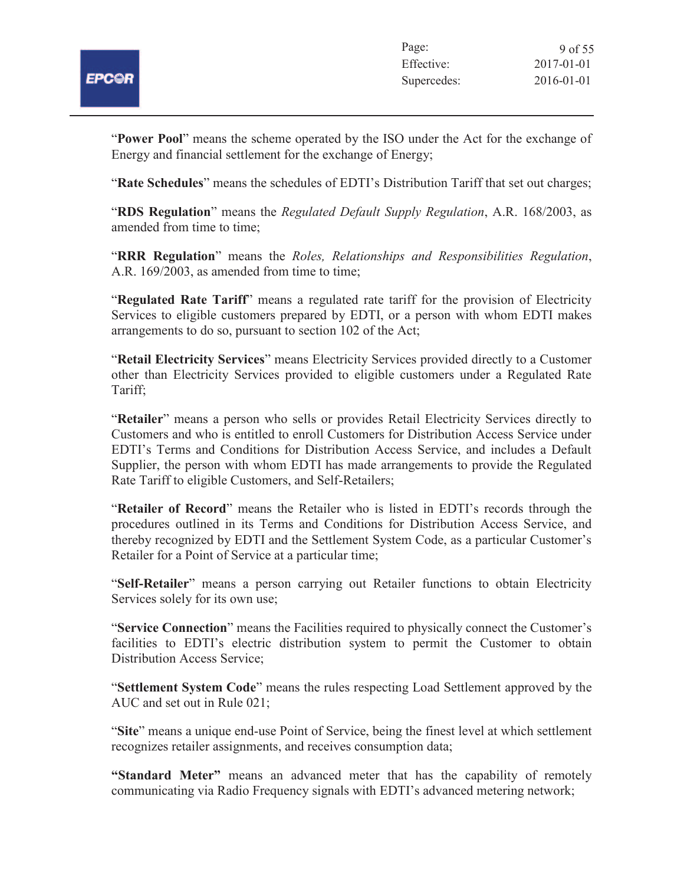"**Power Pool**" means the scheme operated by the ISO under the Act for the exchange of Energy and financial settlement for the exchange of Energy;

"**Rate Schedules**" means the schedules of EDTI's Distribution Tariff that set out charges;

"**RDS Regulation**" means the *Regulated Default Supply Regulation*, A.R. 168/2003, as amended from time to time;

"**RRR Regulation**" means the *Roles, Relationships and Responsibilities Regulation*, A.R. 169/2003, as amended from time to time;

"**Regulated Rate Tariff**" means a regulated rate tariff for the provision of Electricity Services to eligible customers prepared by EDTI, or a person with whom EDTI makes arrangements to do so, pursuant to section 102 of the Act;

"**Retail Electricity Services**" means Electricity Services provided directly to a Customer other than Electricity Services provided to eligible customers under a Regulated Rate Tariff;

"**Retailer**" means a person who sells or provides Retail Electricity Services directly to Customers and who is entitled to enroll Customers for Distribution Access Service under EDTI's Terms and Conditions for Distribution Access Service, and includes a Default Supplier, the person with whom EDTI has made arrangements to provide the Regulated Rate Tariff to eligible Customers, and Self-Retailers;

"**Retailer of Record**" means the Retailer who is listed in EDTI's records through the procedures outlined in its Terms and Conditions for Distribution Access Service, and thereby recognized by EDTI and the Settlement System Code, as a particular Customer's Retailer for a Point of Service at a particular time;

"**Self-Retailer**" means a person carrying out Retailer functions to obtain Electricity Services solely for its own use;

"**Service Connection**" means the Facilities required to physically connect the Customer's facilities to EDTI's electric distribution system to permit the Customer to obtain Distribution Access Service;

"**Settlement System Code**" means the rules respecting Load Settlement approved by the AUC and set out in Rule 021;

"**Site**" means a unique end-use Point of Service, being the finest level at which settlement recognizes retailer assignments, and receives consumption data;

**"Standard Meter"** means an advanced meter that has the capability of remotely communicating via Radio Frequency signals with EDTI's advanced metering network;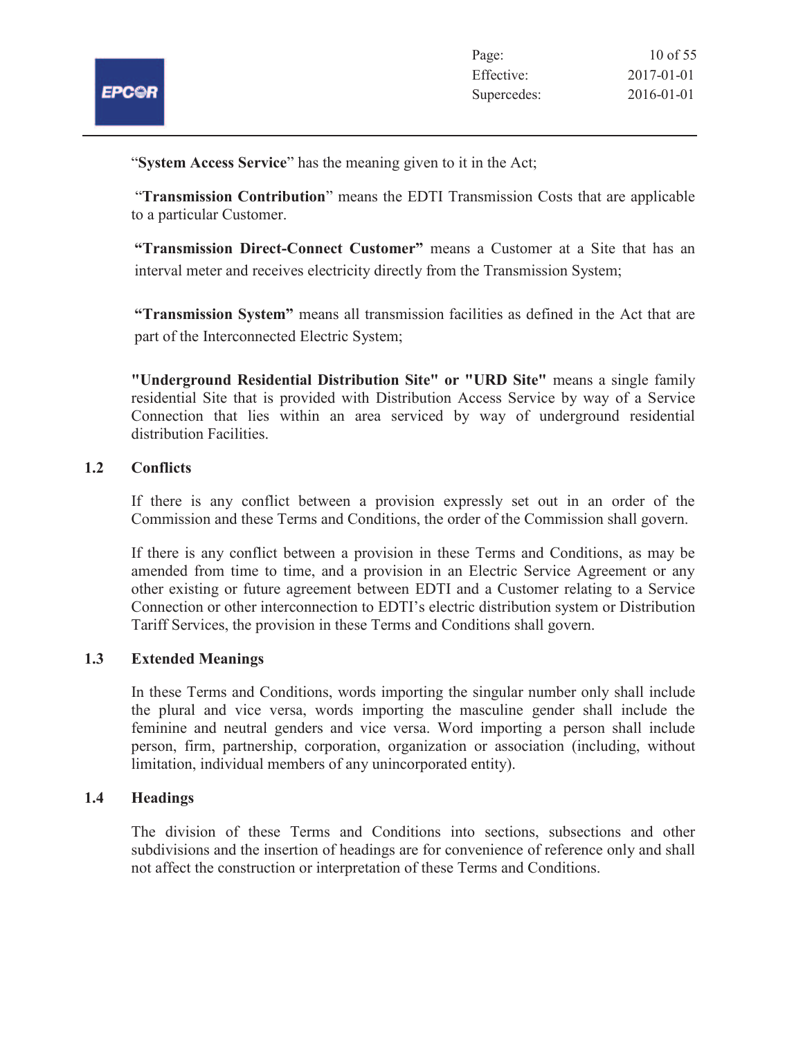"**System Access Service**" has the meaning given to it in the Act;

"**Transmission Contribution**" means the EDTI Transmission Costs that are applicable to a particular Customer.

**"Transmission Direct-Connect Customer"** means a Customer at a Site that has an interval meter and receives electricity directly from the Transmission System;

**"Transmission System"** means all transmission facilities as defined in the Act that are part of the Interconnected Electric System;

**"Underground Residential Distribution Site" or "URD Site"** means a single family residential Site that is provided with Distribution Access Service by way of a Service Connection that lies within an area serviced by way of underground residential distribution Facilities.

## 1.2 Conflicts

If there is any conflict between a provision expressly set out in an order of the Commission and these Terms and Conditions, the order of the Commission shall govern.

If there is any conflict between a provision in these Terms and Conditions, as may be amended from time to time, and a provision in an Electric Service Agreement or any other existing or future agreement between EDTI and a Customer relating to a Service Connection or other interconnection to EDTI's electric distribution system or Distribution Tariff Services, the provision in these Terms and Conditions shall govern.

## 1.3 Extended Meanings

In these Terms and Conditions, words importing the singular number only shall include the plural and vice versa, words importing the masculine gender shall include the feminine and neutral genders and vice versa. Word importing a person shall include person, firm, partnership, corporation, organization or association (including, without limitation, individual members of any unincorporated entity).

## 1.4 Headings

The division of these Terms and Conditions into sections, subsections and other subdivisions and the insertion of headings are for convenience of reference only and shall not affect the construction or interpretation of these Terms and Conditions.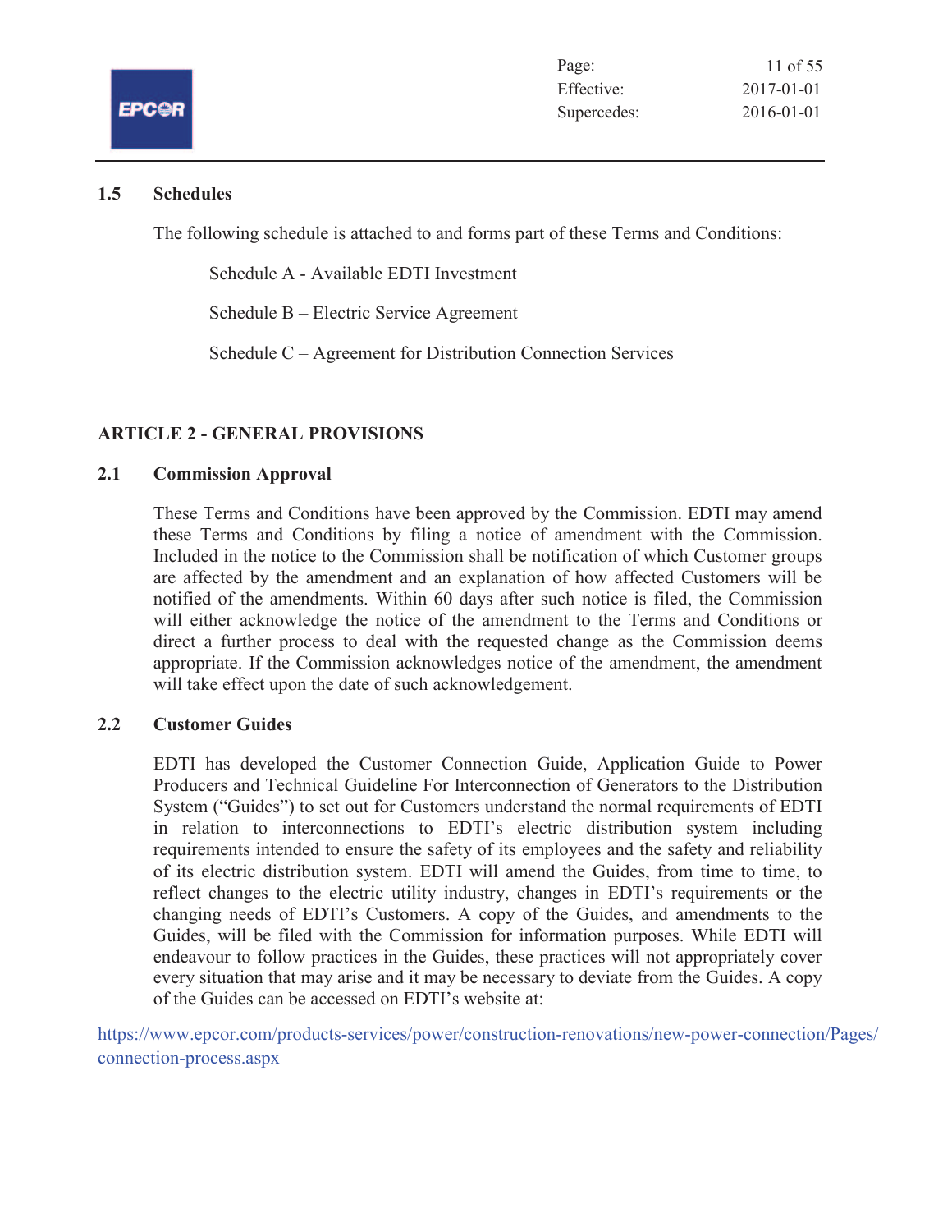### 1.5 Schedules

The following schedule is attached to and forms part of these Terms and Conditions:

Schedule A - Available EDTI Investment

Schedule B – Electric Service Agreement

Schedule C – Agreement for Distribution Connection Services

## ARTICLE 2 - GENERAL PROVISIONS

### 2.1 Commission Approval

These Terms and Conditions have been approved by the Commission. EDTI may amend these Terms and Conditions by filing a notice of amendment with the Commission. Included in the notice to the Commission shall be notification of which Customer groups are affected by the amendment and an explanation of how affected Customers will be notified of the amendments. Within 60 days after such notice is filed, the Commission will either acknowledge the notice of the amendment to the Terms and Conditions or direct a further process to deal with the requested change as the Commission deems appropriate. If the Commission acknowledges notice of the amendment, the amendment will take effect upon the date of such acknowledgement.

### 2.2 Customer Guides

EDTI has developed the Customer Connection Guide, Application Guide to Power Producers and Technical Guideline For Interconnection of Generators to the Distribution System ("Guides") to set out for Customers understand the normal requirements of EDTI in relation to interconnections to EDTI's electric distribution system including requirements intended to ensure the safety of its employees and the safety and reliability of its electric distribution system. EDTI will amend the Guides, from time to time, to reflect changes to the electric utility industry, changes in EDTI's requirements or the changing needs of EDTI's Customers. A copy of the Guides, and amendments to the Guides, will be filed with the Commission for information purposes. While EDTI will endeavour to follow practices in the Guides, these practices will not appropriately cover every situation that may arise and it may be necessary to deviate from the Guides. A copy of the Guides can be accessed on EDTI's website at:

https://www.epcor.com/products-services/power/construction-renovations/new-power-connection/Pages/connection-process.aspx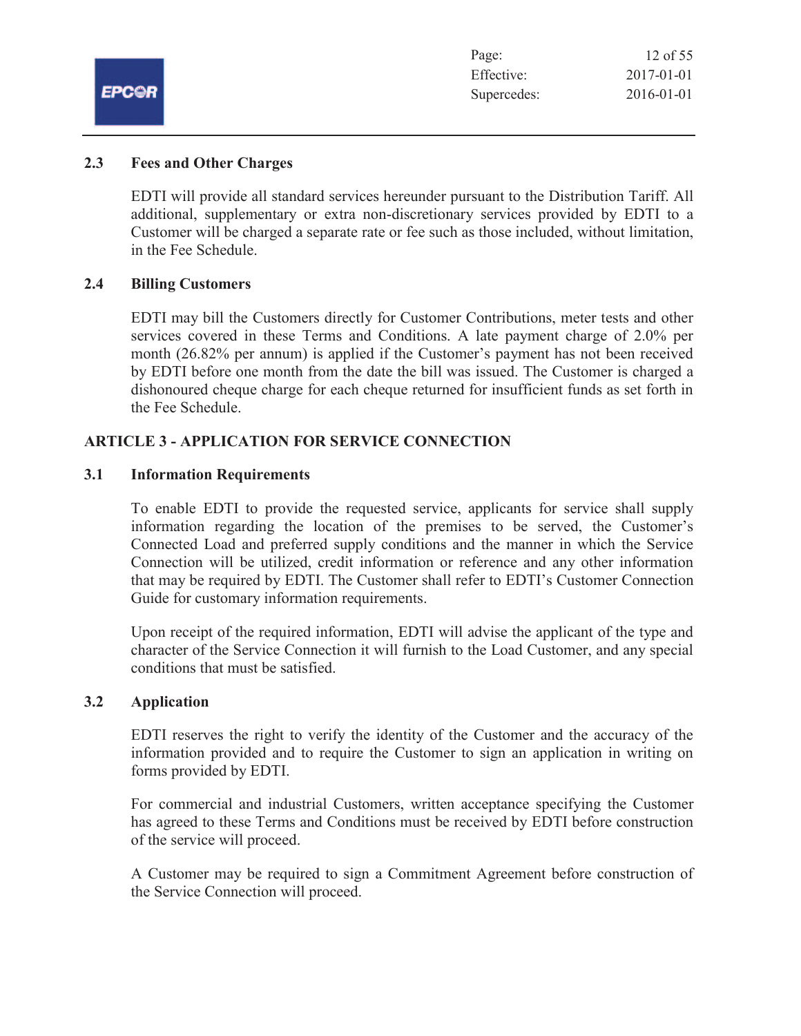### 2.3 Fees and Other Charges

EDTI will provide all standard services hereunder pursuant to the Distribution Tariff. All additional, supplementary or extra non-discretionary services provided by EDTI to a Customer will be charged a separate rate or fee such as those included, without limitation, in the Fee Schedule.

### 2.4 Billing Customers

EDTI may bill the Customers directly for Customer Contributions, meter tests and other services covered in these Terms and Conditions. A late payment charge of 2.0% per month (26.82% per annum) is applied if the Customer's payment has not been received by EDTI before one month from the date the bill was issued. The Customer is charged a dishonoured cheque charge for each cheque returned for insufficient funds as set forth in the Fee Schedule.

## ARTICLE 3 - APPLICATION FOR SERVICE CONNECTION

### 3.1 Information Requirements

To enable EDTI to provide the requested service, applicants for service shall supply information regarding the location of the premises to be served, the Customer's Connected Load and preferred supply conditions and the manner in which the Service Connection will be utilized, credit information or reference and any other information that may be required by EDTI. The Customer shall refer to EDTI's Customer Connection Guide for customary information requirements.

Upon receipt of the required information, EDTI will advise the applicant of the type and character of the Service Connection it will furnish to the Load Customer, and any special conditions that must be satisfied.

### 3.2 Application

EDTI reserves the right to verify the identity of the Customer and the accuracy of the information provided and to require the Customer to sign an application in writing on forms provided by EDTI.

For commercial and industrial Customers, written acceptance specifying the Customer has agreed to these Terms and Conditions must be received by EDTI before construction of the service will proceed.

A Customer may be required to sign a Commitment Agreement before construction of the Service Connection will proceed.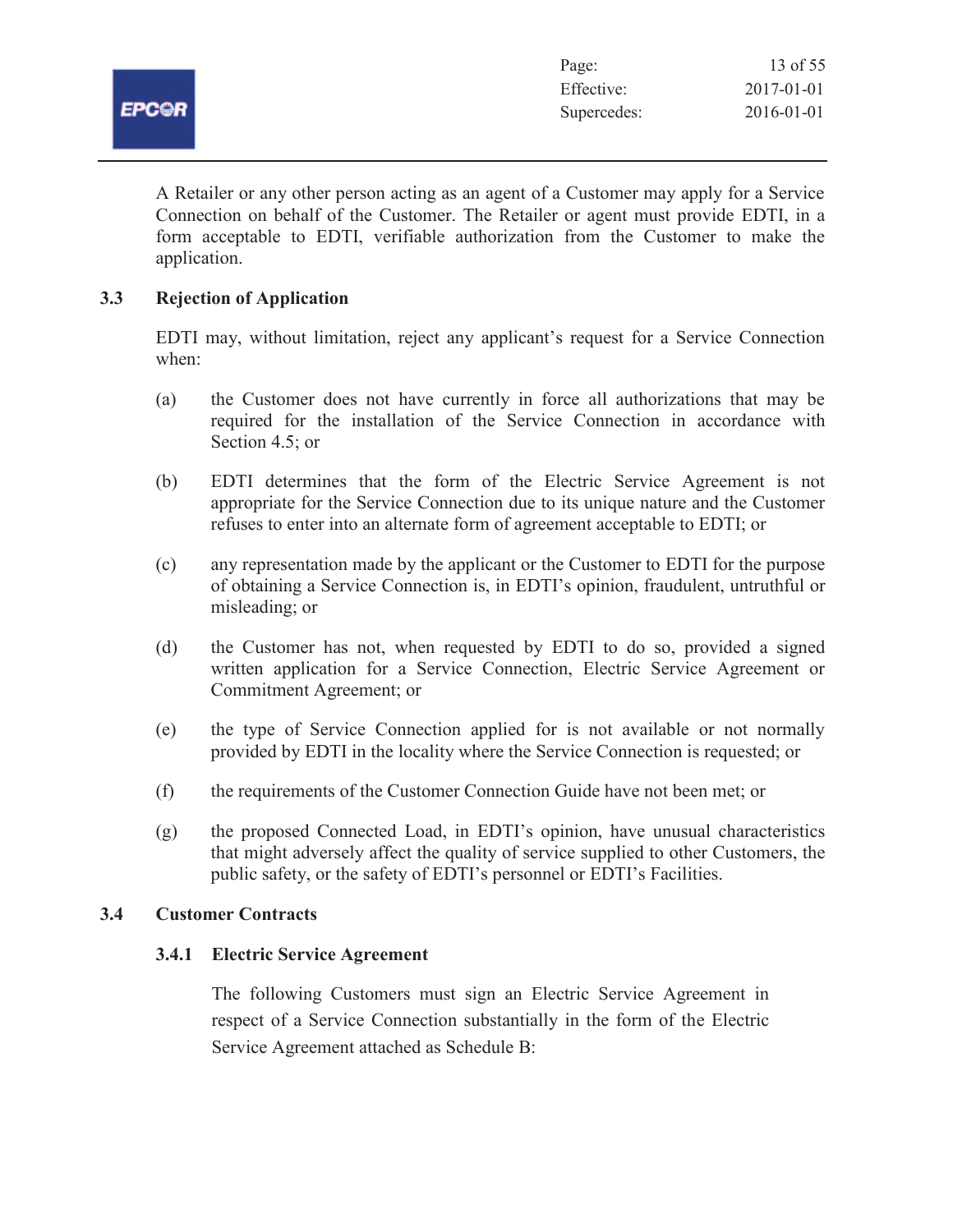A Retailer or any other person acting as an agent of a Customer may apply for a Service Connection on behalf of the Customer. The Retailer or agent must provide EDTI, in a form acceptable to EDTI, verifiable authorization from the Customer to make the application.

## 3.3 Rejection of Application

EDTI may, without limitation, reject any applicant's request for a Service Connection when:

(a) the Customer does not have currently in force all authorizations that may be required for the installation of the Service Connection in accordance with Section 4.5; or

(b) EDTI determines that the form of the Electric Service Agreement is not appropriate for the Service Connection due to its unique nature and the Customer refuses to enter into an alternate form of agreement acceptable to EDTI; or

(c) any representation made by the applicant or the Customer to EDTI for the purpose of obtaining a Service Connection is, in EDTI's opinion, fraudulent, untruthful or misleading; or

(d) the Customer has not, when requested by EDTI to do so, provided a signed written application for a Service Connection, Electric Service Agreement or Commitment Agreement; or

(e) the type of Service Connection applied for is not available or not normally provided by EDTI in the locality where the Service Connection is requested; or

(f) the requirements of the Customer Connection Guide have not been met; or

(g) the proposed Connected Load, in EDTI's opinion, have unusual characteristics that might adversely affect the quality of service supplied to other Customers, the public safety, or the safety of EDTI's personnel or EDTI's Facilities.

## 3.4 Customer Contracts

### 3.4.1 Electric Service Agreement

The following Customers must sign an Electric Service Agreement in respect of a Service Connection substantially in the form of the Electric Service Agreement attached as Schedule B: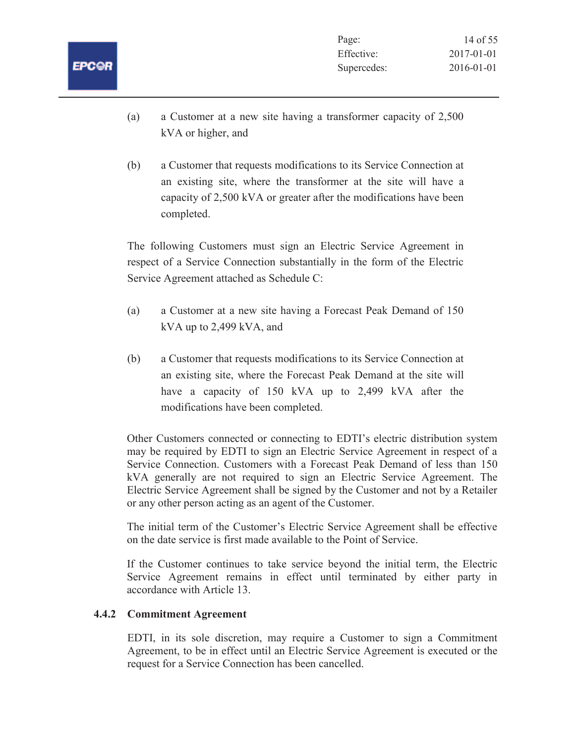(a) a Customer at a new site having a transformer capacity of 2,500 kVA or higher, and

(b) a Customer that requests modifications to its Service Connection at an existing site, where the transformer at the site will have a capacity of 2,500 kVA or greater after the modifications have been completed.

The following Customers must sign an Electric Service Agreement in respect of a Service Connection substantially in the form of the Electric Service Agreement attached as Schedule C:

(a) a Customer at a new site having a Forecast Peak Demand of 150 kVA up to 2,499 kVA, and

(b) a Customer that requests modifications to its Service Connection at an existing site, where the Forecast Peak Demand at the site will have a capacity of 150 kVA up to 2,499 kVA after the modifications have been completed.

Other Customers connected or connecting to EDTI's electric distribution system may be required by EDTI to sign an Electric Service Agreement in respect of a Service Connection. Customers with a Forecast Peak Demand of less than 150 kVA generally are not required to sign an Electric Service Agreement. The Electric Service Agreement shall be signed by the Customer and not by a Retailer or any other person acting as an agent of the Customer.

The initial term of the Customer's Electric Service Agreement shall be effective on the date service is first made available to the Point of Service.

If the Customer continues to take service beyond the initial term, the Electric Service Agreement remains in effect until terminated by either party in accordance with Article 13.

### 4.4.2 Commitment Agreement

EDTI, in its sole discretion, may require a Customer to sign a Commitment Agreement, to be in effect until an Electric Service Agreement is executed or the request for a Service Connection has been cancelled.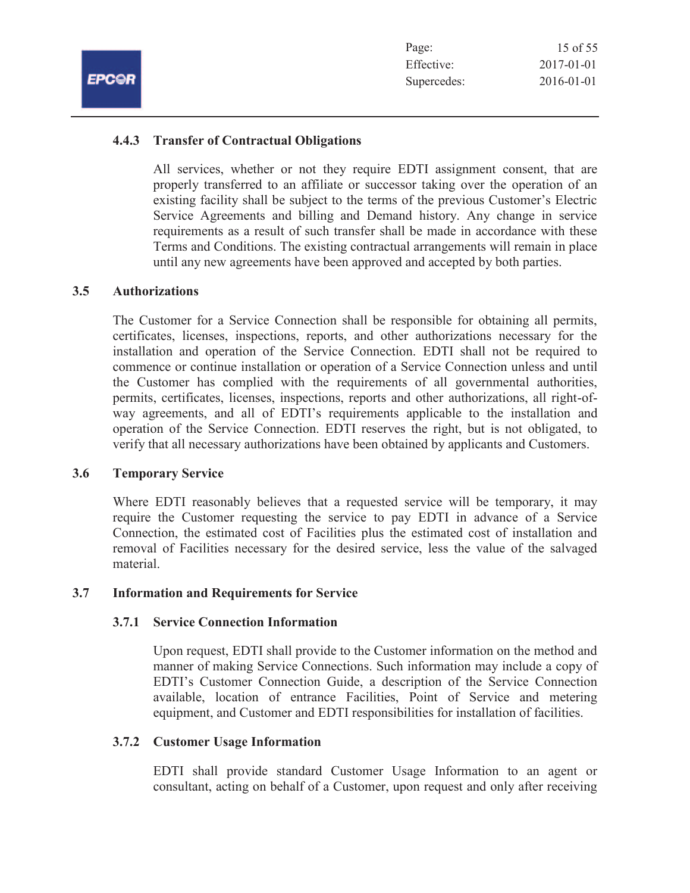#### 4.4.3 Transfer of Contractual Obligations

All services, whether or not they require EDTI assignment consent, that are properly transferred to an affiliate or successor taking over the operation of an existing facility shall be subject to the terms of the previous Customer's Electric Service Agreements and billing and Demand history. Any change in service requirements as a result of such transfer shall be made in accordance with these Terms and Conditions. The existing contractual arrangements will remain in place until any new agreements have been approved and accepted by both parties.

### 3.5 Authorizations

The Customer for a Service Connection shall be responsible for obtaining all permits, certificates, licenses, inspections, reports, and other authorizations necessary for the installation and operation of the Service Connection. EDTI shall not be required to commence or continue installation or operation of a Service Connection unless and until the Customer has complied with the requirements of all governmental authorities, permits, certificates, licenses, inspections, reports and other authorizations, all right-of-way agreements, and all of EDTI's requirements applicable to the installation and operation of the Service Connection. EDTI reserves the right, but is not obligated, to verify that all necessary authorizations have been obtained by applicants and Customers.

### 3.6 Temporary Service

Where EDTI reasonably believes that a requested service will be temporary, it may require the Customer requesting the service to pay EDTI in advance of a Service Connection, the estimated cost of Facilities plus the estimated cost of installation and removal of Facilities necessary for the desired service, less the value of the salvaged material.

### 3.7 Information and Requirements for Service

#### 3.7.1 Service Connection Information

Upon request, EDTI shall provide to the Customer information on the method and manner of making Service Connections. Such information may include a copy of EDTI's Customer Connection Guide, a description of the Service Connection available, location of entrance Facilities, Point of Service and metering equipment, and Customer and EDTI responsibilities for installation of facilities.

#### 3.7.2 Customer Usage Information

EDTI shall provide standard Customer Usage Information to an agent or consultant, acting on behalf of a Customer, upon request and only after receiving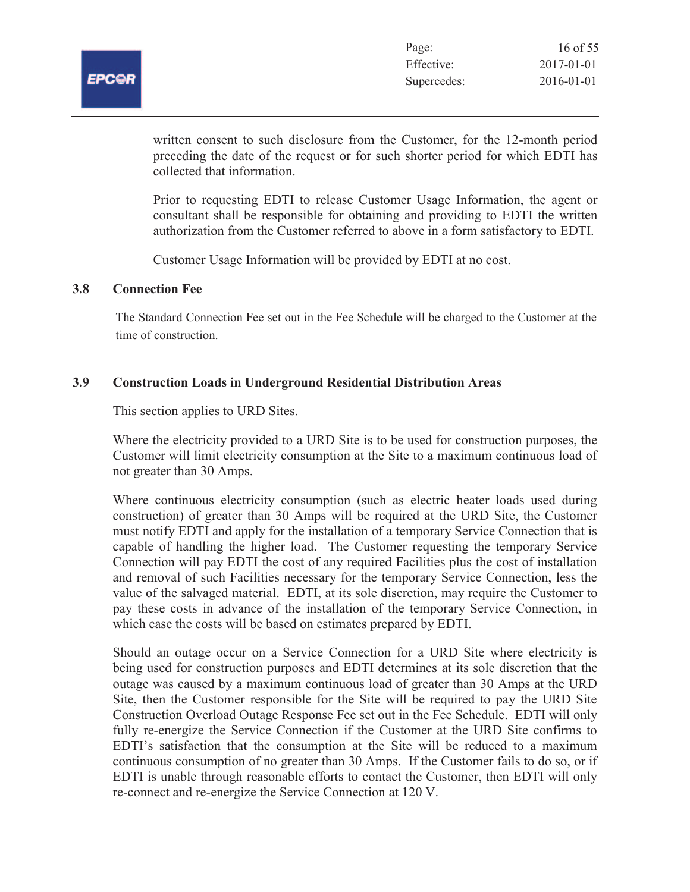written consent to such disclosure from the Customer, for the 12-month period preceding the date of the request or for such shorter period for which EDTI has collected that information.

Prior to requesting EDTI to release Customer Usage Information, the agent or consultant shall be responsible for obtaining and providing to EDTI the written authorization from the Customer referred to above in a form satisfactory to EDTI.

Customer Usage Information will be provided by EDTI at no cost.

### 3.8 Connection Fee

The Standard Connection Fee set out in the Fee Schedule will be charged to the Customer at the time of construction.

### 3.9 Construction Loads in Underground Residential Distribution Areas

This section applies to URD Sites.

Where the electricity provided to a URD Site is to be used for construction purposes, the Customer will limit electricity consumption at the Site to a maximum continuous load of not greater than 30 Amps.

Where continuous electricity consumption (such as electric heater loads used during construction) of greater than 30 Amps will be required at the URD Site, the Customer must notify EDTI and apply for the installation of a temporary Service Connection that is capable of handling the higher load. The Customer requesting the temporary Service Connection will pay EDTI the cost of any required Facilities plus the cost of installation and removal of such Facilities necessary for the temporary Service Connection, less the value of the salvaged material. EDTI, at its sole discretion, may require the Customer to pay these costs in advance of the installation of the temporary Service Connection, in which case the costs will be based on estimates prepared by EDTI.

Should an outage occur on a Service Connection for a URD Site where electricity is being used for construction purposes and EDTI determines at its sole discretion that the outage was caused by a maximum continuous load of greater than 30 Amps at the URD Site, then the Customer responsible for the Site will be required to pay the URD Site Construction Overload Outage Response Fee set out in the Fee Schedule. EDTI will only fully re-energize the Service Connection if the Customer at the URD Site confirms to EDTI's satisfaction that the consumption at the Site will be reduced to a maximum continuous consumption of no greater than 30 Amps. If the Customer fails to do so, or if EDTI is unable through reasonable efforts to contact the Customer, then EDTI will only re-connect and re-energize the Service Connection at 120 V.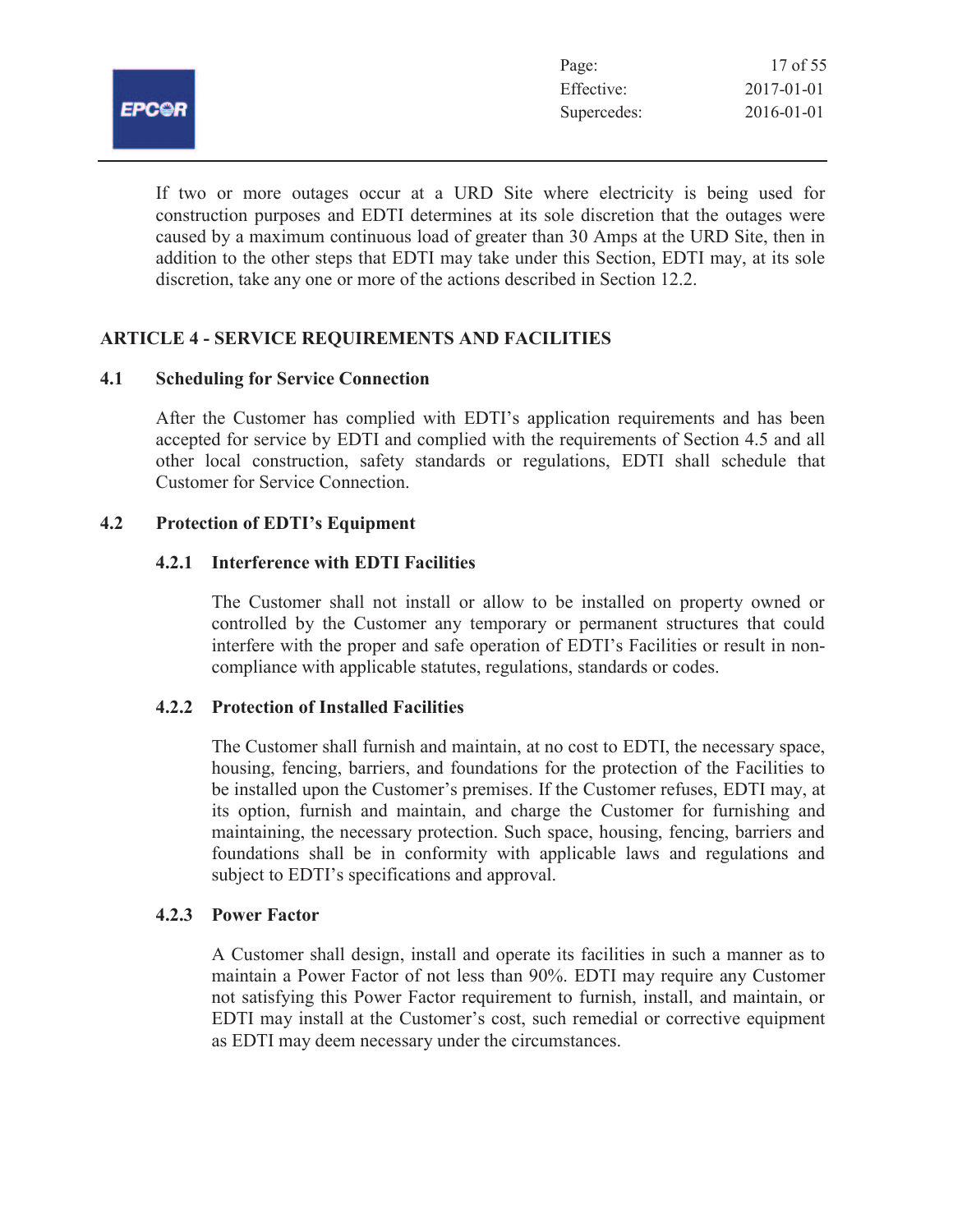If two or more outages occur at a URD Site where electricity is being used for construction purposes and EDTI determines at its sole discretion that the outages were caused by a maximum continuous load of greater than 30 Amps at the URD Site, then in addition to the other steps that EDTI may take under this Section, EDTI may, at its sole discretion, take any one or more of the actions described in Section 12.2.

## ARTICLE 4 - SERVICE REQUIREMENTS AND FACILITIES

### 4.1 Scheduling for Service Connection

After the Customer has complied with EDTI's application requirements and has been accepted for service by EDTI and complied with the requirements of Section 4.5 and all other local construction, safety standards or regulations, EDTI shall schedule that Customer for Service Connection.

### 4.2 Protection of EDTI's Equipment

#### 4.2.1 Interference with EDTI Facilities

The Customer shall not install or allow to be installed on property owned or controlled by the Customer any temporary or permanent structures that could interfere with the proper and safe operation of EDTI's Facilities or result in non-compliance with applicable statutes, regulations, standards or codes.

#### 4.2.2 Protection of Installed Facilities

The Customer shall furnish and maintain, at no cost to EDTI, the necessary space, housing, fencing, barriers, and foundations for the protection of the Facilities to be installed upon the Customer's premises. If the Customer refuses, EDTI may, at its option, furnish and maintain, and charge the Customer for furnishing and maintaining, the necessary protection. Such space, housing, fencing, barriers and foundations shall be in conformity with applicable laws and regulations and subject to EDTI's specifications and approval.

#### 4.2.3 Power Factor

A Customer shall design, install and operate its facilities in such a manner as to maintain a Power Factor of not less than 90%. EDTI may require any Customer not satisfying this Power Factor requirement to furnish, install, and maintain, or EDTI may install at the Customer's cost, such remedial or corrective equipment as EDTI may deem necessary under the circumstances.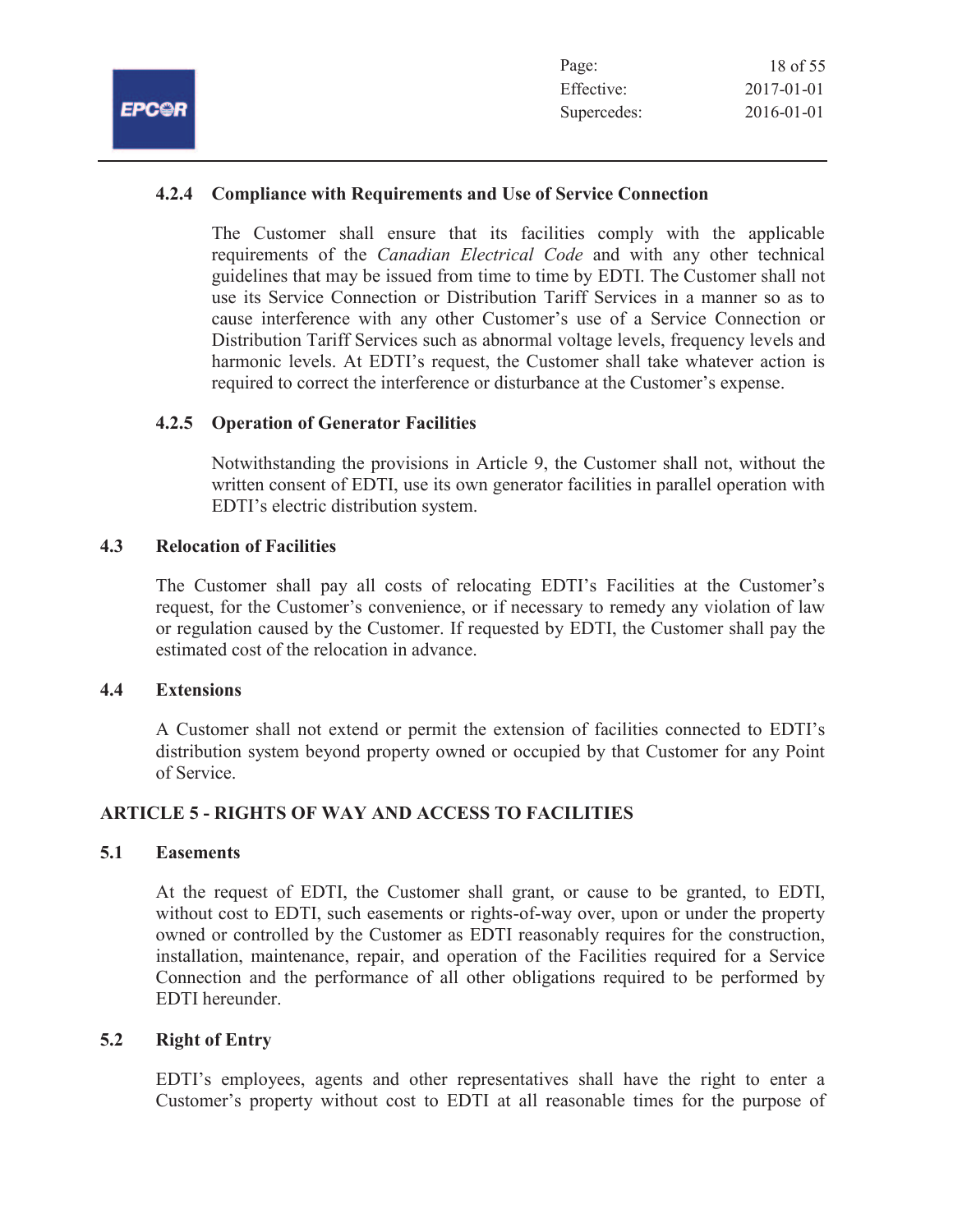#### 4.2.4 Compliance with Requirements and Use of Service Connection

The Customer shall ensure that its facilities comply with the applicable requirements of the *Canadian Electrical Code* and with any other technical guidelines that may be issued from time to time by EDTI. The Customer shall not use its Service Connection or Distribution Tariff Services in a manner so as to cause interference with any other Customer's use of a Service Connection or Distribution Tariff Services such as abnormal voltage levels, frequency levels and harmonic levels. At EDTI's request, the Customer shall take whatever action is required to correct the interference or disturbance at the Customer's expense.

#### 4.2.5 Operation of Generator Facilities

Notwithstanding the provisions in Article 9, the Customer shall not, without the written consent of EDTI, use its own generator facilities in parallel operation with EDTI's electric distribution system.

### 4.3 Relocation of Facilities

The Customer shall pay all costs of relocating EDTI's Facilities at the Customer's request, for the Customer's convenience, or if necessary to remedy any violation of law or regulation caused by the Customer. If requested by EDTI, the Customer shall pay the estimated cost of the relocation in advance.

### 4.4 Extensions

A Customer shall not extend or permit the extension of facilities connected to EDTI's distribution system beyond property owned or occupied by that Customer for any Point of Service.

## ARTICLE 5 - RIGHTS OF WAY AND ACCESS TO FACILITIES

### 5.1 Easements

At the request of EDTI, the Customer shall grant, or cause to be granted, to EDTI, without cost to EDTI, such easements or rights-of-way over, upon or under the property owned or controlled by the Customer as EDTI reasonably requires for the construction, installation, maintenance, repair, and operation of the Facilities required for a Service Connection and the performance of all other obligations required to be performed by EDTI hereunder.

### 5.2 Right of Entry

EDTI's employees, agents and other representatives shall have the right to enter a Customer's property without cost to EDTI at all reasonable times for the purpose of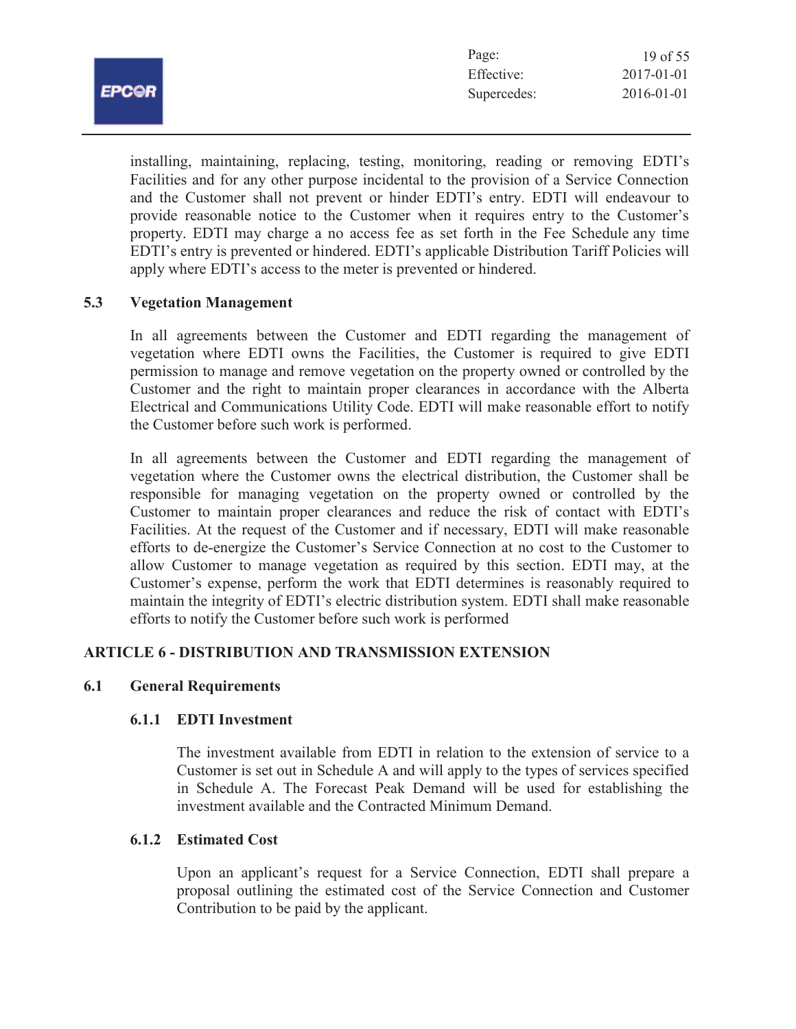installing, maintaining, replacing, testing, monitoring, reading or removing EDTI's Facilities and for any other purpose incidental to the provision of a Service Connection and the Customer shall not prevent or hinder EDTI's entry. EDTI will endeavour to provide reasonable notice to the Customer when it requires entry to the Customer's property. EDTI may charge a no access fee as set forth in the Fee Schedule any time EDTI's entry is prevented or hindered. EDTI's applicable Distribution Tariff Policies will apply where EDTI's access to the meter is prevented or hindered.

### 5.3 Vegetation Management

In all agreements between the Customer and EDTI regarding the management of vegetation where EDTI owns the Facilities, the Customer is required to give EDTI permission to manage and remove vegetation on the property owned or controlled by the Customer and the right to maintain proper clearances in accordance with the Alberta Electrical and Communications Utility Code. EDTI will make reasonable effort to notify the Customer before such work is performed.

In all agreements between the Customer and EDTI regarding the management of vegetation where the Customer owns the electrical distribution, the Customer shall be responsible for managing vegetation on the property owned or controlled by the Customer to maintain proper clearances and reduce the risk of contact with EDTI's Facilities. At the request of the Customer and if necessary, EDTI will make reasonable efforts to de-energize the Customer's Service Connection at no cost to the Customer to allow Customer to manage vegetation as required by this section. EDTI may, at the Customer's expense, perform the work that EDTI determines is reasonably required to maintain the integrity of EDTI's electric distribution system. EDTI shall make reasonable efforts to notify the Customer before such work is performed

## ARTICLE 6 - DISTRIBUTION AND TRANSMISSION EXTENSION

### 6.1 General Requirements

#### 6.1.1 EDTI Investment

The investment available from EDTI in relation to the extension of service to a Customer is set out in Schedule A and will apply to the types of services specified in Schedule A. The Forecast Peak Demand will be used for establishing the investment available and the Contracted Minimum Demand.

#### 6.1.2 Estimated Cost

Upon an applicant's request for a Service Connection, EDTI shall prepare a proposal outlining the estimated cost of the Service Connection and Customer Contribution to be paid by the applicant.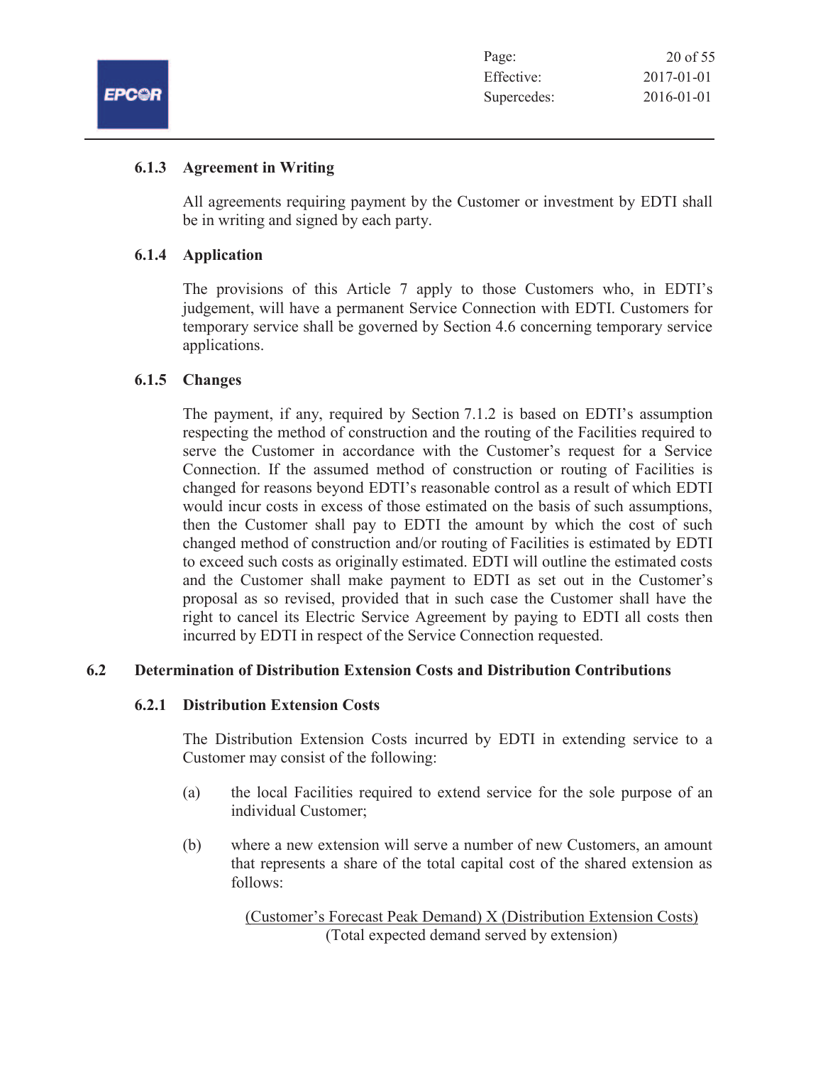### 6.1.3 Agreement in Writing

All agreements requiring payment by the Customer or investment by EDTI shall be in writing and signed by each party.

### 6.1.4 Application

The provisions of this Article 7 apply to those Customers who, in EDTI's judgement, will have a permanent Service Connection with EDTI. Customers for temporary service shall be governed by Section 4.6 concerning temporary service applications.

### 6.1.5 Changes

The payment, if any, required by Section 7.1.2 is based on EDTI's assumption respecting the method of construction and the routing of the Facilities required to serve the Customer in accordance with the Customer's request for a Service Connection. If the assumed method of construction or routing of Facilities is changed for reasons beyond EDTI's reasonable control as a result of which EDTI would incur costs in excess of those estimated on the basis of such assumptions, then the Customer shall pay to EDTI the amount by which the cost of such changed method of construction and/or routing of Facilities is estimated by EDTI to exceed such costs as originally estimated. EDTI will outline the estimated costs and the Customer shall make payment to EDTI as set out in the Customer's proposal as so revised, provided that in such case the Customer shall have the right to cancel its Electric Service Agreement by paying to EDTI all costs then incurred by EDTI in respect of the Service Connection requested.

## 6.2 Determination of Distribution Extension Costs and Distribution Contributions

### 6.2.1 Distribution Extension Costs

The Distribution Extension Costs incurred by EDTI in extending service to a Customer may consist of the following:

(a) the local Facilities required to extend service for the sole purpose of an individual Customer;

(b) where a new extension will serve a number of new Customers, an amount that represents a share of the total capital cost of the shared extension as follows:

$$\frac{\text{(Customer's Forecast Peak Demand)} \times \text{(Distribution Extension Costs)}}{\text{(Total expected demand served by extension)}}$$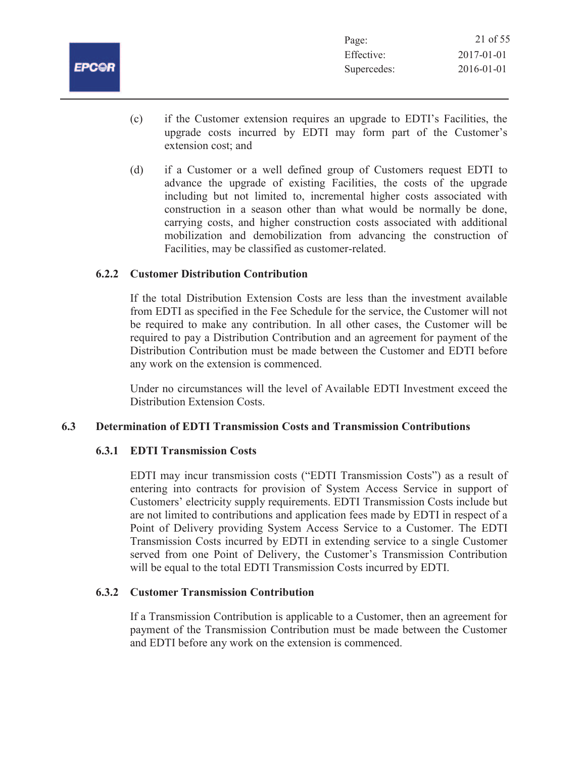(c) if the Customer extension requires an upgrade to EDTI's Facilities, the upgrade costs incurred by EDTI may form part of the Customer's extension cost; and

(d) if a Customer or a well defined group of Customers request EDTI to advance the upgrade of existing Facilities, the costs of the upgrade including but not limited to, incremental higher costs associated with construction in a season other than what would be normally be done, carrying costs, and higher construction costs associated with additional mobilization and demobilization from advancing the construction of Facilities, may be classified as customer-related.

#### 6.2.2 Customer Distribution Contribution

If the total Distribution Extension Costs are less than the investment available from EDTI as specified in the Fee Schedule for the service, the Customer will not be required to make any contribution. In all other cases, the Customer will be required to pay a Distribution Contribution and an agreement for payment of the Distribution Contribution must be made between the Customer and EDTI before any work on the extension is commenced.

Under no circumstances will the level of Available EDTI Investment exceed the Distribution Extension Costs.

### 6.3 Determination of EDTI Transmission Costs and Transmission Contributions

#### 6.3.1 EDTI Transmission Costs

EDTI may incur transmission costs ("EDTI Transmission Costs") as a result of entering into contracts for provision of System Access Service in support of Customers' electricity supply requirements. EDTI Transmission Costs include but are not limited to contributions and application fees made by EDTI in respect of a Point of Delivery providing System Access Service to a Customer. The EDTI Transmission Costs incurred by EDTI in extending service to a single Customer served from one Point of Delivery, the Customer's Transmission Contribution will be equal to the total EDTI Transmission Costs incurred by EDTI.

#### 6.3.2 Customer Transmission Contribution

If a Transmission Contribution is applicable to a Customer, then an agreement for payment of the Transmission Contribution must be made between the Customer and EDTI before any work on the extension is commenced.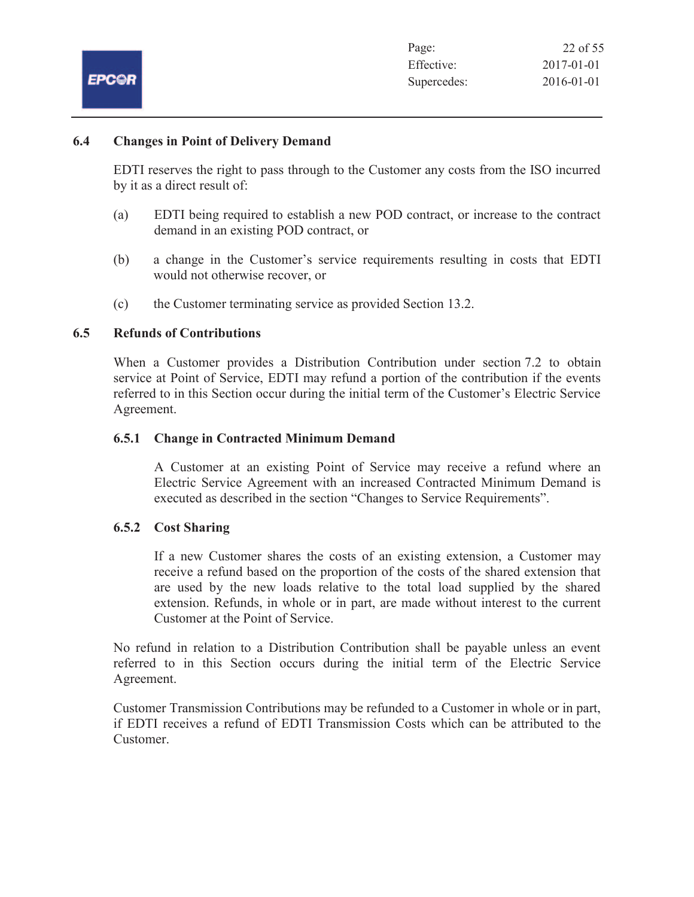### 6.4 Changes in Point of Delivery Demand

EDTI reserves the right to pass through to the Customer any costs from the ISO incurred by it as a direct result of:

(a) EDTI being required to establish a new POD contract, or increase to the contract demand in an existing POD contract, or

(b) a change in the Customer's service requirements resulting in costs that EDTI would not otherwise recover, or

(c) the Customer terminating service as provided Section 13.2.

### 6.5 Refunds of Contributions

When a Customer provides a Distribution Contribution under section 7.2 to obtain service at Point of Service, EDTI may refund a portion of the contribution if the events referred to in this Section occur during the initial term of the Customer's Electric Service Agreement.

#### 6.5.1 Change in Contracted Minimum Demand

A Customer at an existing Point of Service may receive a refund where an Electric Service Agreement with an increased Contracted Minimum Demand is executed as described in the section "Changes to Service Requirements".

#### 6.5.2 Cost Sharing

If a new Customer shares the costs of an existing extension, a Customer may receive a refund based on the proportion of the costs of the shared extension that are used by the new loads relative to the total load supplied by the shared extension. Refunds, in whole or in part, are made without interest to the current Customer at the Point of Service.

No refund in relation to a Distribution Contribution shall be payable unless an event referred to in this Section occurs during the initial term of the Electric Service Agreement.

Customer Transmission Contributions may be refunded to a Customer in whole or in part, if EDTI receives a refund of EDTI Transmission Costs which can be attributed to the Customer.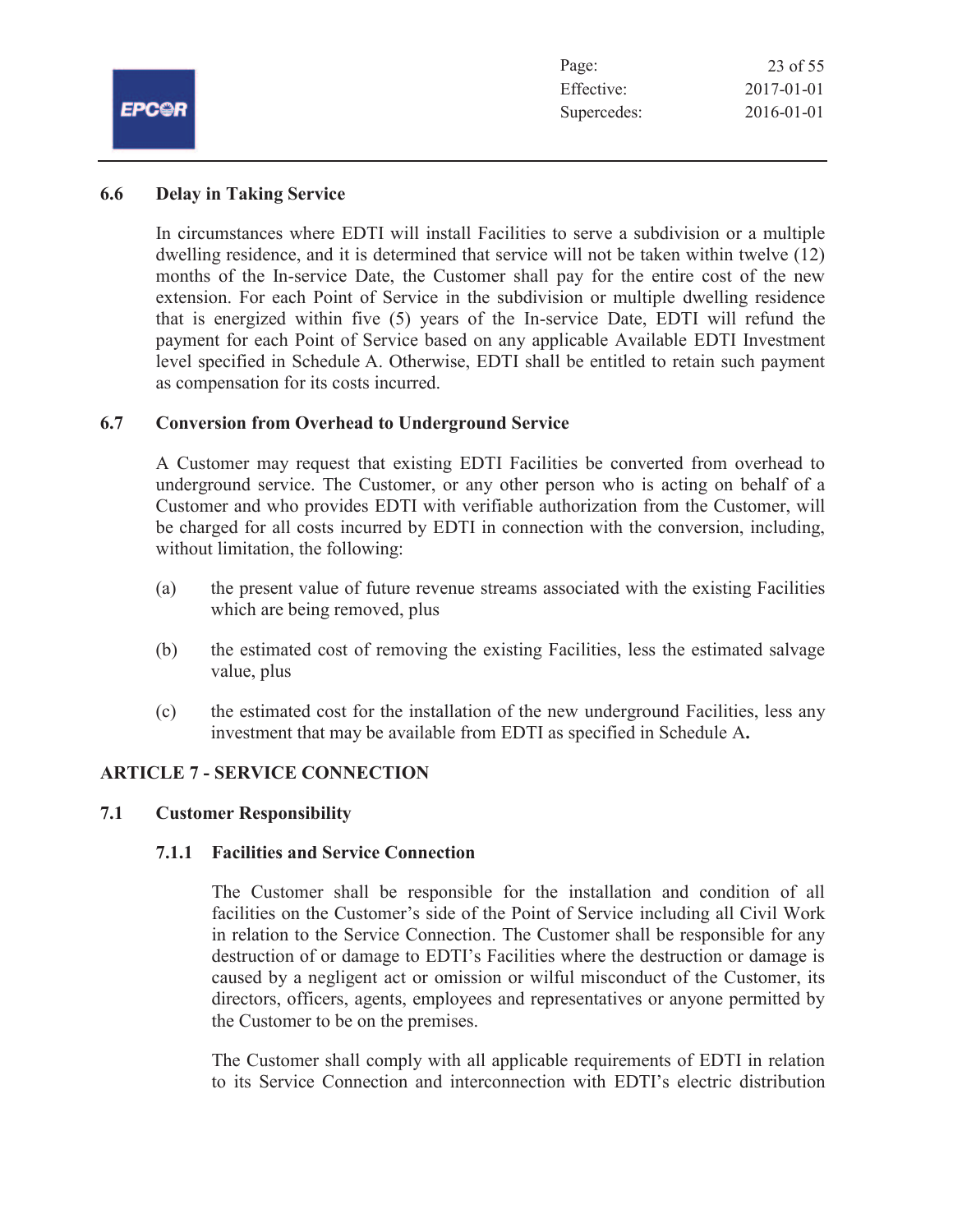### 6.6 Delay in Taking Service

In circumstances where EDTI will install Facilities to serve a subdivision or a multiple dwelling residence, and it is determined that service will not be taken within twelve (12) months of the In-service Date, the Customer shall pay for the entire cost of the new extension. For each Point of Service in the subdivision or multiple dwelling residence that is energized within five (5) years of the In-service Date, EDTI will refund the payment for each Point of Service based on any applicable Available EDTI Investment level specified in Schedule A. Otherwise, EDTI shall be entitled to retain such payment as compensation for its costs incurred.

### 6.7 Conversion from Overhead to Underground Service

A Customer may request that existing EDTI Facilities be converted from overhead to underground service. The Customer, or any other person who is acting on behalf of a Customer and who provides EDTI with verifiable authorization from the Customer, will be charged for all costs incurred by EDTI in connection with the conversion, including, without limitation, the following:

(a) the present value of future revenue streams associated with the existing Facilities which are being removed, plus

(b) the estimated cost of removing the existing Facilities, less the estimated salvage value, plus

(c) the estimated cost for the installation of the new underground Facilities, less any investment that may be available from EDTI as specified in Schedule A**.**

## ARTICLE 7 - SERVICE CONNECTION

### 7.1 Customer Responsibility

#### 7.1.1 Facilities and Service Connection

The Customer shall be responsible for the installation and condition of all facilities on the Customer's side of the Point of Service including all Civil Work in relation to the Service Connection. The Customer shall be responsible for any destruction of or damage to EDTI's Facilities where the destruction or damage is caused by a negligent act or omission or wilful misconduct of the Customer, its directors, officers, agents, employees and representatives or anyone permitted by the Customer to be on the premises.

The Customer shall comply with all applicable requirements of EDTI in relation to its Service Connection and interconnection with EDTI's electric distribution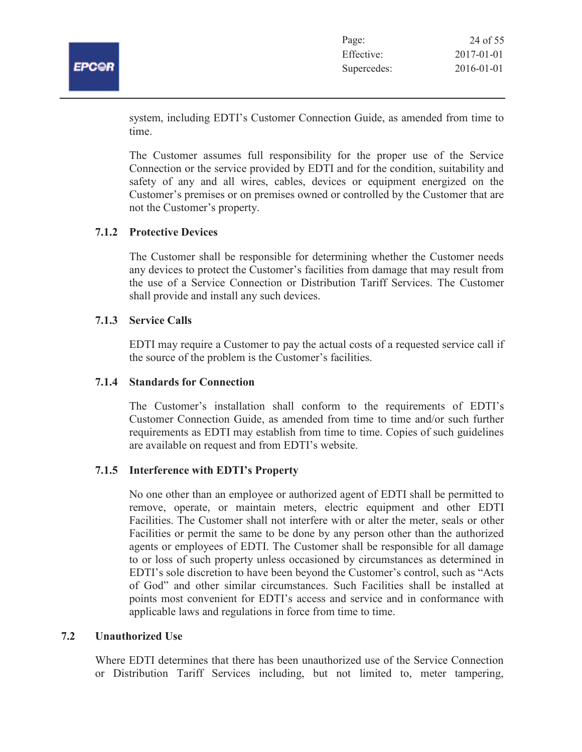system, including EDTI's Customer Connection Guide, as amended from time to time.

The Customer assumes full responsibility for the proper use of the Service Connection or the service provided by EDTI and for the condition, suitability and safety of any and all wires, cables, devices or equipment energized on the Customer's premises or on premises owned or controlled by the Customer that are not the Customer's property.

#### 7.1.2 Protective Devices

The Customer shall be responsible for determining whether the Customer needs any devices to protect the Customer's facilities from damage that may result from the use of a Service Connection or Distribution Tariff Services. The Customer shall provide and install any such devices.

#### 7.1.3 Service Calls

EDTI may require a Customer to pay the actual costs of a requested service call if the source of the problem is the Customer's facilities.

#### 7.1.4 Standards for Connection

The Customer's installation shall conform to the requirements of EDTI's Customer Connection Guide, as amended from time to time and/or such further requirements as EDTI may establish from time to time. Copies of such guidelines are available on request and from EDTI's website.

#### 7.1.5 Interference with EDTI's Property

No one other than an employee or authorized agent of EDTI shall be permitted to remove, operate, or maintain meters, electric equipment and other EDTI Facilities. The Customer shall not interfere with or alter the meter, seals or other Facilities or permit the same to be done by any person other than the authorized agents or employees of EDTI. The Customer shall be responsible for all damage to or loss of such property unless occasioned by circumstances as determined in EDTI's sole discretion to have been beyond the Customer's control, such as "Acts of God" and other similar circumstances. Such Facilities shall be installed at points most convenient for EDTI's access and service and in conformance with applicable laws and regulations in force from time to time.

### 7.2 Unauthorized Use

Where EDTI determines that there has been unauthorized use of the Service Connection or Distribution Tariff Services including, but not limited to, meter tampering,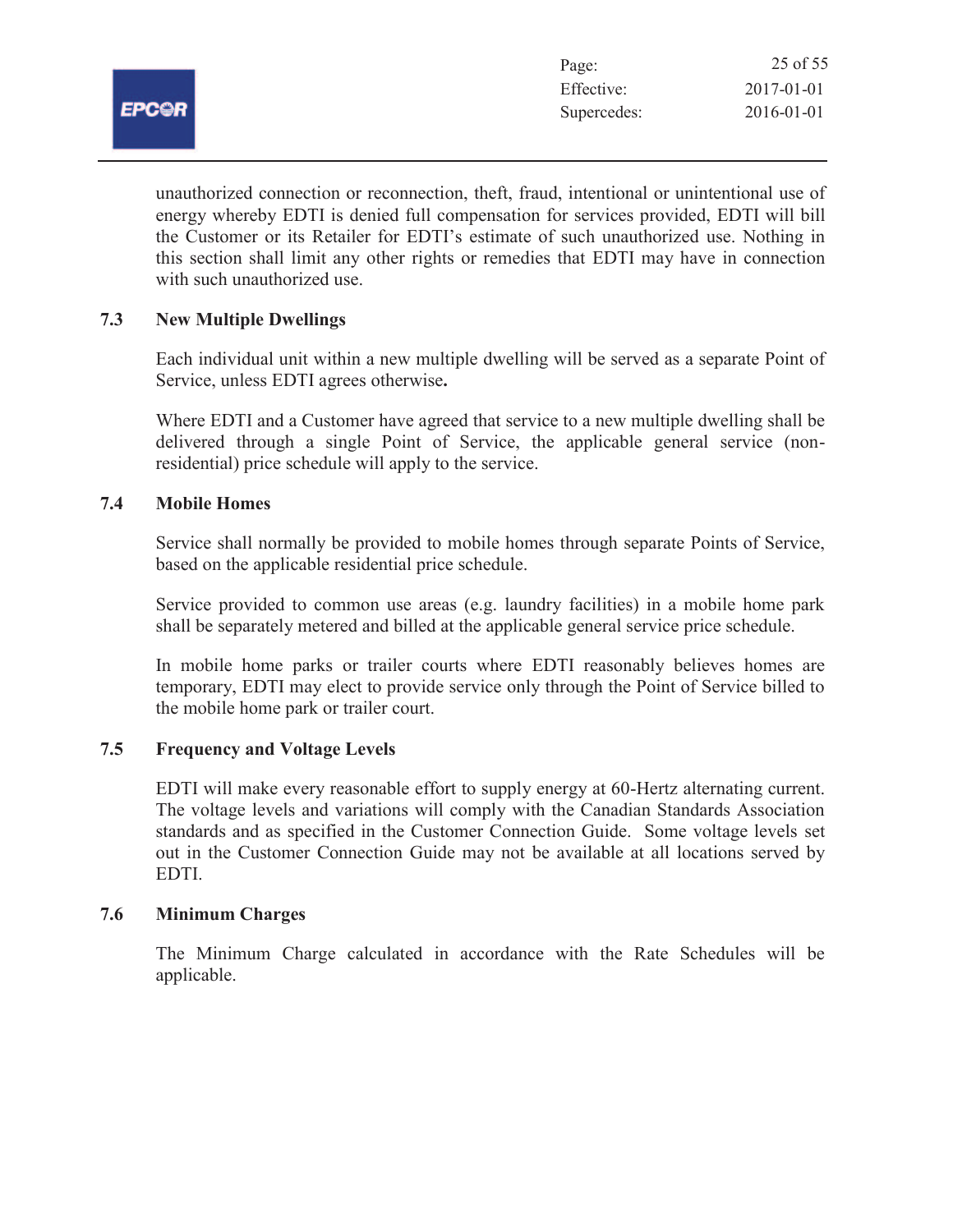unauthorized connection or reconnection, theft, fraud, intentional or unintentional use of energy whereby EDTI is denied full compensation for services provided, EDTI will bill the Customer or its Retailer for EDTI's estimate of such unauthorized use. Nothing in this section shall limit any other rights or remedies that EDTI may have in connection with such unauthorized use.

### 7.3 New Multiple Dwellings

Each individual unit within a new multiple dwelling will be served as a separate Point of Service, unless EDTI agrees otherwise**.**

Where EDTI and a Customer have agreed that service to a new multiple dwelling shall be delivered through a single Point of Service, the applicable general service (non-residential) price schedule will apply to the service.

### 7.4 Mobile Homes

Service shall normally be provided to mobile homes through separate Points of Service, based on the applicable residential price schedule.

Service provided to common use areas (e.g. laundry facilities) in a mobile home park shall be separately metered and billed at the applicable general service price schedule.

In mobile home parks or trailer courts where EDTI reasonably believes homes are temporary, EDTI may elect to provide service only through the Point of Service billed to the mobile home park or trailer court.

### 7.5 Frequency and Voltage Levels

EDTI will make every reasonable effort to supply energy at 60-Hertz alternating current. The voltage levels and variations will comply with the Canadian Standards Association standards and as specified in the Customer Connection Guide. Some voltage levels set out in the Customer Connection Guide may not be available at all locations served by EDTI.

### 7.6 Minimum Charges

The Minimum Charge calculated in accordance with the Rate Schedules will be applicable.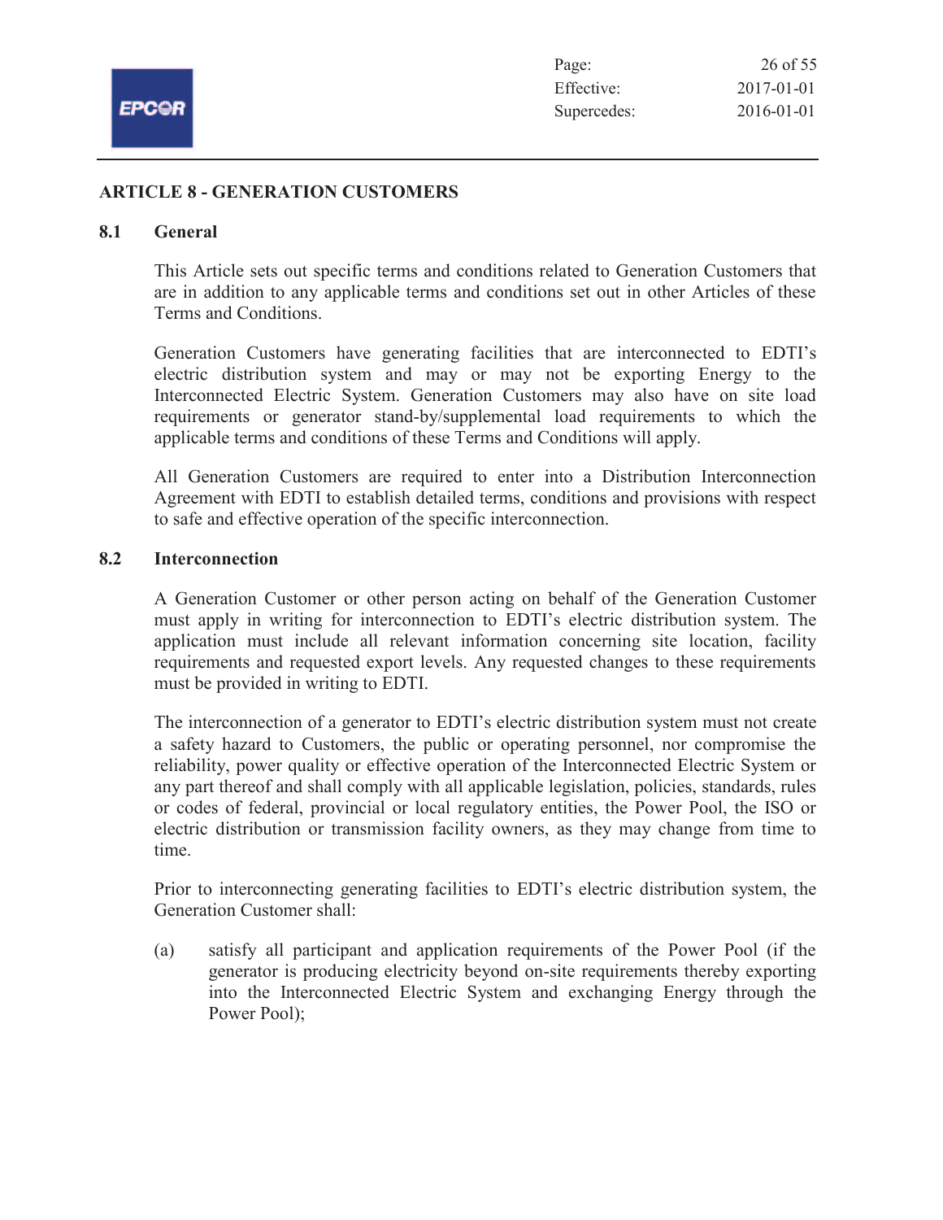## ARTICLE 8 - GENERATION CUSTOMERS

### 8.1 General

This Article sets out specific terms and conditions related to Generation Customers that are in addition to any applicable terms and conditions set out in other Articles of these Terms and Conditions.

Generation Customers have generating facilities that are interconnected to EDTI's electric distribution system and may or may not be exporting Energy to the Interconnected Electric System. Generation Customers may also have on site load requirements or generator stand-by/supplemental load requirements to which the applicable terms and conditions of these Terms and Conditions will apply.

All Generation Customers are required to enter into a Distribution Interconnection Agreement with EDTI to establish detailed terms, conditions and provisions with respect to safe and effective operation of the specific interconnection.

### 8.2 Interconnection

A Generation Customer or other person acting on behalf of the Generation Customer must apply in writing for interconnection to EDTI's electric distribution system. The application must include all relevant information concerning site location, facility requirements and requested export levels. Any requested changes to these requirements must be provided in writing to EDTI.

The interconnection of a generator to EDTI's electric distribution system must not create a safety hazard to Customers, the public or operating personnel, nor compromise the reliability, power quality or effective operation of the Interconnected Electric System or any part thereof and shall comply with all applicable legislation, policies, standards, rules or codes of federal, provincial or local regulatory entities, the Power Pool, the ISO or electric distribution or transmission facility owners, as they may change from time to time.

Prior to interconnecting generating facilities to EDTI's electric distribution system, the Generation Customer shall:

(a) satisfy all participant and application requirements of the Power Pool (if the generator is producing electricity beyond on-site requirements thereby exporting into the Interconnected Electric System and exchanging Energy through the Power Pool);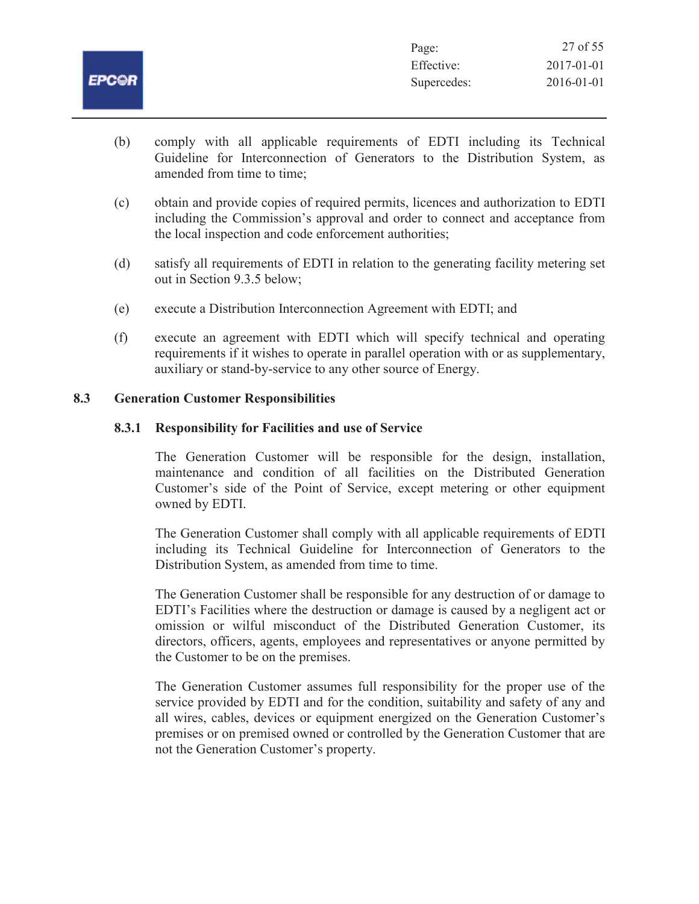(b) comply with all applicable requirements of EDTI including its Technical Guideline for Interconnection of Generators to the Distribution System, as amended from time to time;

(c) obtain and provide copies of required permits, licences and authorization to EDTI including the Commission's approval and order to connect and acceptance from the local inspection and code enforcement authorities;

(d) satisfy all requirements of EDTI in relation to the generating facility metering set out in Section 9.3.5 below;

(e) execute a Distribution Interconnection Agreement with EDTI; and

(f) execute an agreement with EDTI which will specify technical and operating requirements if it wishes to operate in parallel operation with or as supplementary, auxiliary or stand-by-service to any other source of Energy.

## 8.3 Generation Customer Responsibilities

### 8.3.1 Responsibility for Facilities and use of Service

The Generation Customer will be responsible for the design, installation, maintenance and condition of all facilities on the Distributed Generation Customer's side of the Point of Service, except metering or other equipment owned by EDTI.

The Generation Customer shall comply with all applicable requirements of EDTI including its Technical Guideline for Interconnection of Generators to the Distribution System, as amended from time to time.

The Generation Customer shall be responsible for any destruction of or damage to EDTI's Facilities where the destruction or damage is caused by a negligent act or omission or wilful misconduct of the Distributed Generation Customer, its directors, officers, agents, employees and representatives or anyone permitted by the Customer to be on the premises.

The Generation Customer assumes full responsibility for the proper use of the service provided by EDTI and for the condition, suitability and safety of any and all wires, cables, devices or equipment energized on the Generation Customer's premises or on premised owned or controlled by the Generation Customer that are not the Generation Customer's property.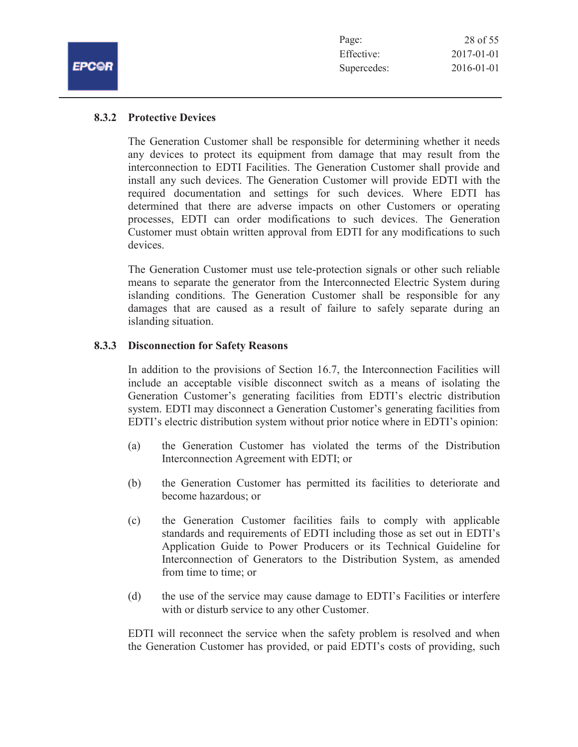### 8.3.2 Protective Devices

The Generation Customer shall be responsible for determining whether it needs any devices to protect its equipment from damage that may result from the interconnection to EDTI Facilities. The Generation Customer shall provide and install any such devices. The Generation Customer will provide EDTI with the required documentation and settings for such devices. Where EDTI has determined that there are adverse impacts on other Customers or operating processes, EDTI can order modifications to such devices. The Generation Customer must obtain written approval from EDTI for any modifications to such devices.

The Generation Customer must use tele-protection signals or other such reliable means to separate the generator from the Interconnected Electric System during islanding conditions. The Generation Customer shall be responsible for any damages that are caused as a result of failure to safely separate during an islanding situation.

### 8.3.3 Disconnection for Safety Reasons

In addition to the provisions of Section 16.7, the Interconnection Facilities will include an acceptable visible disconnect switch as a means of isolating the Generation Customer's generating facilities from EDTI's electric distribution system. EDTI may disconnect a Generation Customer's generating facilities from EDTI's electric distribution system without prior notice where in EDTI's opinion:

(a) the Generation Customer has violated the terms of the Distribution Interconnection Agreement with EDTI; or

(b) the Generation Customer has permitted its facilities to deteriorate and become hazardous; or

(c) the Generation Customer facilities fails to comply with applicable standards and requirements of EDTI including those as set out in EDTI's Application Guide to Power Producers or its Technical Guideline for Interconnection of Generators to the Distribution System, as amended from time to time; or

(d) the use of the service may cause damage to EDTI's Facilities or interfere with or disturb service to any other Customer.

EDTI will reconnect the service when the safety problem is resolved and when the Generation Customer has provided, or paid EDTI's costs of providing, such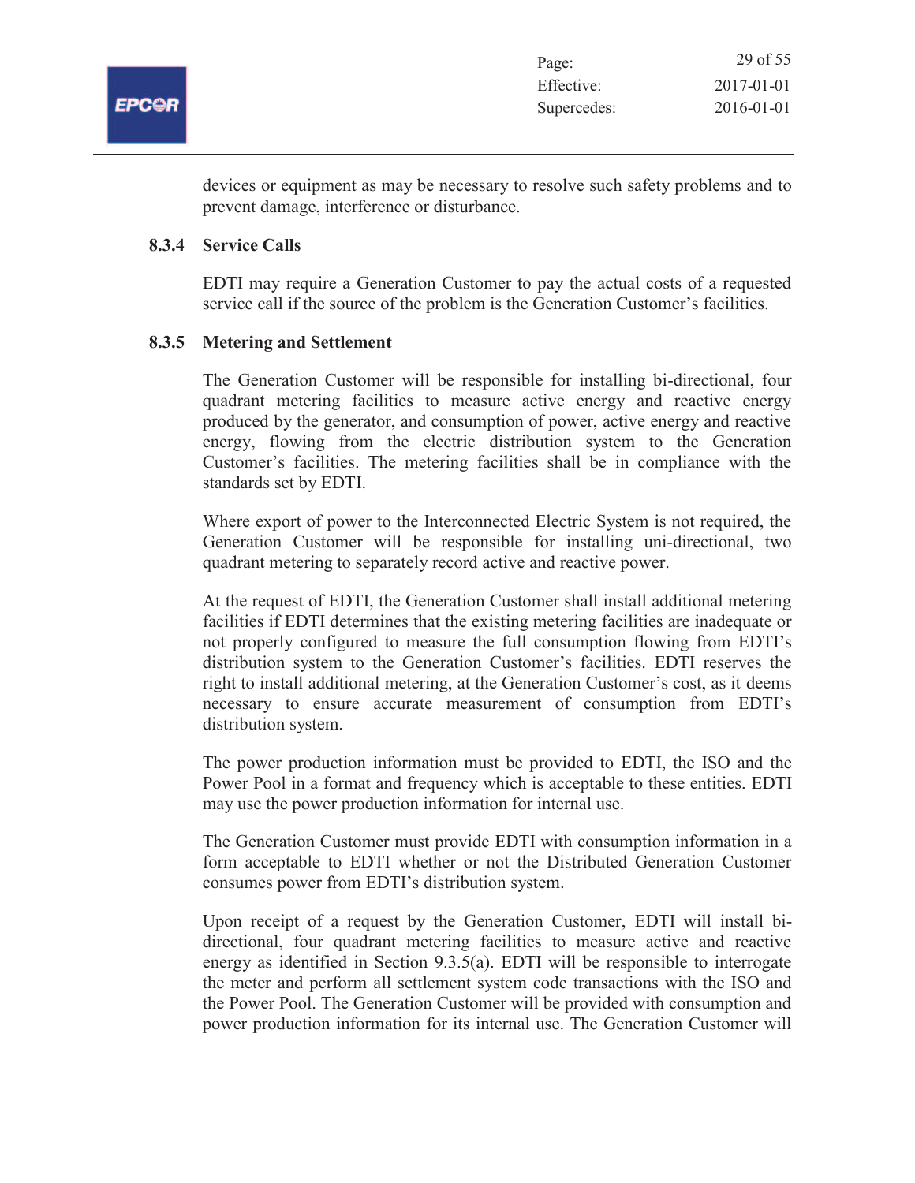devices or equipment as may be necessary to resolve such safety problems and to prevent damage, interference or disturbance.

### 8.3.4 Service Calls

EDTI may require a Generation Customer to pay the actual costs of a requested service call if the source of the problem is the Generation Customer's facilities.

### 8.3.5 Metering and Settlement

The Generation Customer will be responsible for installing bi-directional, four quadrant metering facilities to measure active energy and reactive energy produced by the generator, and consumption of power, active energy and reactive energy, flowing from the electric distribution system to the Generation Customer's facilities. The metering facilities shall be in compliance with the standards set by EDTI.

Where export of power to the Interconnected Electric System is not required, the Generation Customer will be responsible for installing uni-directional, two quadrant metering to separately record active and reactive power.

At the request of EDTI, the Generation Customer shall install additional metering facilities if EDTI determines that the existing metering facilities are inadequate or not properly configured to measure the full consumption flowing from EDTI's distribution system to the Generation Customer's facilities. EDTI reserves the right to install additional metering, at the Generation Customer's cost, as it deems necessary to ensure accurate measurement of consumption from EDTI's distribution system.

The power production information must be provided to EDTI, the ISO and the Power Pool in a format and frequency which is acceptable to these entities. EDTI may use the power production information for internal use.

The Generation Customer must provide EDTI with consumption information in a form acceptable to EDTI whether or not the Distributed Generation Customer consumes power from EDTI's distribution system.

Upon receipt of a request by the Generation Customer, EDTI will install bi-directional, four quadrant metering facilities to measure active and reactive energy as identified in Section 9.3.5(a). EDTI will be responsible to interrogate the meter and perform all settlement system code transactions with the ISO and the Power Pool. The Generation Customer will be provided with consumption and power production information for its internal use. The Generation Customer will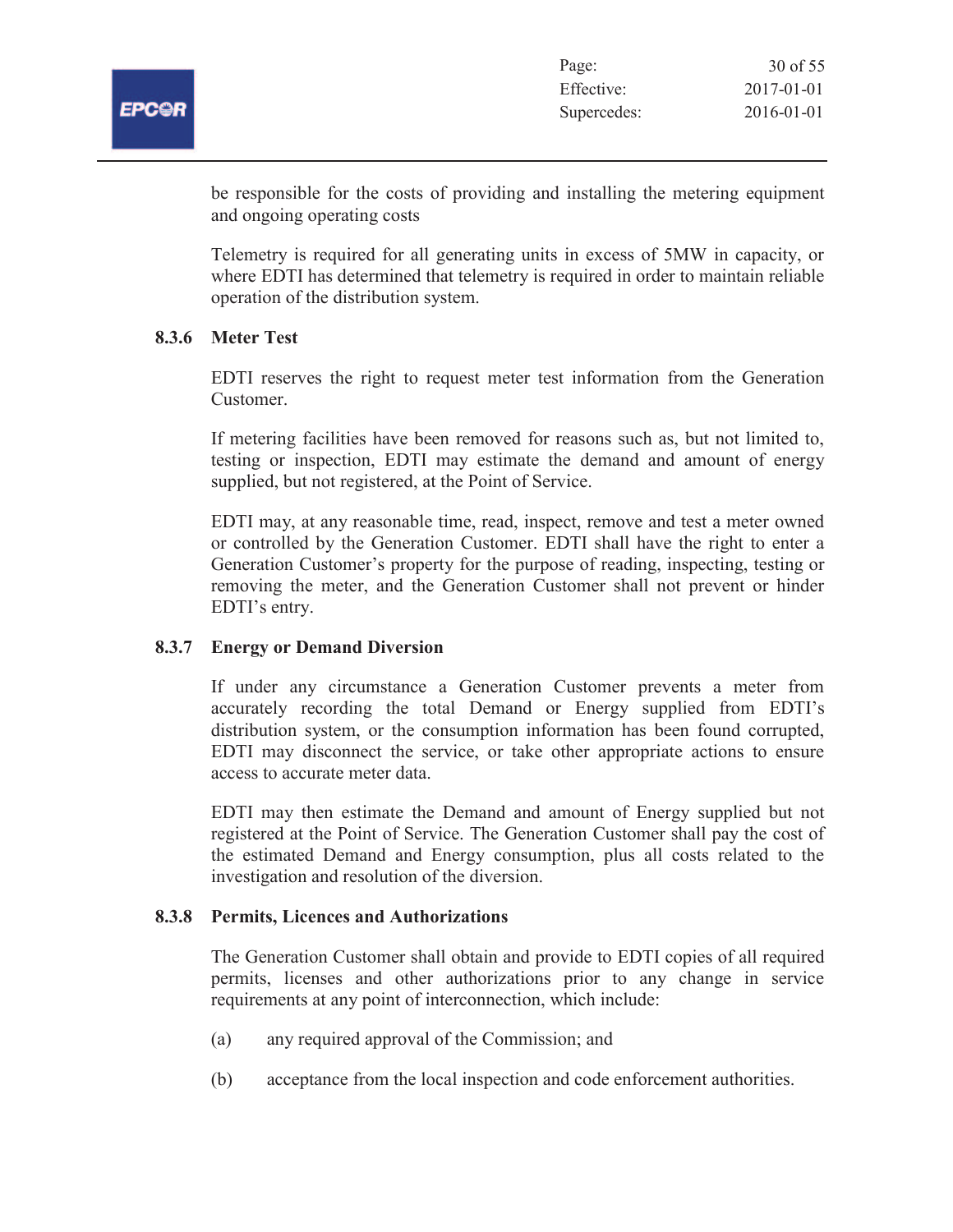be responsible for the costs of providing and installing the metering equipment and ongoing operating costs

Telemetry is required for all generating units in excess of 5MW in capacity, or where EDTI has determined that telemetry is required in order to maintain reliable operation of the distribution system.

### 8.3.6 Meter Test

EDTI reserves the right to request meter test information from the Generation Customer.

If metering facilities have been removed for reasons such as, but not limited to, testing or inspection, EDTI may estimate the demand and amount of energy supplied, but not registered, at the Point of Service.

EDTI may, at any reasonable time, read, inspect, remove and test a meter owned or controlled by the Generation Customer. EDTI shall have the right to enter a Generation Customer's property for the purpose of reading, inspecting, testing or removing the meter, and the Generation Customer shall not prevent or hinder EDTI's entry.

### 8.3.7 Energy or Demand Diversion

If under any circumstance a Generation Customer prevents a meter from accurately recording the total Demand or Energy supplied from EDTI's distribution system, or the consumption information has been found corrupted, EDTI may disconnect the service, or take other appropriate actions to ensure access to accurate meter data.

EDTI may then estimate the Demand and amount of Energy supplied but not registered at the Point of Service. The Generation Customer shall pay the cost of the estimated Demand and Energy consumption, plus all costs related to the investigation and resolution of the diversion.

### 8.3.8 Permits, Licences and Authorizations

The Generation Customer shall obtain and provide to EDTI copies of all required permits, licenses and other authorizations prior to any change in service requirements at any point of interconnection, which include:

(a) any required approval of the Commission; and

(b) acceptance from the local inspection and code enforcement authorities.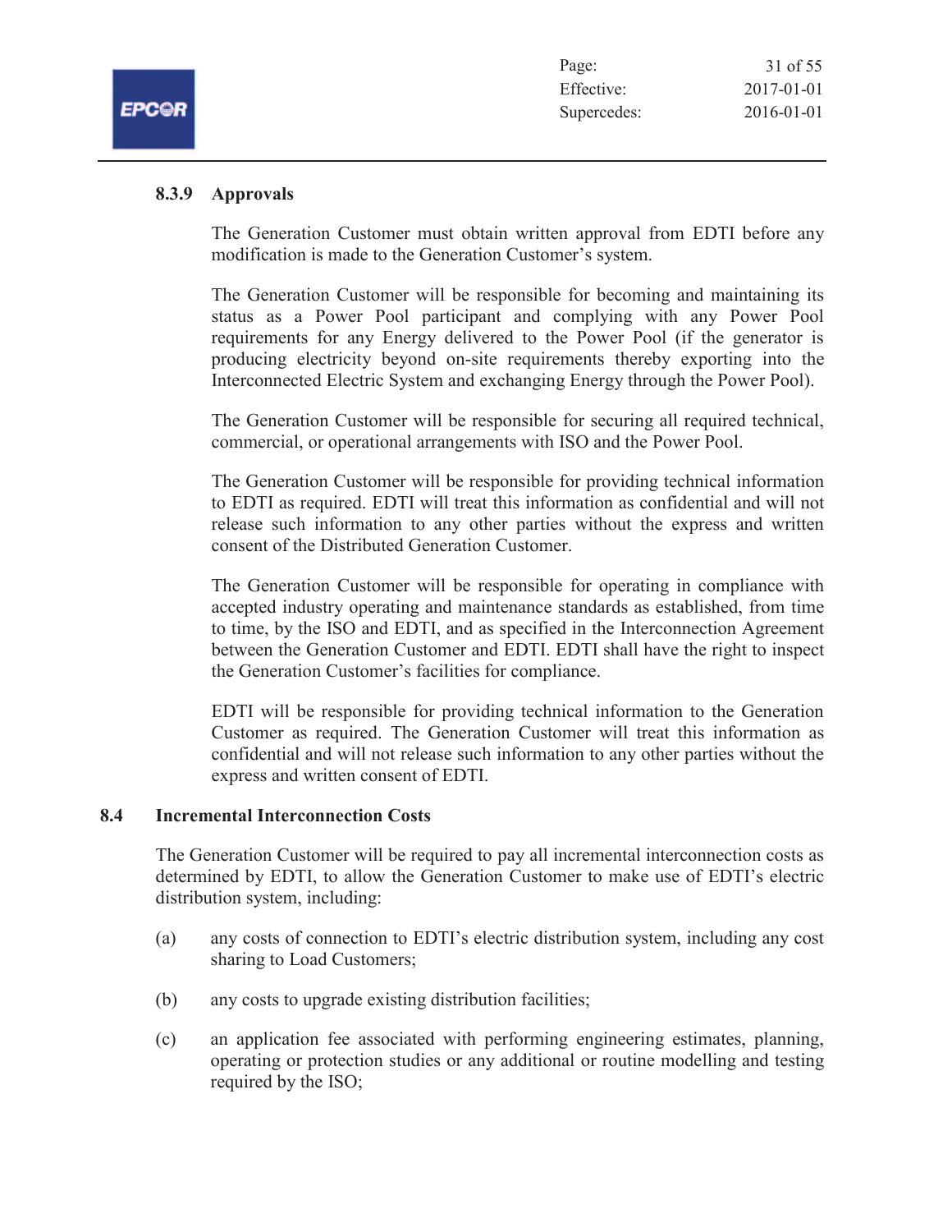#### 8.3.9 Approvals

The Generation Customer must obtain written approval from EDTI before any modification is made to the Generation Customer's system.

The Generation Customer will be responsible for becoming and maintaining its status as a Power Pool participant and complying with any Power Pool requirements for any Energy delivered to the Power Pool (if the generator is producing electricity beyond on-site requirements thereby exporting into the Interconnected Electric System and exchanging Energy through the Power Pool).

The Generation Customer will be responsible for securing all required technical, commercial, or operational arrangements with ISO and the Power Pool.

The Generation Customer will be responsible for providing technical information to EDTI as required. EDTI will treat this information as confidential and will not release such information to any other parties without the express and written consent of the Distributed Generation Customer.

The Generation Customer will be responsible for operating in compliance with accepted industry operating and maintenance standards as established, from time to time, by the ISO and EDTI, and as specified in the Interconnection Agreement between the Generation Customer and EDTI. EDTI shall have the right to inspect the Generation Customer's facilities for compliance.

EDTI will be responsible for providing technical information to the Generation Customer as required. The Generation Customer will treat this information as confidential and will not release such information to any other parties without the express and written consent of EDTI.

### 8.4 Incremental Interconnection Costs

The Generation Customer will be required to pay all incremental interconnection costs as determined by EDTI, to allow the Generation Customer to make use of EDTI's electric distribution system, including:

(a) any costs of connection to EDTI's electric distribution system, including any cost sharing to Load Customers;

(b) any costs to upgrade existing distribution facilities;

(c) an application fee associated with performing engineering estimates, planning, operating or protection studies or any additional or routine modelling and testing required by the ISO;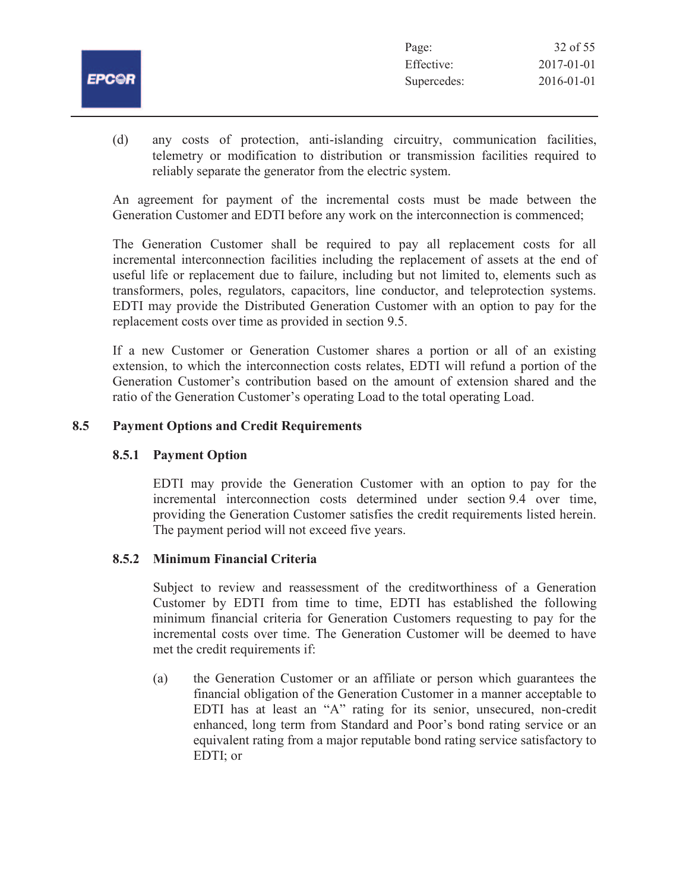(d) any costs of protection, anti-islanding circuitry, communication facilities, telemetry or modification to distribution or transmission facilities required to reliably separate the generator from the electric system.

An agreement for payment of the incremental costs must be made between the Generation Customer and EDTI before any work on the interconnection is commenced;

The Generation Customer shall be required to pay all replacement costs for all incremental interconnection facilities including the replacement of assets at the end of useful life or replacement due to failure, including but not limited to, elements such as transformers, poles, regulators, capacitors, line conductor, and teleprotection systems. EDTI may provide the Distributed Generation Customer with an option to pay for the replacement costs over time as provided in section 9.5.

If a new Customer or Generation Customer shares a portion or all of an existing extension, to which the interconnection costs relates, EDTI will refund a portion of the Generation Customer's contribution based on the amount of extension shared and the ratio of the Generation Customer's operating Load to the total operating Load.

## 8.5 Payment Options and Credit Requirements

### 8.5.1 Payment Option

EDTI may provide the Generation Customer with an option to pay for the incremental interconnection costs determined under section 9.4 over time, providing the Generation Customer satisfies the credit requirements listed herein. The payment period will not exceed five years.

### 8.5.2 Minimum Financial Criteria

Subject to review and reassessment of the creditworthiness of a Generation Customer by EDTI from time to time, EDTI has established the following minimum financial criteria for Generation Customers requesting to pay for the incremental costs over time. The Generation Customer will be deemed to have met the credit requirements if:

(a) the Generation Customer or an affiliate or person which guarantees the financial obligation of the Generation Customer in a manner acceptable to EDTI has at least an "A" rating for its senior, unsecured, non-credit enhanced, long term from Standard and Poor's bond rating service or an equivalent rating from a major reputable bond rating service satisfactory to EDTI; or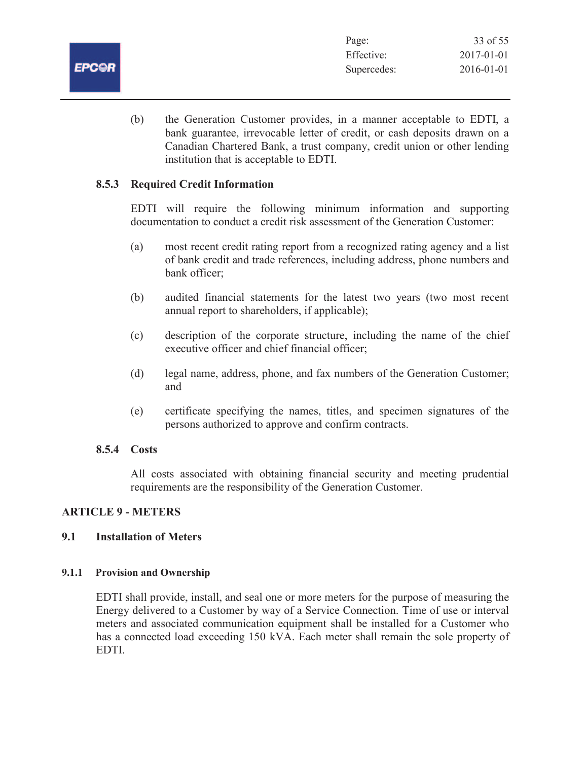(b) the Generation Customer provides, in a manner acceptable to EDTI, a bank guarantee, irrevocable letter of credit, or cash deposits drawn on a Canadian Chartered Bank, a trust company, credit union or other lending institution that is acceptable to EDTI.

#### 8.5.3 Required Credit Information

EDTI will require the following minimum information and supporting documentation to conduct a credit risk assessment of the Generation Customer:

(a) most recent credit rating report from a recognized rating agency and a list of bank credit and trade references, including address, phone numbers and bank officer;

(b) audited financial statements for the latest two years (two most recent annual report to shareholders, if applicable);

(c) description of the corporate structure, including the name of the chief executive officer and chief financial officer;

(d) legal name, address, phone, and fax numbers of the Generation Customer; and

(e) certificate specifying the names, titles, and specimen signatures of the persons authorized to approve and confirm contracts.

#### 8.5.4 Costs

All costs associated with obtaining financial security and meeting prudential requirements are the responsibility of the Generation Customer.

## ARTICLE 9 - METERS

### 9.1 Installation of Meters

#### 9.1.1 Provision and Ownership

EDTI shall provide, install, and seal one or more meters for the purpose of measuring the Energy delivered to a Customer by way of a Service Connection. Time of use or interval meters and associated communication equipment shall be installed for a Customer who has a connected load exceeding 150 kVA. Each meter shall remain the sole property of EDTI.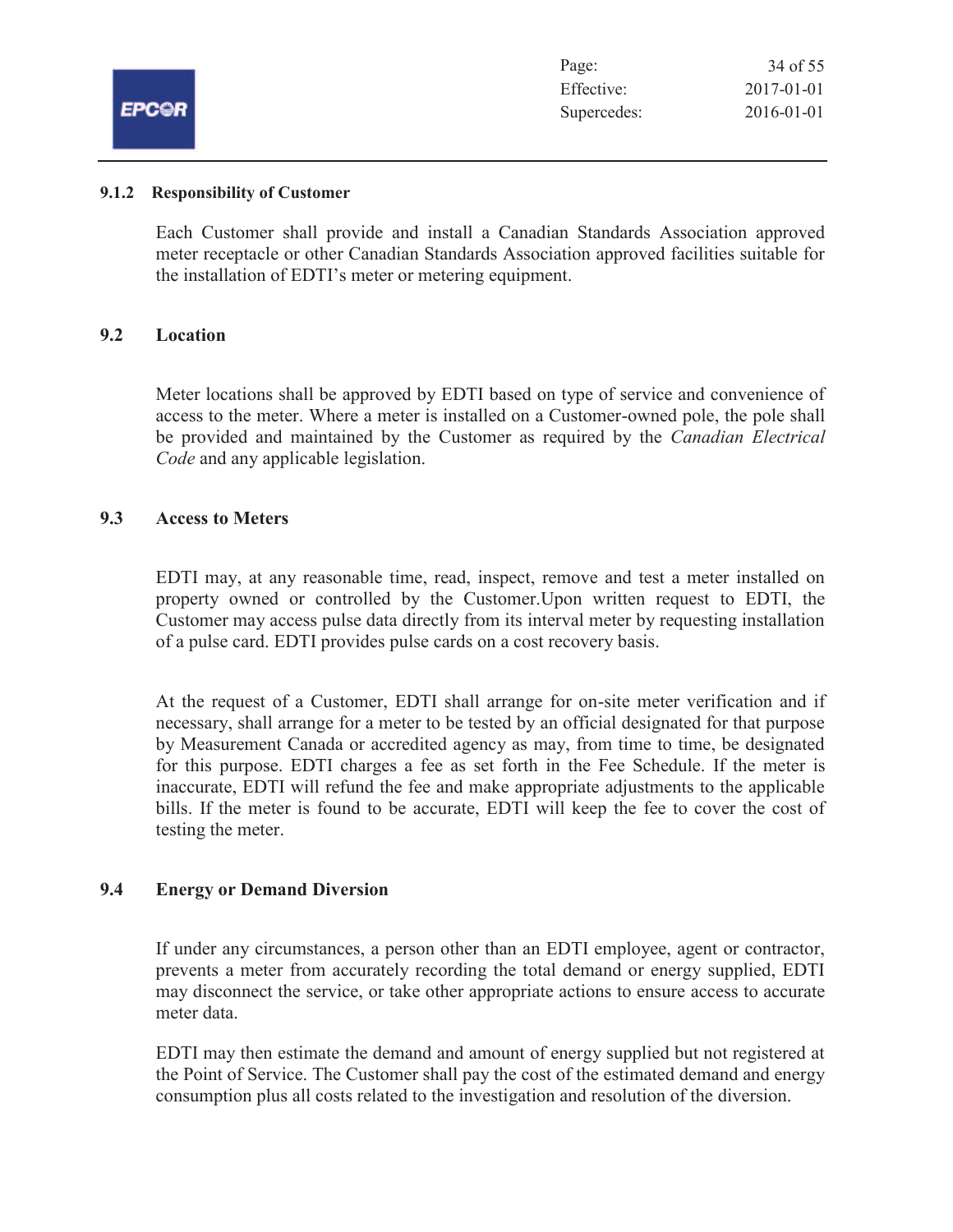### 9.1.2 Responsibility of Customer

Each Customer shall provide and install a Canadian Standards Association approved meter receptacle or other Canadian Standards Association approved facilities suitable for the installation of EDTI's meter or metering equipment.

## 9.2 Location

Meter locations shall be approved by EDTI based on type of service and convenience of access to the meter. Where a meter is installed on a Customer-owned pole, the pole shall be provided and maintained by the Customer as required by the *Canadian Electrical Code* and any applicable legislation.

## 9.3 Access to Meters

EDTI may, at any reasonable time, read, inspect, remove and test a meter installed on property owned or controlled by the Customer.Upon written request to EDTI, the Customer may access pulse data directly from its interval meter by requesting installation of a pulse card. EDTI provides pulse cards on a cost recovery basis.

At the request of a Customer, EDTI shall arrange for on-site meter verification and if necessary, shall arrange for a meter to be tested by an official designated for that purpose by Measurement Canada or accredited agency as may, from time to time, be designated for this purpose. EDTI charges a fee as set forth in the Fee Schedule. If the meter is inaccurate, EDTI will refund the fee and make appropriate adjustments to the applicable bills. If the meter is found to be accurate, EDTI will keep the fee to cover the cost of testing the meter.

## 9.4 Energy or Demand Diversion

If under any circumstances, a person other than an EDTI employee, agent or contractor, prevents a meter from accurately recording the total demand or energy supplied, EDTI may disconnect the service, or take other appropriate actions to ensure access to accurate meter data.

EDTI may then estimate the demand and amount of energy supplied but not registered at the Point of Service. The Customer shall pay the cost of the estimated demand and energy consumption plus all costs related to the investigation and resolution of the diversion.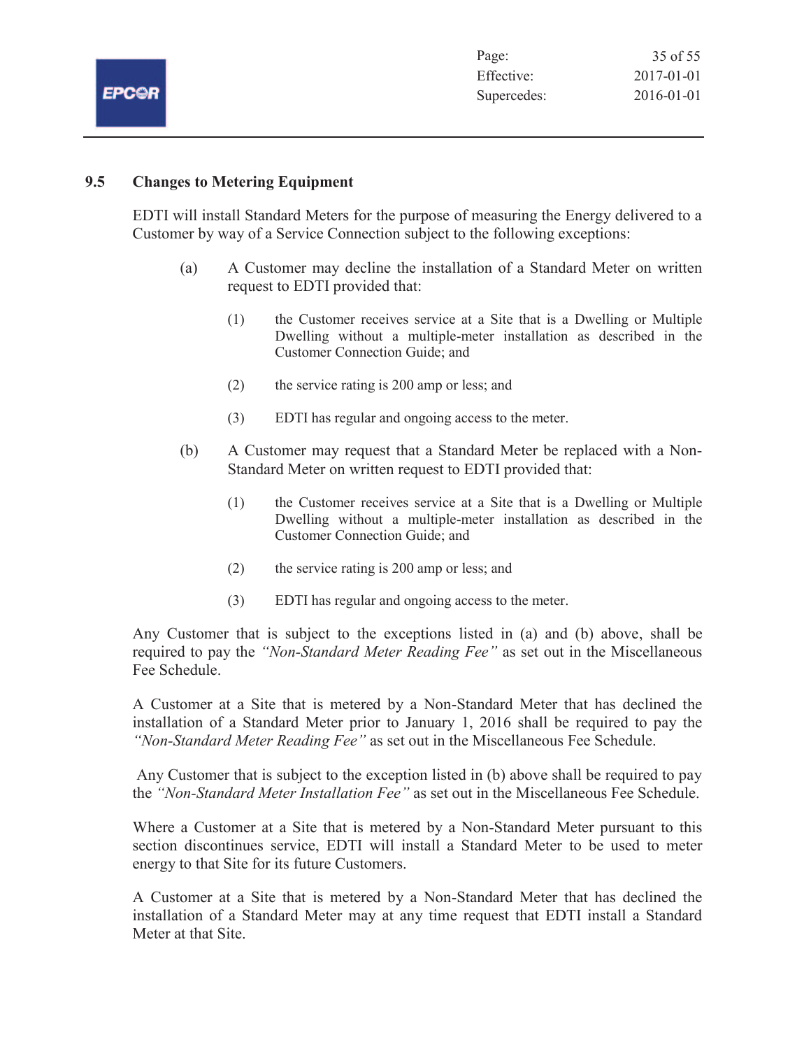## 9.5 Changes to Metering Equipment

EDTI will install Standard Meters for the purpose of measuring the Energy delivered to a Customer by way of a Service Connection subject to the following exceptions:

(a) A Customer may decline the installation of a Standard Meter on written request to EDTI provided that:

  (1) the Customer receives service at a Site that is a Dwelling or Multiple Dwelling without a multiple-meter installation as described in the Customer Connection Guide; and

  (2) the service rating is 200 amp or less; and

  (3) EDTI has regular and ongoing access to the meter.

(b) A Customer may request that a Standard Meter be replaced with a Non-Standard Meter on written request to EDTI provided that:

  (1) the Customer receives service at a Site that is a Dwelling or Multiple Dwelling without a multiple-meter installation as described in the Customer Connection Guide; and

  (2) the service rating is 200 amp or less; and

  (3) EDTI has regular and ongoing access to the meter.

Any Customer that is subject to the exceptions listed in (a) and (b) above, shall be required to pay the *"Non-Standard Meter Reading Fee"* as set out in the Miscellaneous Fee Schedule.

A Customer at a Site that is metered by a Non-Standard Meter that has declined the installation of a Standard Meter prior to January 1, 2016 shall be required to pay the *"Non-Standard Meter Reading Fee"* as set out in the Miscellaneous Fee Schedule.

Any Customer that is subject to the exception listed in (b) above shall be required to pay the *"Non-Standard Meter Installation Fee"* as set out in the Miscellaneous Fee Schedule.

Where a Customer at a Site that is metered by a Non-Standard Meter pursuant to this section discontinues service, EDTI will install a Standard Meter to be used to meter energy to that Site for its future Customers.

A Customer at a Site that is metered by a Non-Standard Meter that has declined the installation of a Standard Meter may at any time request that EDTI install a Standard Meter at that Site.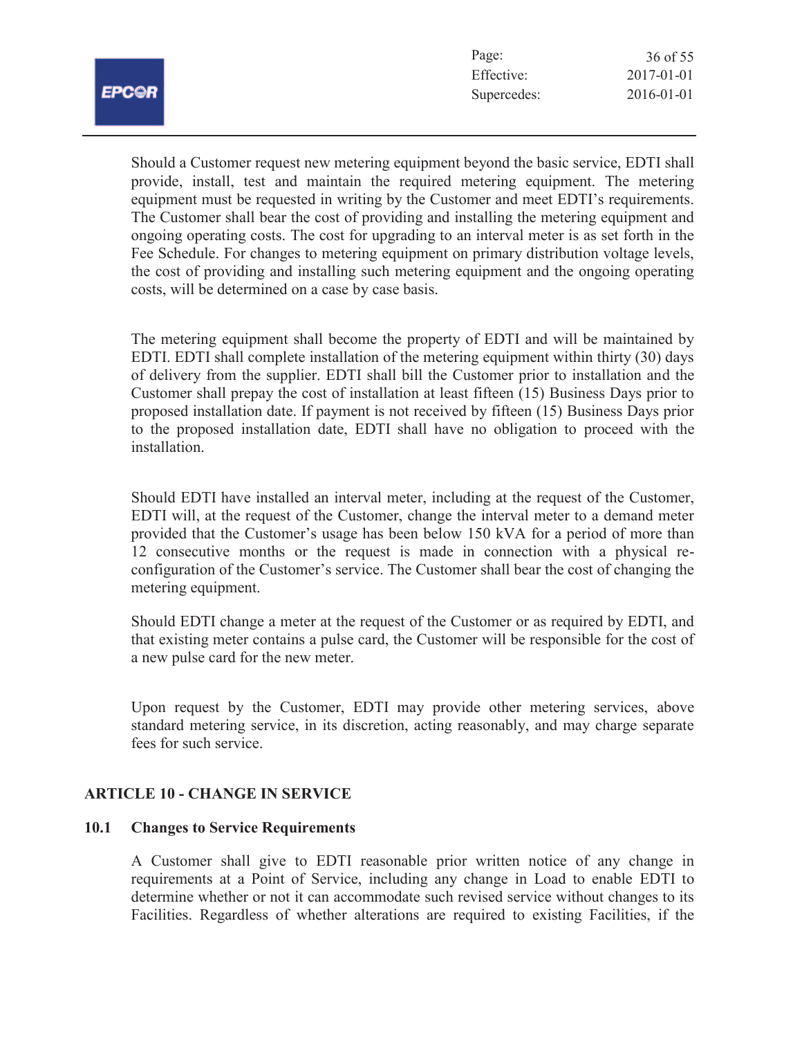Should a Customer request new metering equipment beyond the basic service, EDTI shall provide, install, test and maintain the required metering equipment. The metering equipment must be requested in writing by the Customer and meet EDTI's requirements. The Customer shall bear the cost of providing and installing the metering equipment and ongoing operating costs. The cost for upgrading to an interval meter is as set forth in the Fee Schedule. For changes to metering equipment on primary distribution voltage levels, the cost of providing and installing such metering equipment and the ongoing operating costs, will be determined on a case by case basis.

The metering equipment shall become the property of EDTI and will be maintained by EDTI. EDTI shall complete installation of the metering equipment within thirty (30) days of delivery from the supplier. EDTI shall bill the Customer prior to installation and the Customer shall prepay the cost of installation at least fifteen (15) Business Days prior to proposed installation date. If payment is not received by fifteen (15) Business Days prior to the proposed installation date, EDTI shall have no obligation to proceed with the installation.

Should EDTI have installed an interval meter, including at the request of the Customer, EDTI will, at the request of the Customer, change the interval meter to a demand meter provided that the Customer's usage has been below 150 kVA for a period of more than 12 consecutive months or the request is made in connection with a physical re-configuration of the Customer's service. The Customer shall bear the cost of changing the metering equipment.

Should EDTI change a meter at the request of the Customer or as required by EDTI, and that existing meter contains a pulse card, the Customer will be responsible for the cost of a new pulse card for the new meter.

Upon request by the Customer, EDTI may provide other metering services, above standard metering service, in its discretion, acting reasonably, and may charge separate fees for such service.

## ARTICLE 10 - CHANGE IN SERVICE

### 10.1 Changes to Service Requirements

A Customer shall give to EDTI reasonable prior written notice of any change in requirements at a Point of Service, including any change in Load to enable EDTI to determine whether or not it can accommodate such revised service without changes to its Facilities. Regardless of whether alterations are required to existing Facilities, if the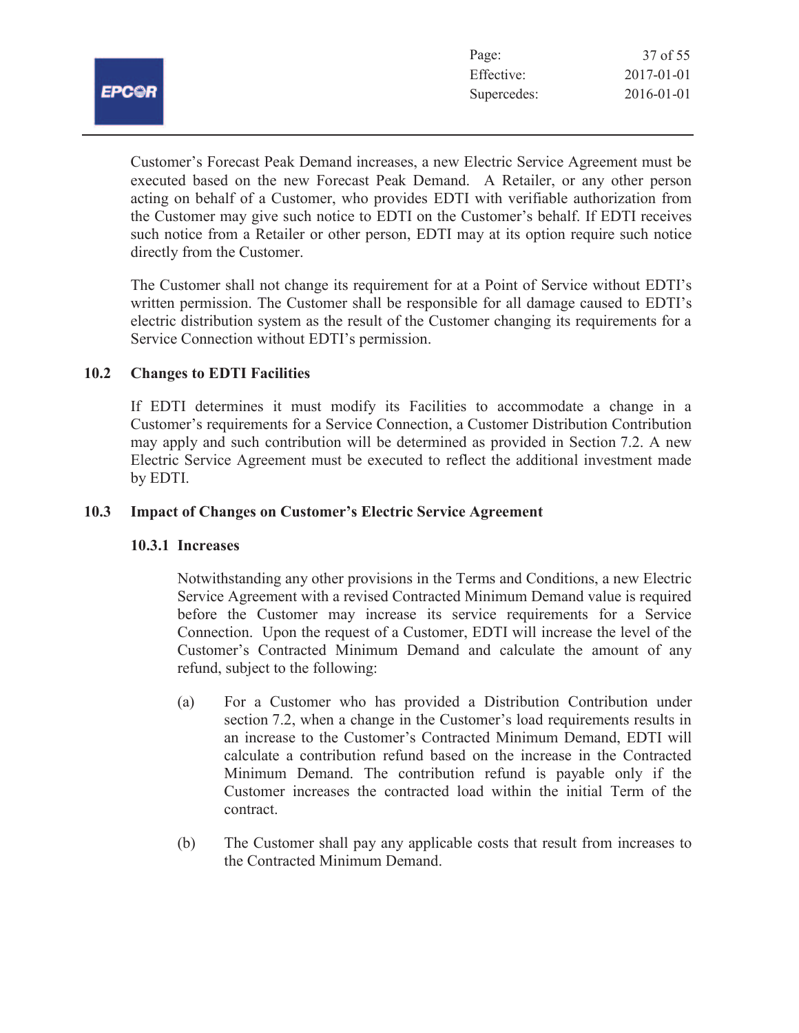Customer's Forecast Peak Demand increases, a new Electric Service Agreement must be executed based on the new Forecast Peak Demand. A Retailer, or any other person acting on behalf of a Customer, who provides EDTI with verifiable authorization from the Customer may give such notice to EDTI on the Customer's behalf. If EDTI receives such notice from a Retailer or other person, EDTI may at its option require such notice directly from the Customer.

The Customer shall not change its requirement for at a Point of Service without EDTI's written permission. The Customer shall be responsible for all damage caused to EDTI's electric distribution system as the result of the Customer changing its requirements for a Service Connection without EDTI's permission.

### 10.2 Changes to EDTI Facilities

If EDTI determines it must modify its Facilities to accommodate a change in a Customer's requirements for a Service Connection, a Customer Distribution Contribution may apply and such contribution will be determined as provided in Section 7.2. A new Electric Service Agreement must be executed to reflect the additional investment made by EDTI.

### 10.3 Impact of Changes on Customer's Electric Service Agreement

#### 10.3.1 Increases

Notwithstanding any other provisions in the Terms and Conditions, a new Electric Service Agreement with a revised Contracted Minimum Demand value is required before the Customer may increase its service requirements for a Service Connection. Upon the request of a Customer, EDTI will increase the level of the Customer's Contracted Minimum Demand and calculate the amount of any refund, subject to the following:

(a) For a Customer who has provided a Distribution Contribution under section 7.2, when a change in the Customer's load requirements results in an increase to the Customer's Contracted Minimum Demand, EDTI will calculate a contribution refund based on the increase in the Contracted Minimum Demand. The contribution refund is payable only if the Customer increases the contracted load within the initial Term of the contract.

(b) The Customer shall pay any applicable costs that result from increases to the Contracted Minimum Demand.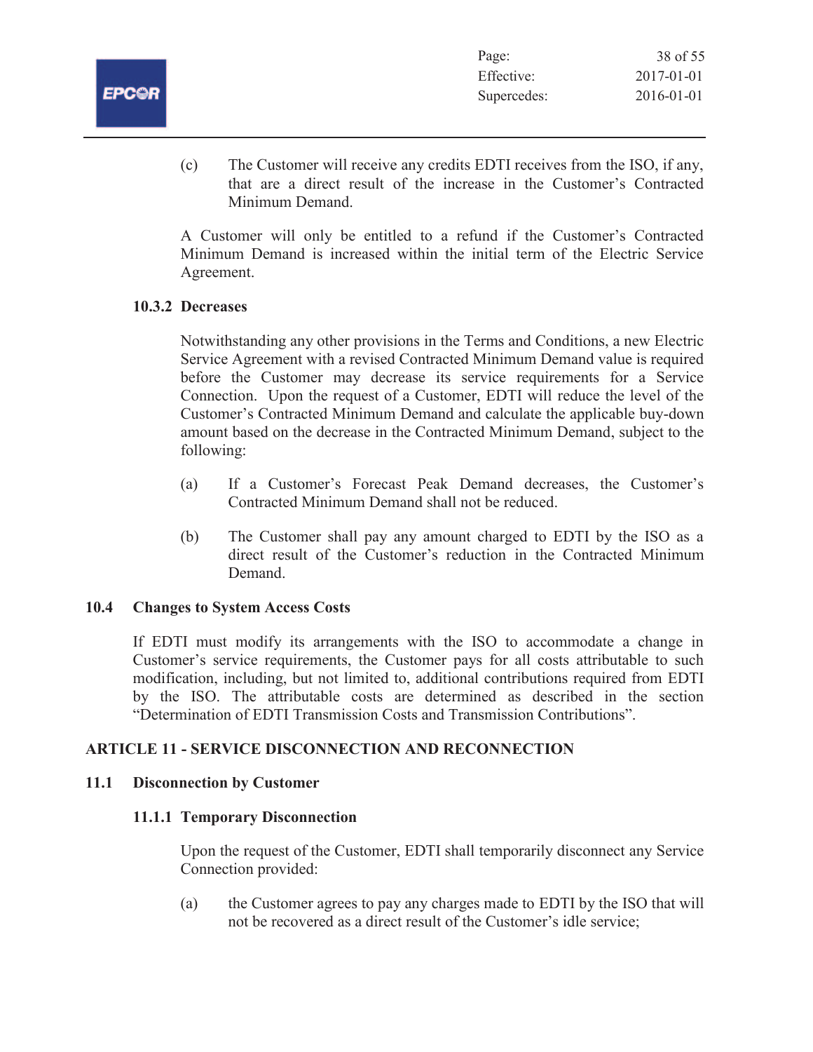(c) The Customer will receive any credits EDTI receives from the ISO, if any, that are a direct result of the increase in the Customer's Contracted Minimum Demand.

A Customer will only be entitled to a refund if the Customer's Contracted Minimum Demand is increased within the initial term of the Electric Service Agreement.

#### 10.3.2 Decreases

Notwithstanding any other provisions in the Terms and Conditions, a new Electric Service Agreement with a revised Contracted Minimum Demand value is required before the Customer may decrease its service requirements for a Service Connection. Upon the request of a Customer, EDTI will reduce the level of the Customer's Contracted Minimum Demand and calculate the applicable buy-down amount based on the decrease in the Contracted Minimum Demand, subject to the following:

(a) If a Customer's Forecast Peak Demand decreases, the Customer's Contracted Minimum Demand shall not be reduced.

(b) The Customer shall pay any amount charged to EDTI by the ISO as a direct result of the Customer's reduction in the Contracted Minimum Demand.

### 10.4 Changes to System Access Costs

If EDTI must modify its arrangements with the ISO to accommodate a change in Customer's service requirements, the Customer pays for all costs attributable to such modification, including, but not limited to, additional contributions required from EDTI by the ISO. The attributable costs are determined as described in the section "Determination of EDTI Transmission Costs and Transmission Contributions".

## ARTICLE 11 - SERVICE DISCONNECTION AND RECONNECTION

### 11.1 Disconnection by Customer

#### 11.1.1 Temporary Disconnection

Upon the request of the Customer, EDTI shall temporarily disconnect any Service Connection provided:

(a) the Customer agrees to pay any charges made to EDTI by the ISO that will not be recovered as a direct result of the Customer's idle service;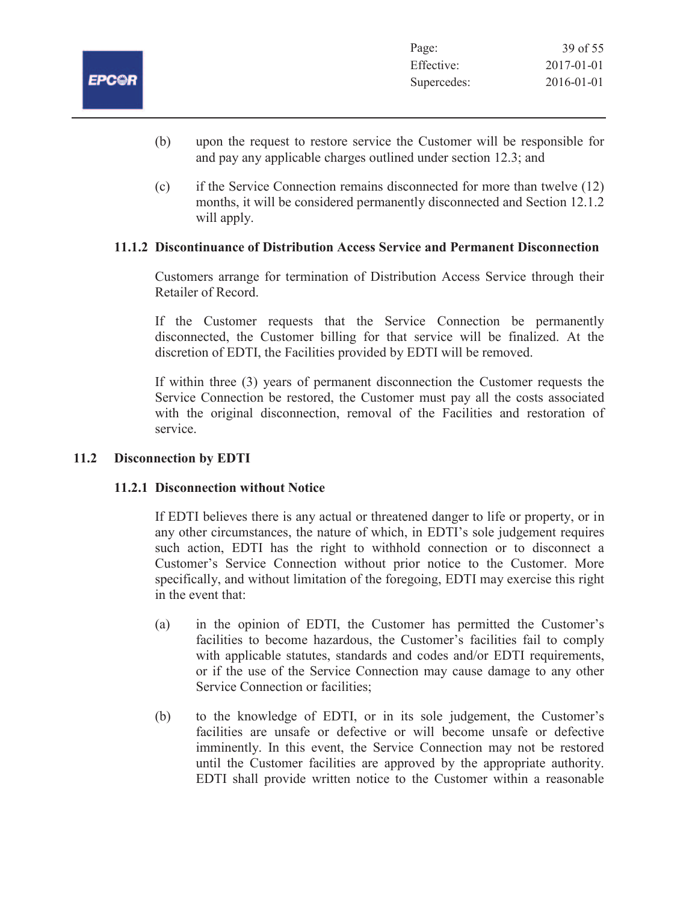(b) upon the request to restore service the Customer will be responsible for and pay any applicable charges outlined under section 12.3; and

(c) if the Service Connection remains disconnected for more than twelve (12) months, it will be considered permanently disconnected and Section 12.1.2 will apply.

### 11.1.2 Discontinuance of Distribution Access Service and Permanent Disconnection

Customers arrange for termination of Distribution Access Service through their Retailer of Record.

If the Customer requests that the Service Connection be permanently disconnected, the Customer billing for that service will be finalized. At the discretion of EDTI, the Facilities provided by EDTI will be removed.

If within three (3) years of permanent disconnection the Customer requests the Service Connection be restored, the Customer must pay all the costs associated with the original disconnection, removal of the Facilities and restoration of service.

## 11.2 Disconnection by EDTI

### 11.2.1 Disconnection without Notice

If EDTI believes there is any actual or threatened danger to life or property, or in any other circumstances, the nature of which, in EDTI's sole judgement requires such action, EDTI has the right to withhold connection or to disconnect a Customer's Service Connection without prior notice to the Customer. More specifically, and without limitation of the foregoing, EDTI may exercise this right in the event that:

(a) in the opinion of EDTI, the Customer has permitted the Customer's facilities to become hazardous, the Customer's facilities fail to comply with applicable statutes, standards and codes and/or EDTI requirements, or if the use of the Service Connection may cause damage to any other Service Connection or facilities;

(b) to the knowledge of EDTI, or in its sole judgement, the Customer's facilities are unsafe or defective or will become unsafe or defective imminently. In this event, the Service Connection may not be restored until the Customer facilities are approved by the appropriate authority. EDTI shall provide written notice to the Customer within a reasonable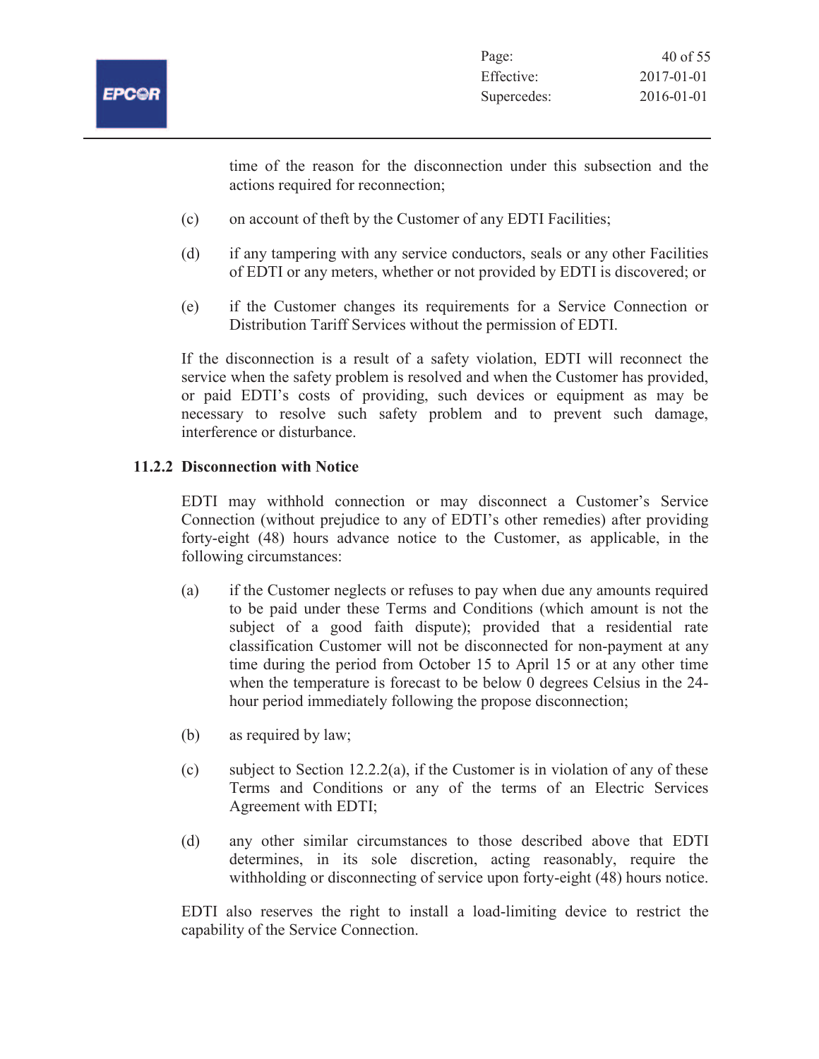time of the reason for the disconnection under this subsection and the actions required for reconnection;

(c) on account of theft by the Customer of any EDTI Facilities;

(d) if any tampering with any service conductors, seals or any other Facilities of EDTI or any meters, whether or not provided by EDTI is discovered; or

(e) if the Customer changes its requirements for a Service Connection or Distribution Tariff Services without the permission of EDTI.

If the disconnection is a result of a safety violation, EDTI will reconnect the service when the safety problem is resolved and when the Customer has provided, or paid EDTI's costs of providing, such devices or equipment as may be necessary to resolve such safety problem and to prevent such damage, interference or disturbance.

### 11.2.2 Disconnection with Notice

EDTI may withhold connection or may disconnect a Customer's Service Connection (without prejudice to any of EDTI's other remedies) after providing forty-eight (48) hours advance notice to the Customer, as applicable, in the following circumstances:

(a) if the Customer neglects or refuses to pay when due any amounts required to be paid under these Terms and Conditions (which amount is not the subject of a good faith dispute); provided that a residential rate classification Customer will not be disconnected for non-payment at any time during the period from October 15 to April 15 or at any other time when the temperature is forecast to be below 0 degrees Celsius in the 24-hour period immediately following the propose disconnection;

(b) as required by law;

(c) subject to Section 12.2.2(a), if the Customer is in violation of any of these Terms and Conditions or any of the terms of an Electric Services Agreement with EDTI;

(d) any other similar circumstances to those described above that EDTI determines, in its sole discretion, acting reasonably, require the withholding or disconnecting of service upon forty-eight (48) hours notice.

EDTI also reserves the right to install a load-limiting device to restrict the capability of the Service Connection.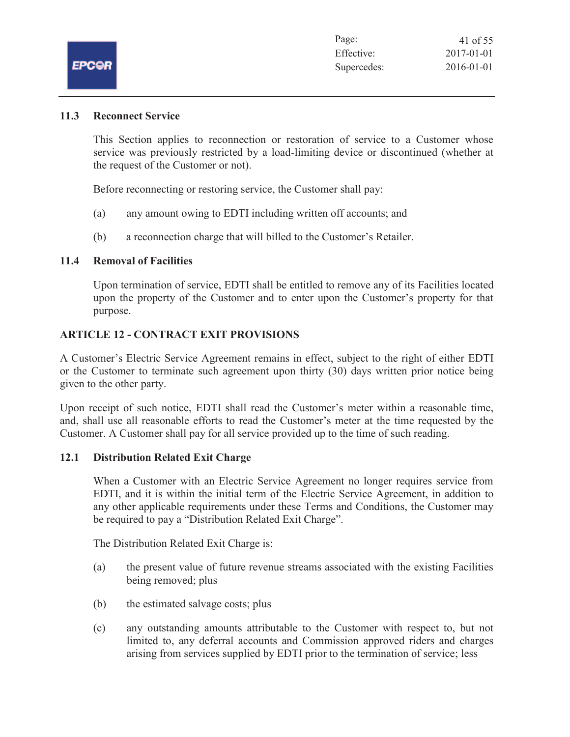### 11.3 Reconnect Service

This Section applies to reconnection or restoration of service to a Customer whose service was previously restricted by a load-limiting device or discontinued (whether at the request of the Customer or not).

Before reconnecting or restoring service, the Customer shall pay:

(a) any amount owing to EDTI including written off accounts; and

(b) a reconnection charge that will billed to the Customer's Retailer.

### 11.4 Removal of Facilities

Upon termination of service, EDTI shall be entitled to remove any of its Facilities located upon the property of the Customer and to enter upon the Customer's property for that purpose.

## ARTICLE 12 - CONTRACT EXIT PROVISIONS

A Customer's Electric Service Agreement remains in effect, subject to the right of either EDTI or the Customer to terminate such agreement upon thirty (30) days written prior notice being given to the other party.

Upon receipt of such notice, EDTI shall read the Customer's meter within a reasonable time, and, shall use all reasonable efforts to read the Customer's meter at the time requested by the Customer. A Customer shall pay for all service provided up to the time of such reading.

### 12.1 Distribution Related Exit Charge

When a Customer with an Electric Service Agreement no longer requires service from EDTI, and it is within the initial term of the Electric Service Agreement, in addition to any other applicable requirements under these Terms and Conditions, the Customer may be required to pay a "Distribution Related Exit Charge".

The Distribution Related Exit Charge is:

(a) the present value of future revenue streams associated with the existing Facilities being removed; plus

(b) the estimated salvage costs; plus

(c) any outstanding amounts attributable to the Customer with respect to, but not limited to, any deferral accounts and Commission approved riders and charges arising from services supplied by EDTI prior to the termination of service; less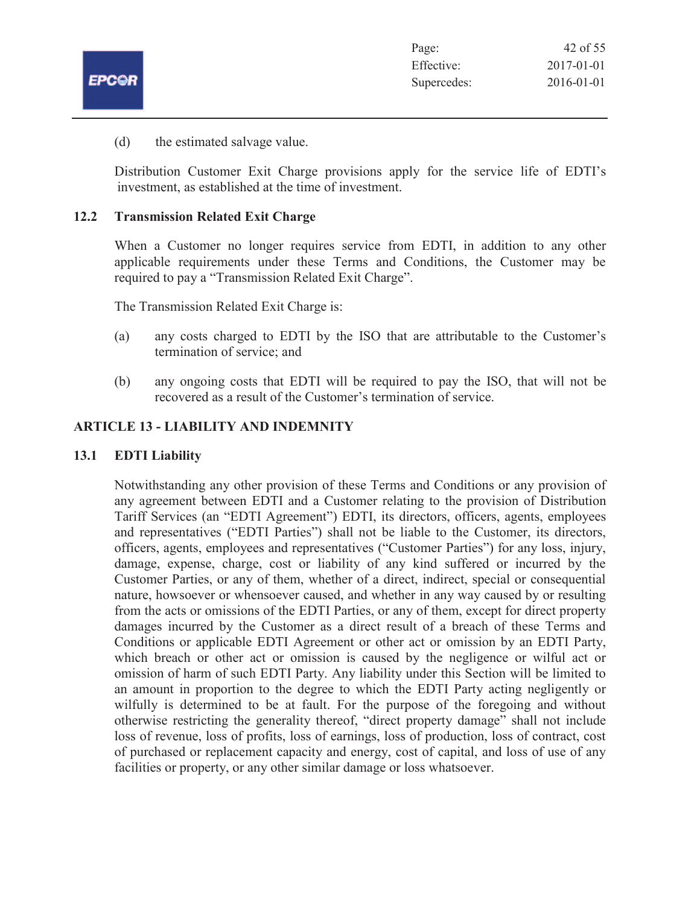(d) the estimated salvage value.

Distribution Customer Exit Charge provisions apply for the service life of EDTI's investment, as established at the time of investment.

### 12.2 Transmission Related Exit Charge

When a Customer no longer requires service from EDTI, in addition to any other applicable requirements under these Terms and Conditions, the Customer may be required to pay a "Transmission Related Exit Charge".

The Transmission Related Exit Charge is:

(a) any costs charged to EDTI by the ISO that are attributable to the Customer's termination of service; and

(b) any ongoing costs that EDTI will be required to pay the ISO, that will not be recovered as a result of the Customer's termination of service.

## ARTICLE 13 - LIABILITY AND INDEMNITY

### 13.1 EDTI Liability

Notwithstanding any other provision of these Terms and Conditions or any provision of any agreement between EDTI and a Customer relating to the provision of Distribution Tariff Services (an "EDTI Agreement") EDTI, its directors, officers, agents, employees and representatives ("EDTI Parties") shall not be liable to the Customer, its directors, officers, agents, employees and representatives ("Customer Parties") for any loss, injury, damage, expense, charge, cost or liability of any kind suffered or incurred by the Customer Parties, or any of them, whether of a direct, indirect, special or consequential nature, howsoever or whensoever caused, and whether in any way caused by or resulting from the acts or omissions of the EDTI Parties, or any of them, except for direct property damages incurred by the Customer as a direct result of a breach of these Terms and Conditions or applicable EDTI Agreement or other act or omission by an EDTI Party, which breach or other act or omission is caused by the negligence or wilful act or omission of harm of such EDTI Party. Any liability under this Section will be limited to an amount in proportion to the degree to which the EDTI Party acting negligently or wilfully is determined to be at fault. For the purpose of the foregoing and without otherwise restricting the generality thereof, "direct property damage" shall not include loss of revenue, loss of profits, loss of earnings, loss of production, loss of contract, cost of purchased or replacement capacity and energy, cost of capital, and loss of use of any facilities or property, or any other similar damage or loss whatsoever.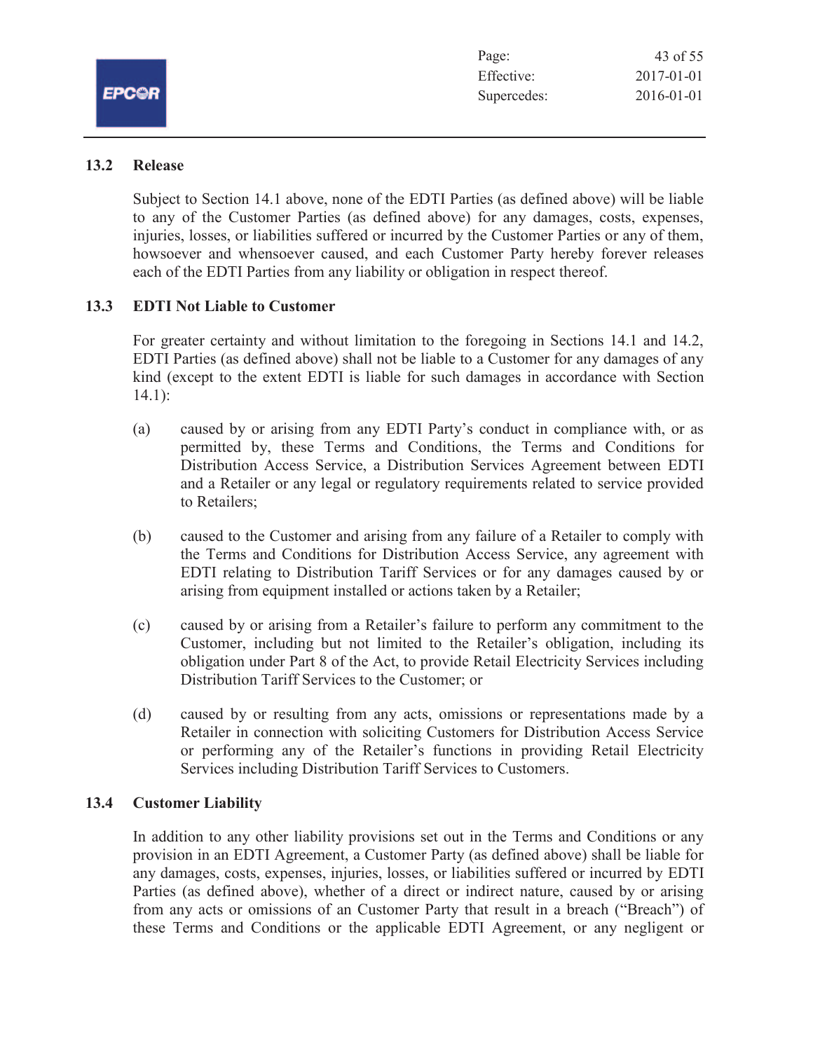### 13.2 Release

Subject to Section 14.1 above, none of the EDTI Parties (as defined above) will be liable to any of the Customer Parties (as defined above) for any damages, costs, expenses, injuries, losses, or liabilities suffered or incurred by the Customer Parties or any of them, howsoever and whensoever caused, and each Customer Party hereby forever releases each of the EDTI Parties from any liability or obligation in respect thereof.

### 13.3 EDTI Not Liable to Customer

For greater certainty and without limitation to the foregoing in Sections 14.1 and 14.2, EDTI Parties (as defined above) shall not be liable to a Customer for any damages of any kind (except to the extent EDTI is liable for such damages in accordance with Section 14.1):

(a) caused by or arising from any EDTI Party's conduct in compliance with, or as permitted by, these Terms and Conditions, the Terms and Conditions for Distribution Access Service, a Distribution Services Agreement between EDTI and a Retailer or any legal or regulatory requirements related to service provided to Retailers;

(b) caused to the Customer and arising from any failure of a Retailer to comply with the Terms and Conditions for Distribution Access Service, any agreement with EDTI relating to Distribution Tariff Services or for any damages caused by or arising from equipment installed or actions taken by a Retailer;

(c) caused by or arising from a Retailer's failure to perform any commitment to the Customer, including but not limited to the Retailer's obligation, including its obligation under Part 8 of the Act, to provide Retail Electricity Services including Distribution Tariff Services to the Customer; or

(d) caused by or resulting from any acts, omissions or representations made by a Retailer in connection with soliciting Customers for Distribution Access Service or performing any of the Retailer's functions in providing Retail Electricity Services including Distribution Tariff Services to Customers.

### 13.4 Customer Liability

In addition to any other liability provisions set out in the Terms and Conditions or any provision in an EDTI Agreement, a Customer Party (as defined above) shall be liable for any damages, costs, expenses, injuries, losses, or liabilities suffered or incurred by EDTI Parties (as defined above), whether of a direct or indirect nature, caused by or arising from any acts or omissions of an Customer Party that result in a breach ("Breach") of these Terms and Conditions or the applicable EDTI Agreement, or any negligent or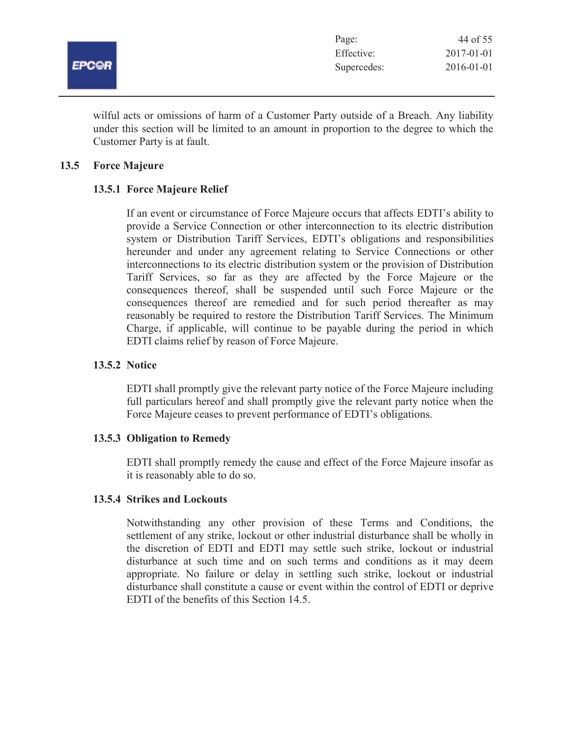wilful acts or omissions of harm of a Customer Party outside of a Breach. Any liability under this section will be limited to an amount in proportion to the degree to which the Customer Party is at fault.

## 13.5 Force Majeure

### 13.5.1 Force Majeure Relief

If an event or circumstance of Force Majeure occurs that affects EDTI's ability to provide a Service Connection or other interconnection to its electric distribution system or Distribution Tariff Services, EDTI's obligations and responsibilities hereunder and under any agreement relating to Service Connections or other interconnections to its electric distribution system or the provision of Distribution Tariff Services, so far as they are affected by the Force Majeure or the consequences thereof, shall be suspended until such Force Majeure or the consequences thereof are remedied and for such period thereafter as may reasonably be required to restore the Distribution Tariff Services. The Minimum Charge, if applicable, will continue to be payable during the period in which EDTI claims relief by reason of Force Majeure.

### 13.5.2 Notice

EDTI shall promptly give the relevant party notice of the Force Majeure including full particulars hereof and shall promptly give the relevant party notice when the Force Majeure ceases to prevent performance of EDTI's obligations.

### 13.5.3 Obligation to Remedy

EDTI shall promptly remedy the cause and effect of the Force Majeure insofar as it is reasonably able to do so.

### 13.5.4 Strikes and Lockouts

Notwithstanding any other provision of these Terms and Conditions, the settlement of any strike, lockout or other industrial disturbance shall be wholly in the discretion of EDTI and EDTI may settle such strike, lockout or industrial disturbance at such time and on such terms and conditions as it may deem appropriate. No failure or delay in settling such strike, lockout or industrial disturbance shall constitute a cause or event within the control of EDTI or deprive EDTI of the benefits of this Section 14.5.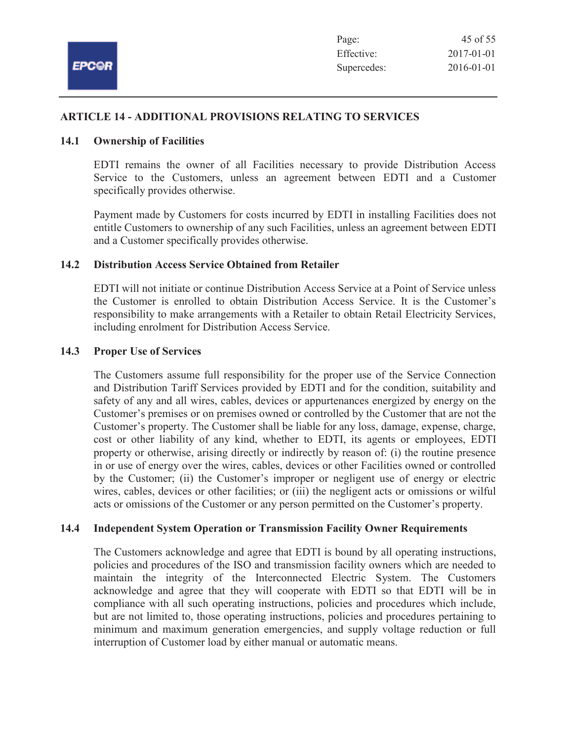## ARTICLE 14 - ADDITIONAL PROVISIONS RELATING TO SERVICES

### 14.1 Ownership of Facilities

EDTI remains the owner of all Facilities necessary to provide Distribution Access Service to the Customers, unless an agreement between EDTI and a Customer specifically provides otherwise.

Payment made by Customers for costs incurred by EDTI in installing Facilities does not entitle Customers to ownership of any such Facilities, unless an agreement between EDTI and a Customer specifically provides otherwise.

### 14.2 Distribution Access Service Obtained from Retailer

EDTI will not initiate or continue Distribution Access Service at a Point of Service unless the Customer is enrolled to obtain Distribution Access Service. It is the Customer's responsibility to make arrangements with a Retailer to obtain Retail Electricity Services, including enrolment for Distribution Access Service.

### 14.3 Proper Use of Services

The Customers assume full responsibility for the proper use of the Service Connection and Distribution Tariff Services provided by EDTI and for the condition, suitability and safety of any and all wires, cables, devices or appurtenances energized by energy on the Customer's premises or on premises owned or controlled by the Customer that are not the Customer's property. The Customer shall be liable for any loss, damage, expense, charge, cost or other liability of any kind, whether to EDTI, its agents or employees, EDTI property or otherwise, arising directly or indirectly by reason of: (i) the routine presence in or use of energy over the wires, cables, devices or other Facilities owned or controlled by the Customer; (ii) the Customer's improper or negligent use of energy or electric wires, cables, devices or other facilities; or (iii) the negligent acts or omissions or wilful acts or omissions of the Customer or any person permitted on the Customer's property.

### 14.4 Independent System Operation or Transmission Facility Owner Requirements

The Customers acknowledge and agree that EDTI is bound by all operating instructions, policies and procedures of the ISO and transmission facility owners which are needed to maintain the integrity of the Interconnected Electric System. The Customers acknowledge and agree that they will cooperate with EDTI so that EDTI will be in compliance with all such operating instructions, policies and procedures which include, but are not limited to, those operating instructions, policies and procedures pertaining to minimum and maximum generation emergencies, and supply voltage reduction or full interruption of Customer load by either manual or automatic means.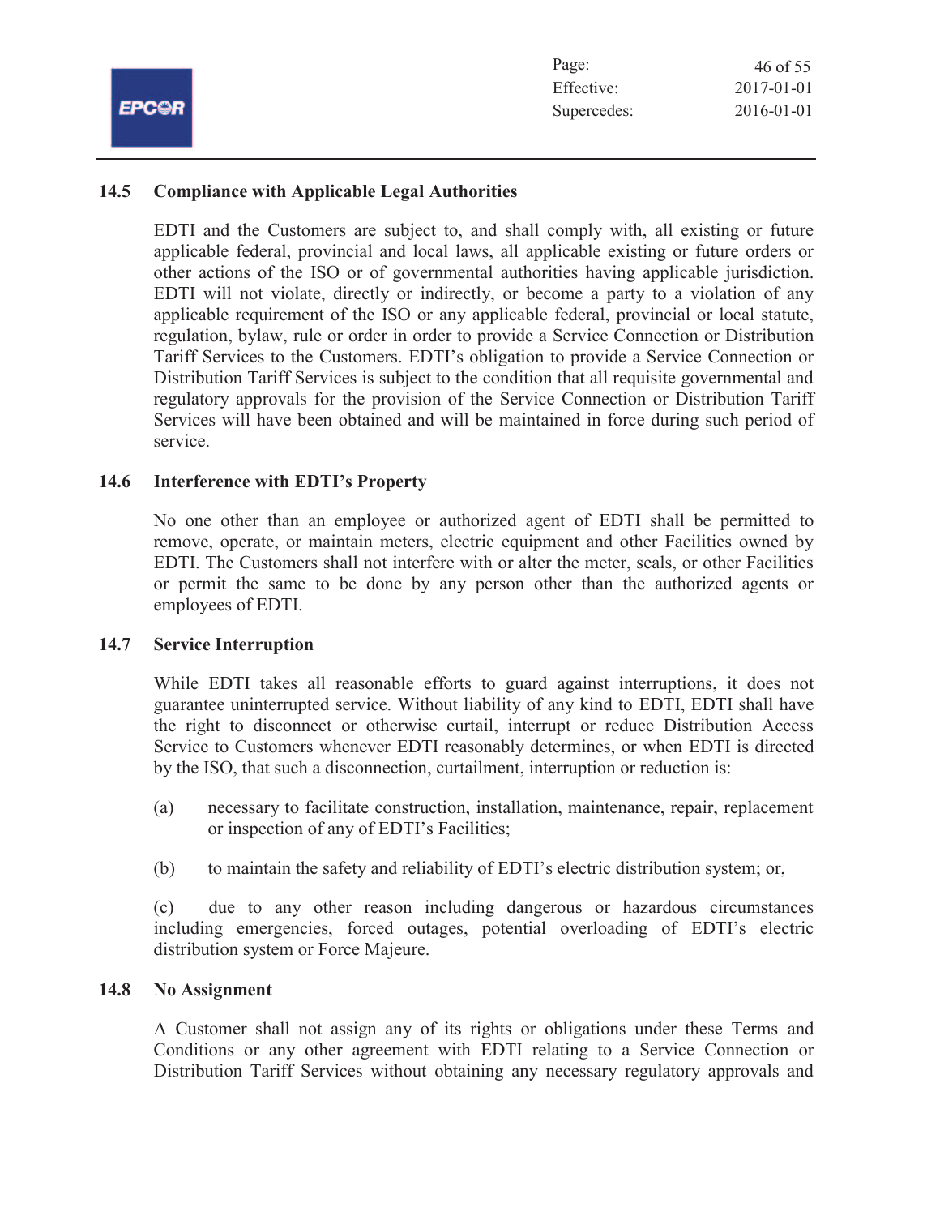### 14.5 Compliance with Applicable Legal Authorities

EDTI and the Customers are subject to, and shall comply with, all existing or future applicable federal, provincial and local laws, all applicable existing or future orders or other actions of the ISO or of governmental authorities having applicable jurisdiction. EDTI will not violate, directly or indirectly, or become a party to a violation of any applicable requirement of the ISO or any applicable federal, provincial or local statute, regulation, bylaw, rule or order in order to provide a Service Connection or Distribution Tariff Services to the Customers. EDTI's obligation to provide a Service Connection or Distribution Tariff Services is subject to the condition that all requisite governmental and regulatory approvals for the provision of the Service Connection or Distribution Tariff Services will have been obtained and will be maintained in force during such period of service.

### 14.6 Interference with EDTI's Property

No one other than an employee or authorized agent of EDTI shall be permitted to remove, operate, or maintain meters, electric equipment and other Facilities owned by EDTI. The Customers shall not interfere with or alter the meter, seals, or other Facilities or permit the same to be done by any person other than the authorized agents or employees of EDTI.

### 14.7 Service Interruption

While EDTI takes all reasonable efforts to guard against interruptions, it does not guarantee uninterrupted service. Without liability of any kind to EDTI, EDTI shall have the right to disconnect or otherwise curtail, interrupt or reduce Distribution Access Service to Customers whenever EDTI reasonably determines, or when EDTI is directed by the ISO, that such a disconnection, curtailment, interruption or reduction is:

(a) necessary to facilitate construction, installation, maintenance, repair, replacement or inspection of any of EDTI's Facilities;

(b) to maintain the safety and reliability of EDTI's electric distribution system; or,

(c) due to any other reason including dangerous or hazardous circumstances including emergencies, forced outages, potential overloading of EDTI's electric distribution system or Force Majeure.

### 14.8 No Assignment

A Customer shall not assign any of its rights or obligations under these Terms and Conditions or any other agreement with EDTI relating to a Service Connection or Distribution Tariff Services without obtaining any necessary regulatory approvals and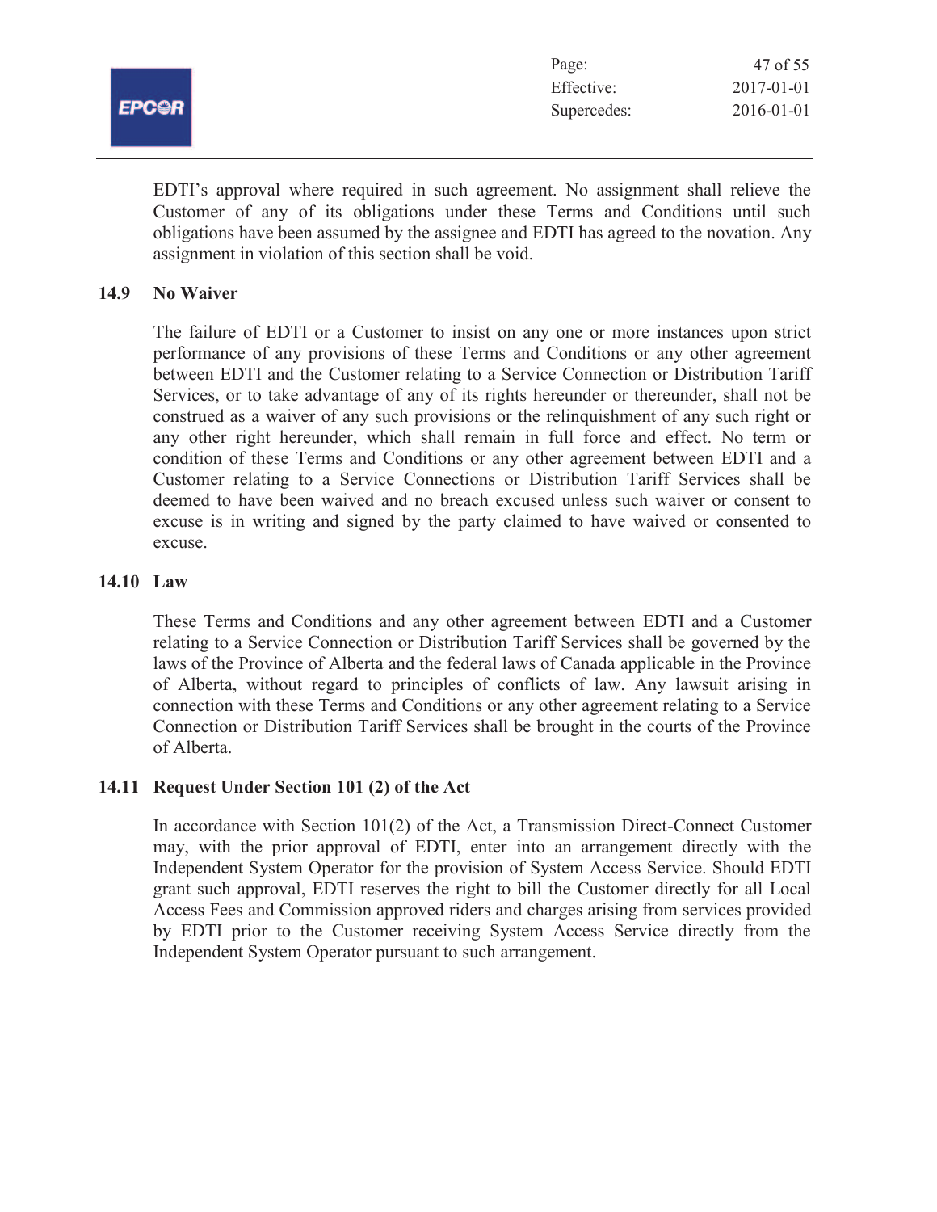EDTI's approval where required in such agreement. No assignment shall relieve the Customer of any of its obligations under these Terms and Conditions until such obligations have been assumed by the assignee and EDTI has agreed to the novation. Any assignment in violation of this section shall be void.

### 14.9 No Waiver

The failure of EDTI or a Customer to insist on any one or more instances upon strict performance of any provisions of these Terms and Conditions or any other agreement between EDTI and the Customer relating to a Service Connection or Distribution Tariff Services, or to take advantage of any of its rights hereunder or thereunder, shall not be construed as a waiver of any such provisions or the relinquishment of any such right or any other right hereunder, which shall remain in full force and effect. No term or condition of these Terms and Conditions or any other agreement between EDTI and a Customer relating to a Service Connections or Distribution Tariff Services shall be deemed to have been waived and no breach excused unless such waiver or consent to excuse is in writing and signed by the party claimed to have waived or consented to excuse.

### 14.10 Law

These Terms and Conditions and any other agreement between EDTI and a Customer relating to a Service Connection or Distribution Tariff Services shall be governed by the laws of the Province of Alberta and the federal laws of Canada applicable in the Province of Alberta, without regard to principles of conflicts of law. Any lawsuit arising in connection with these Terms and Conditions or any other agreement relating to a Service Connection or Distribution Tariff Services shall be brought in the courts of the Province of Alberta.

### 14.11 Request Under Section 101 (2) of the Act

In accordance with Section 101(2) of the Act, a Transmission Direct-Connect Customer may, with the prior approval of EDTI, enter into an arrangement directly with the Independent System Operator for the provision of System Access Service. Should EDTI grant such approval, EDTI reserves the right to bill the Customer directly for all Local Access Fees and Commission approved riders and charges arising from services provided by EDTI prior to the Customer receiving System Access Service directly from the Independent System Operator pursuant to such arrangement.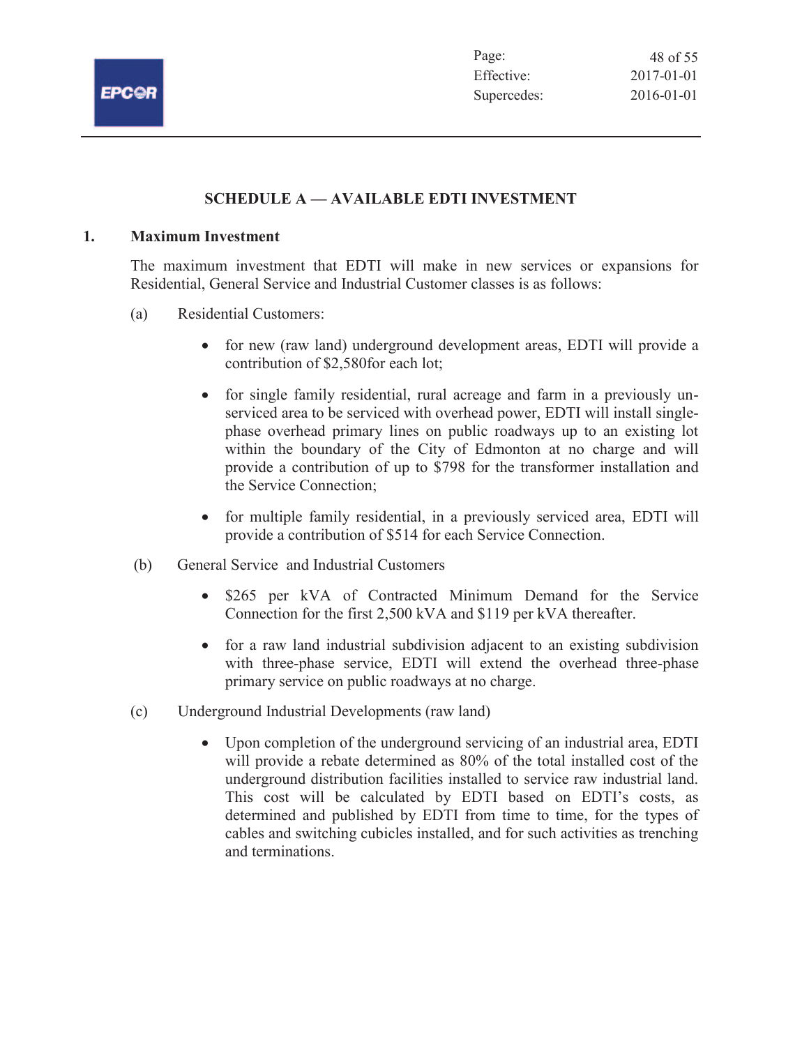## SCHEDULE A — AVAILABLE EDTI INVESTMENT

### 1. Maximum Investment

The maximum investment that EDTI will make in new services or expansions for Residential, General Service and Industrial Customer classes is as follows:

(a) Residential Customers:

- for new (raw land) underground development areas, EDTI will provide a contribution of $2,580for each lot;
- for single family residential, rural acreage and farm in a previously un-serviced area to be serviced with overhead power, EDTI will install single-phase overhead primary lines on public roadways up to an existing lot within the boundary of the City of Edmonton at no charge and will provide a contribution of up to $798 for the transformer installation and the Service Connection;
- for multiple family residential, in a previously serviced area, EDTI will provide a contribution of $514 for each Service Connection.

(b) General Service and Industrial Customers

- $265 per kVA of Contracted Minimum Demand for the Service Connection for the first 2,500 kVA and $119 per kVA thereafter.
- for a raw land industrial subdivision adjacent to an existing subdivision with three-phase service, EDTI will extend the overhead three-phase primary service on public roadways at no charge.

(c) Underground Industrial Developments (raw land)

- Upon completion of the underground servicing of an industrial area, EDTI will provide a rebate determined as 80% of the total installed cost of the underground distribution facilities installed to service raw industrial land. This cost will be calculated by EDTI based on EDTI's costs, as determined and published by EDTI from time to time, for the types of cables and switching cubicles installed, and for such activities as trenching and terminations.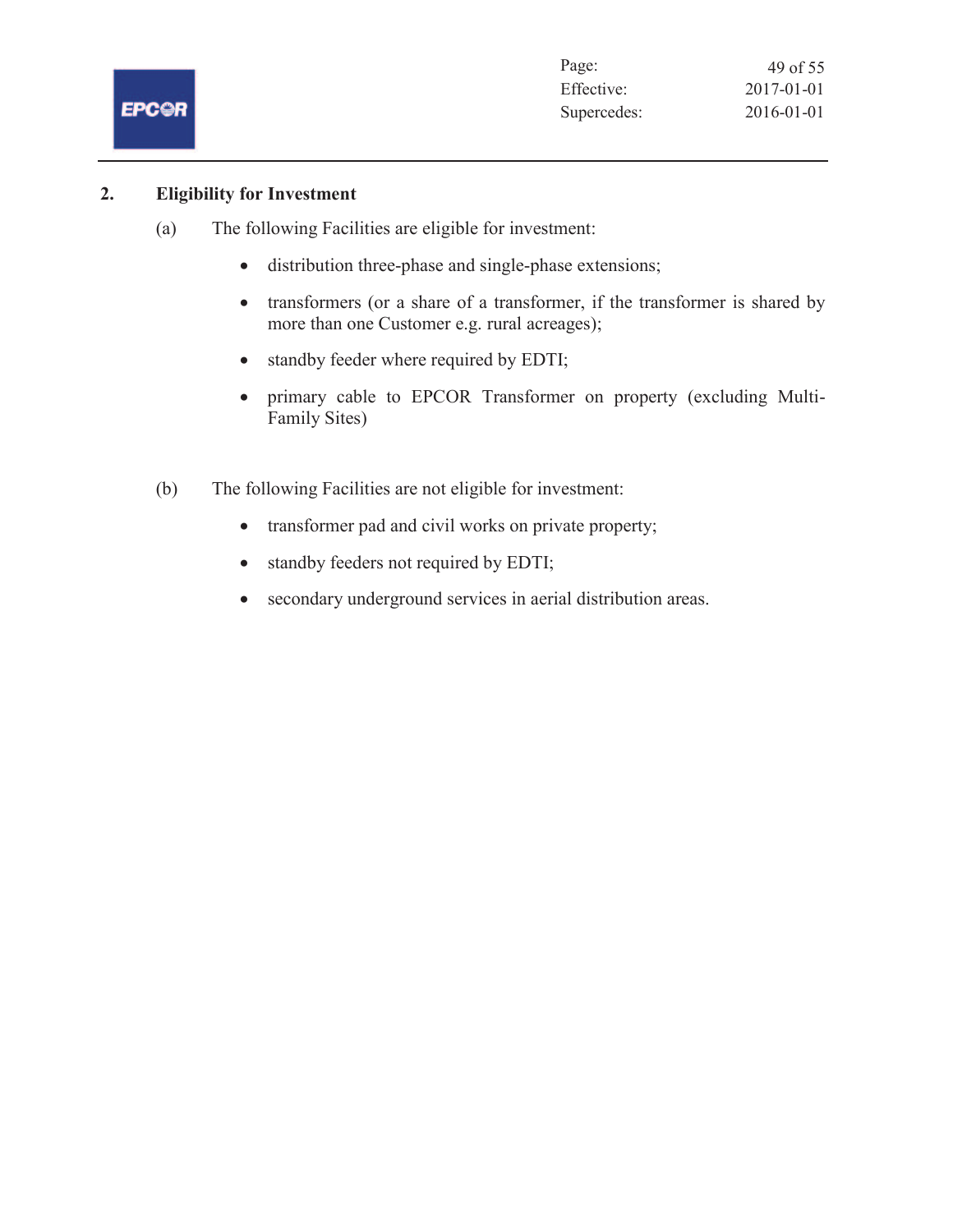## 2. Eligibility for Investment

(a) The following Facilities are eligible for investment:

- distribution three-phase and single-phase extensions;
- transformers (or a share of a transformer, if the transformer is shared by more than one Customer e.g. rural acreages);
- standby feeder where required by EDTI;
- primary cable to EPCOR Transformer on property (excluding Multi-Family Sites)

(b) The following Facilities are not eligible for investment:

- transformer pad and civil works on private property;
- standby feeders not required by EDTI;
- secondary underground services in aerial distribution areas.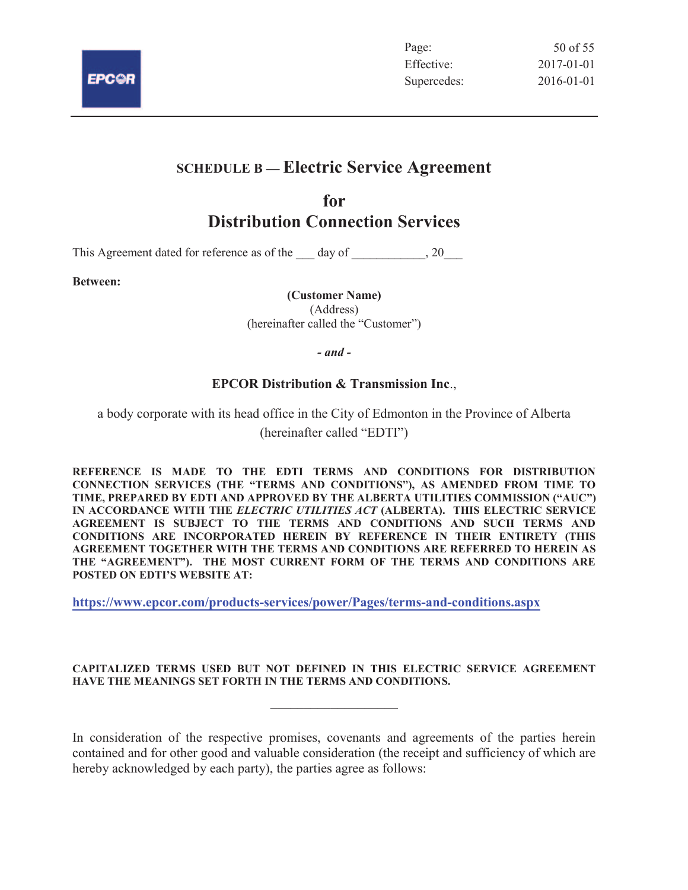# SCHEDULE B — Electric Service Agreement

## for
## Distribution Connection Services

This Agreement dated for reference as of the ___ day of ___________, 20___

**Between:**

**(Customer Name)**
(Address)
(hereinafter called the "Customer")

***- and -***

**EPCOR Distribution & Transmission Inc.**,

a body corporate with its head office in the City of Edmonton in the Province of Alberta
(hereinafter called "EDTI")

**REFERENCE IS MADE TO THE EDTI TERMS AND CONDITIONS FOR DISTRIBUTION CONNECTION SERVICES (THE "TERMS AND CONDITIONS"), AS AMENDED FROM TIME TO TIME, PREPARED BY EDTI AND APPROVED BY THE ALBERTA UTILITIES COMMISSION ("AUC") IN ACCORDANCE WITH THE *ELECTRIC UTILITIES ACT* (ALBERTA). THIS ELECTRIC SERVICE AGREEMENT IS SUBJECT TO THE TERMS AND CONDITIONS AND SUCH TERMS AND CONDITIONS ARE INCORPORATED HEREIN BY REFERENCE IN THEIR ENTIRETY (THIS AGREEMENT TOGETHER WITH THE TERMS AND CONDITIONS ARE REFERRED TO HEREIN AS THE "AGREEMENT"). THE MOST CURRENT FORM OF THE TERMS AND CONDITIONS ARE POSTED ON EDTI'S WEBSITE AT:**

**https://www.epcor.com/products-services/power/Pages/terms-and-conditions.aspx**

**CAPITALIZED TERMS USED BUT NOT DEFINED IN THIS ELECTRIC SERVICE AGREEMENT HAVE THE MEANINGS SET FORTH IN THE TERMS AND CONDITIONS.**

---

In consideration of the respective promises, covenants and agreements of the parties herein contained and for other good and valuable consideration (the receipt and sufficiency of which are hereby acknowledged by each party), the parties agree as follows: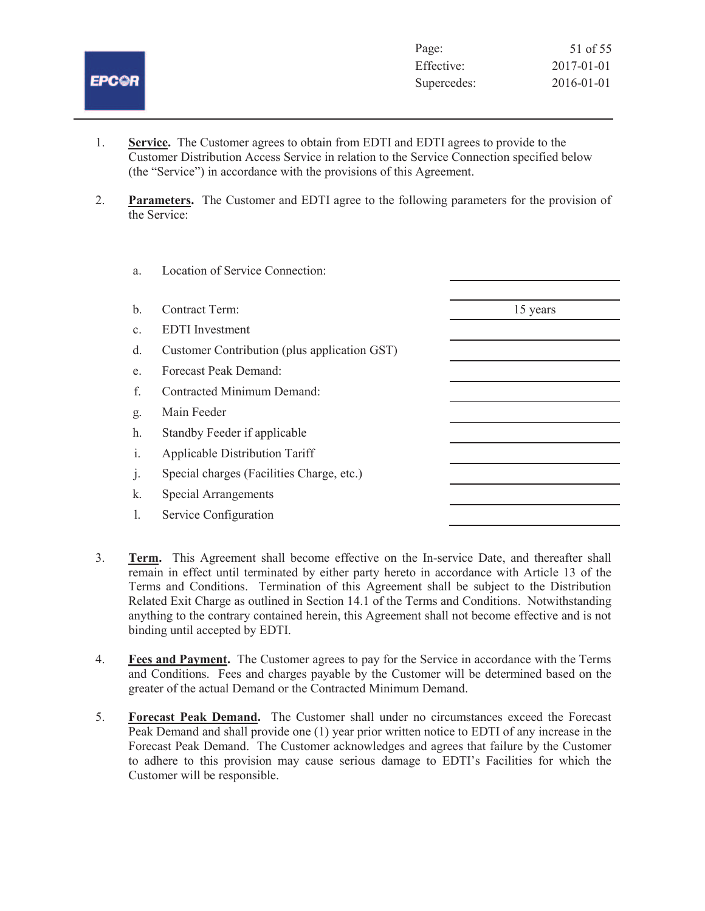1. **Service.** The Customer agrees to obtain from EDTI and EDTI agrees to provide to the Customer Distribution Access Service in relation to the Service Connection specified below (the "Service") in accordance with the provisions of this Agreement.

2. **Parameters.** The Customer and EDTI agree to the following parameters for the provision of the Service:

| | | |
|---|---|---|
| a. | Location of Service Connection: | ____________ |
| b. | Contract Term: | 15 years |
| c. | EDTI Investment | ____________ |
| d. | Customer Contribution (plus application GST) | ____________ |
| e. | Forecast Peak Demand: | ____________ |
| f. | Contracted Minimum Demand: | ____________ |
| g. | Main Feeder | ____________ |
| h. | Standby Feeder if applicable | ____________ |
| i. | Applicable Distribution Tariff | ____________ |
| j. | Special charges (Facilities Charge, etc.) | ____________ |
| k. | Special Arrangements | ____________ |
| l. | Service Configuration | ____________ |

3. **Term.** This Agreement shall become effective on the In-service Date, and thereafter shall remain in effect until terminated by either party hereto in accordance with Article 13 of the Terms and Conditions. Termination of this Agreement shall be subject to the Distribution Related Exit Charge as outlined in Section 14.1 of the Terms and Conditions. Notwithstanding anything to the contrary contained herein, this Agreement shall not become effective and is not binding until accepted by EDTI.

4. **Fees and Payment.** The Customer agrees to pay for the Service in accordance with the Terms and Conditions. Fees and charges payable by the Customer will be determined based on the greater of the actual Demand or the Contracted Minimum Demand.

5. **Forecast Peak Demand.** The Customer shall under no circumstances exceed the Forecast Peak Demand and shall provide one (1) year prior written notice to EDTI of any increase in the Forecast Peak Demand. The Customer acknowledges and agrees that failure by the Customer to adhere to this provision may cause serious damage to EDTI's Facilities for which the Customer will be responsible.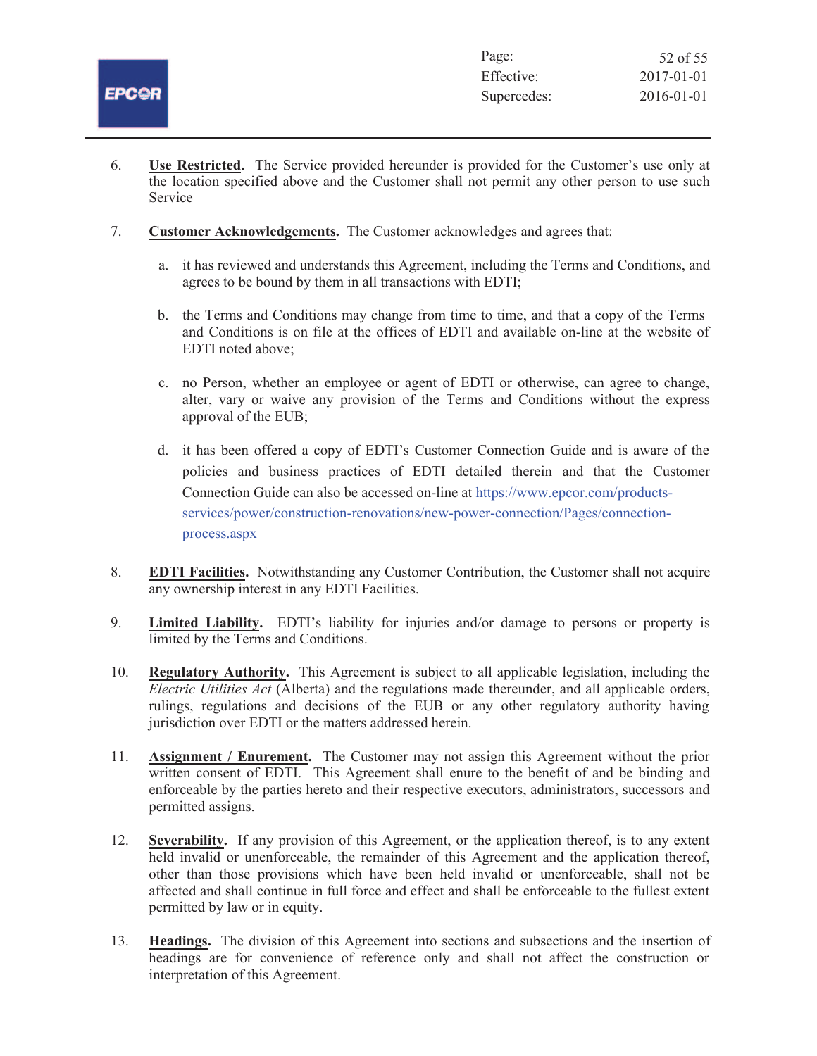6. **Use Restricted.** The Service provided hereunder is provided for the Customer's use only at the location specified above and the Customer shall not permit any other person to use such Service

7. **Customer Acknowledgements.** The Customer acknowledges and agrees that:

   a. it has reviewed and understands this Agreement, including the Terms and Conditions, and agrees to be bound by them in all transactions with EDTI;

   b. the Terms and Conditions may change from time to time, and that a copy of the Terms and Conditions is on file at the offices of EDTI and available on-line at the website of EDTI noted above;

   c. no Person, whether an employee or agent of EDTI or otherwise, can agree to change, alter, vary or waive any provision of the Terms and Conditions without the express approval of the EUB;

   d. it has been offered a copy of EDTI's Customer Connection Guide and is aware of the policies and business practices of EDTI detailed therein and that the Customer Connection Guide can also be accessed on-line at https://www.epcor.com/products-services/power/construction-renovations/new-power-connection/Pages/connection-process.aspx

8. **EDTI Facilities.** Notwithstanding any Customer Contribution, the Customer shall not acquire any ownership interest in any EDTI Facilities.

9. **Limited Liability.** EDTI's liability for injuries and/or damage to persons or property is limited by the Terms and Conditions.

10. **Regulatory Authority.** This Agreement is subject to all applicable legislation, including the *Electric Utilities Act* (Alberta) and the regulations made thereunder, and all applicable orders, rulings, regulations and decisions of the EUB or any other regulatory authority having jurisdiction over EDTI or the matters addressed herein.

11. **Assignment / Enurement.** The Customer may not assign this Agreement without the prior written consent of EDTI. This Agreement shall enure to the benefit of and be binding and enforceable by the parties hereto and their respective executors, administrators, successors and permitted assigns.

12. **Severability.** If any provision of this Agreement, or the application thereof, is to any extent held invalid or unenforceable, the remainder of this Agreement and the application thereof, other than those provisions which have been held invalid or unenforceable, shall not be affected and shall continue in full force and effect and shall be enforceable to the fullest extent permitted by law or in equity.

13. **Headings.** The division of this Agreement into sections and subsections and the insertion of headings are for convenience of reference only and shall not affect the construction or interpretation of this Agreement.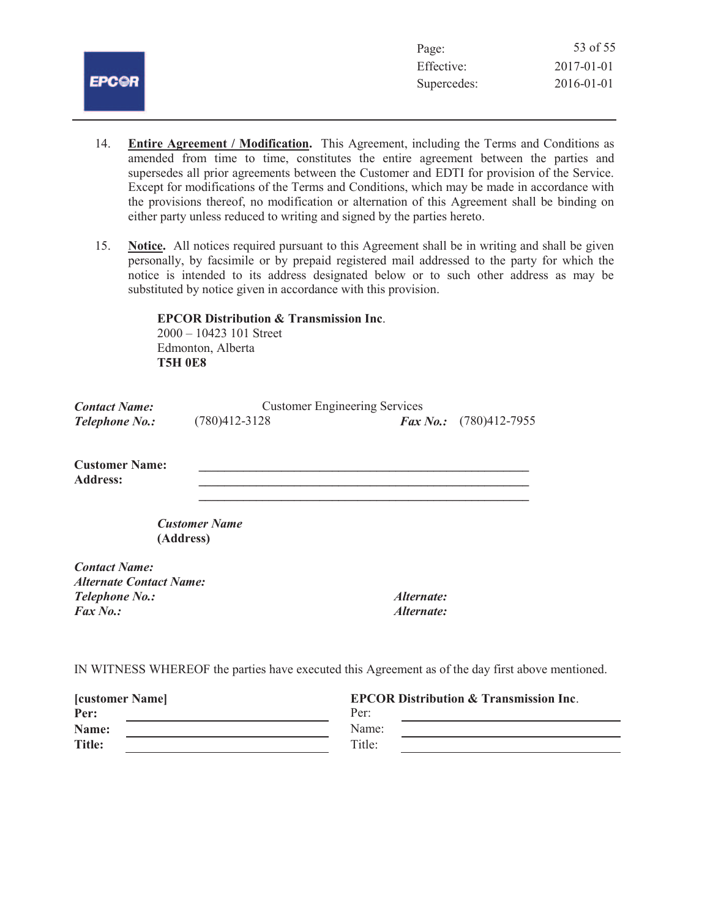14. **Entire Agreement / Modification.** This Agreement, including the Terms and Conditions as amended from time to time, constitutes the entire agreement between the parties and supersedes all prior agreements between the Customer and EDTI for provision of the Service. Except for modifications of the Terms and Conditions, which may be made in accordance with the provisions thereof, no modification or alternation of this Agreement shall be binding on either party unless reduced to writing and signed by the parties hereto.

15. **Notice.** All notices required pursuant to this Agreement shall be in writing and shall be given personally, by facsimile or by prepaid registered mail addressed to the party for which the notice is intended to its address designated below or to such other address as may be substituted by notice given in accordance with this provision.

    **EPCOR Distribution & Transmission Inc.**
    2000 – 10423 101 Street
    Edmonton, Alberta
    **T5H 0E8**

***Contact Name:*** Customer Engineering Services
***Telephone No.:*** (780)412-3128 ***Fax No.:*** (780)412-7955

**Customer Name:** ______________________________
**Address:** ______________________________
______________________________

***Customer Name***
**(Address)**

***Contact Name:***
***Alternate Contact Name:***
***Telephone No.:*** ***Alternate:***
***Fax No.:*** ***Alternate:***

IN WITNESS WHEREOF the parties have executed this Agreement as of the day first above mentioned.

| **[customer Name]** | | **EPCOR Distribution & Transmission Inc.** | |
|---|---|---|---|
| **Per:** | ______________ | Per: | ______________ |
| **Name:** | ______________ | Name: | ______________ |
| **Title:** | ______________ | Title: | ______________ |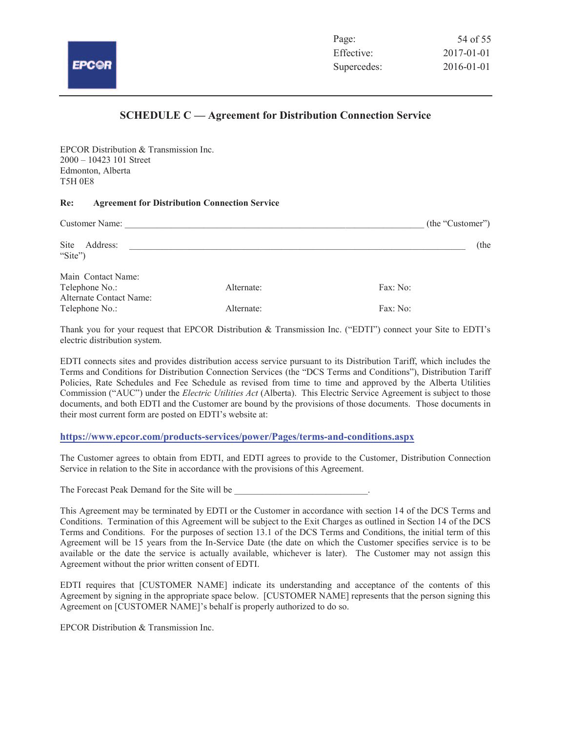## SCHEDULE C — Agreement for Distribution Connection Service

EPCOR Distribution & Transmission Inc.
2000 – 10423 101 Street
Edmonton, Alberta
T5H 0E8

**Re: Agreement for Distribution Connection Service**

Customer Name: _______________________________________________________________ (the "Customer")

Site Address: _______________________________________________________________________ (the "Site")

Main Contact Name:
Telephone No.: Alternate: Fax: No:
Alternate Contact Name:
Telephone No.: Alternate: Fax: No:

Thank you for your request that EPCOR Distribution & Transmission Inc. ("EDTI") connect your Site to EDTI's electric distribution system.

EDTI connects sites and provides distribution access service pursuant to its Distribution Tariff, which includes the Terms and Conditions for Distribution Connection Services (the "DCS Terms and Conditions"), Distribution Tariff Policies, Rate Schedules and Fee Schedule as revised from time to time and approved by the Alberta Utilities Commission ("AUC") under the *Electric Utilities Act* (Alberta). This Electric Service Agreement is subject to those documents, and both EDTI and the Customer are bound by the provisions of those documents. Those documents in their most current form are posted on EDTI's website at:

**https://www.epcor.com/products-services/power/Pages/terms-and-conditions.aspx**

The Customer agrees to obtain from EDTI, and EDTI agrees to provide to the Customer, Distribution Connection Service in relation to the Site in accordance with the provisions of this Agreement.

The Forecast Peak Demand for the Site will be ____________________________.

This Agreement may be terminated by EDTI or the Customer in accordance with section 14 of the DCS Terms and Conditions. Termination of this Agreement will be subject to the Exit Charges as outlined in Section 14 of the DCS Terms and Conditions. For the purposes of section 13.1 of the DCS Terms and Conditions, the initial term of this Agreement will be 15 years from the In-Service Date (the date on which the Customer specifies service is to be available or the date the service is actually available, whichever is later). The Customer may not assign this Agreement without the prior written consent of EDTI.

EDTI requires that [CUSTOMER NAME] indicate its understanding and acceptance of the contents of this Agreement by signing in the appropriate space below. [CUSTOMER NAME] represents that the person signing this Agreement on [CUSTOMER NAME]'s behalf is properly authorized to do so.

EPCOR Distribution & Transmission Inc.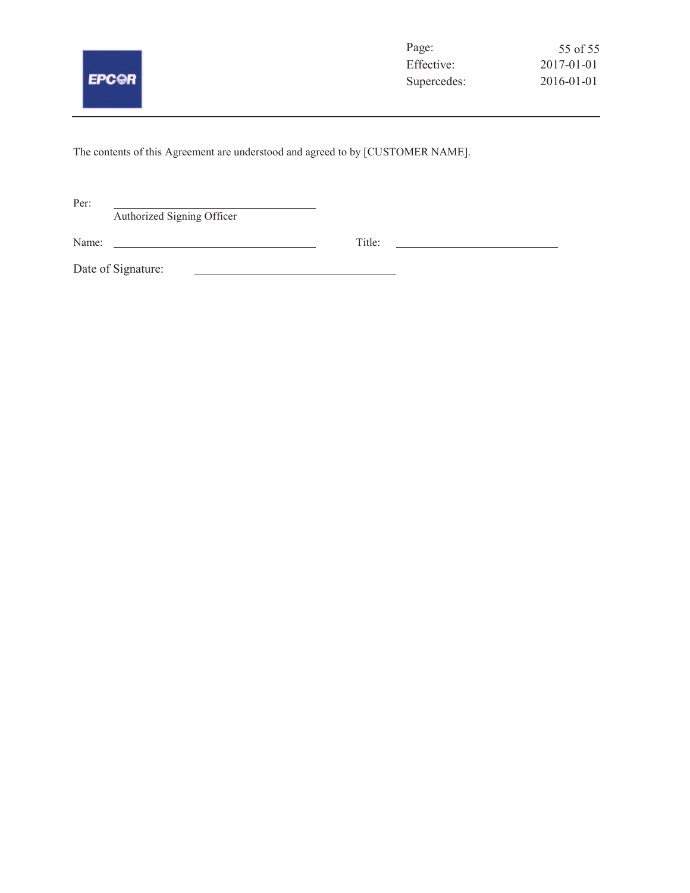The contents of this Agreement are understood and agreed to by [CUSTOMER NAME].

Per: ______________________________
Authorized Signing Officer

Name: ______________________________ Title: ______________________________

Date of Signature: ______________________________